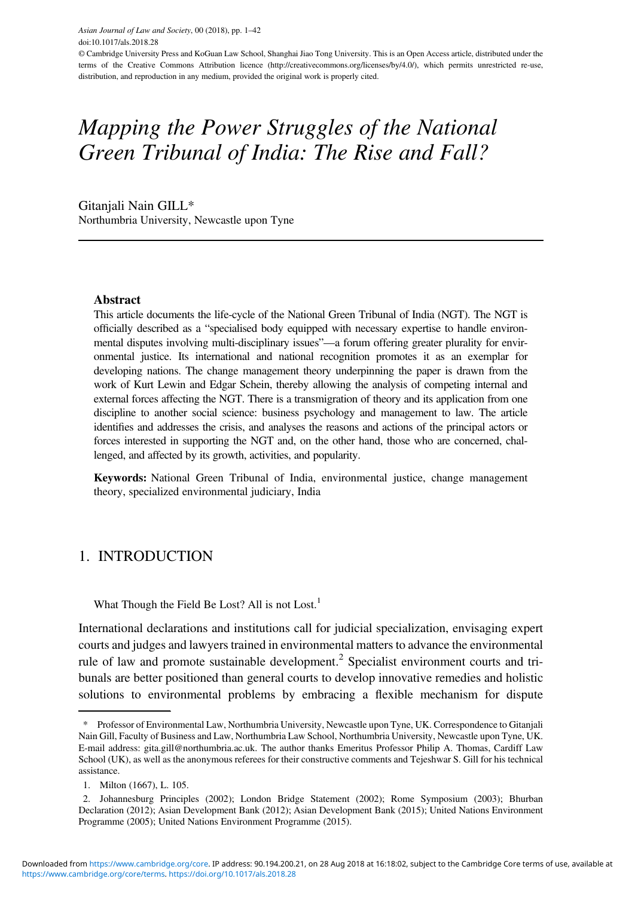# *Mapping the Power Struggles of the National Green Tribunal of India: The Rise and Fall?*

Gitanjali Nain GILL*
Northumbria University, Newcastle upon Tyne

**Abstract**

This article documents the life-cycle of the National Green Tribunal of India (NGT). The NGT is officially described as a "specialised body equipped with necessary expertise to handle environmental disputes involving multi-disciplinary issues"—a forum offering greater plurality for environmental justice. Its international and national recognition promotes it as an exemplar for developing nations. The change management theory underpinning the paper is drawn from the work of Kurt Lewin and Edgar Schein, thereby allowing the analysis of competing internal and external forces affecting the NGT. There is a transmigration of theory and its application from one discipline to another social science: business psychology and management to law. The article identifies and addresses the crisis, and analyses the reasons and actions of the principal actors or forces interested in supporting the NGT and, on the other hand, those who are concerned, challenged, and affected by its growth, activities, and popularity.

**Keywords:** National Green Tribunal of India, environmental justice, change management theory, specialized environmental judiciary, India

## 1. INTRODUCTION

What Though the Field Be Lost? All is not Lost.[1]

International declarations and institutions call for judicial specialization, envisaging expert courts and judges and lawyers trained in environmental matters to advance the environmental rule of law and promote sustainable development.[2] Specialist environment courts and tribunals are better positioned than general courts to develop innovative remedies and holistic solutions to environmental problems by embracing a flexible mechanism for dispute

---

\* Professor of Environmental Law, Northumbria University, Newcastle upon Tyne, UK. Correspondence to Gitanjali Nain Gill, Faculty of Business and Law, Northumbria Law School, Northumbria University, Newcastle upon Tyne, UK. E-mail address: gita.gill@northumbria.ac.uk. The author thanks Emeritus Professor Philip A. Thomas, Cardiff Law School (UK), as well as the anonymous referees for their constructive comments and Tejeshwar S. Gill for his technical assistance.

1. Milton (1667), L. 105.

2. Johannesburg Principles (2002); London Bridge Statement (2002); Rome Symposium (2003); Bhurban Declaration (2012); Asian Development Bank (2012); Asian Development Bank (2015); United Nations Environment Programme (2005); United Nations Environment Programme (2015).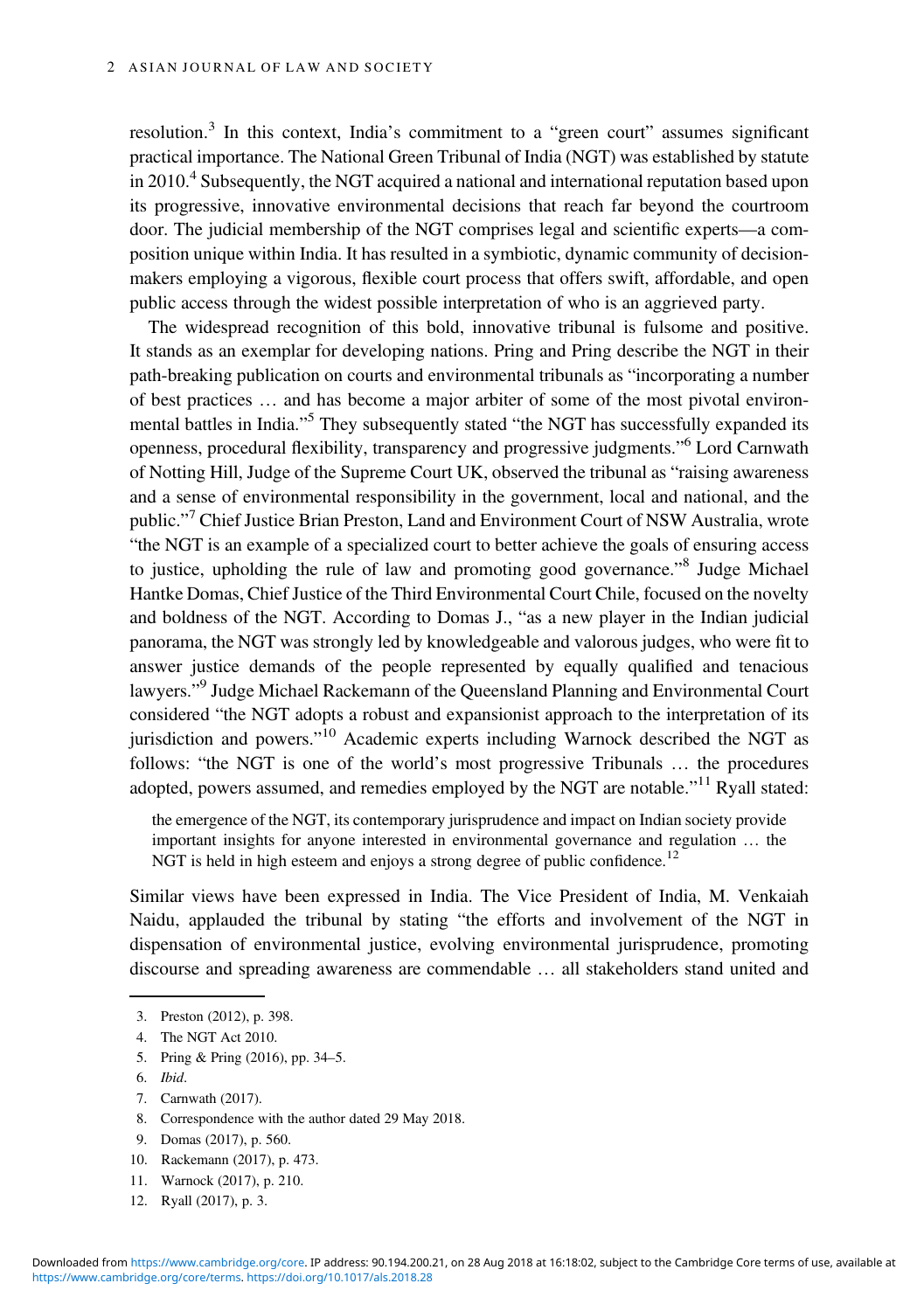resolution.[3] In this context, India's commitment to a "green court" assumes significant practical importance. The National Green Tribunal of India (NGT) was established by statute in 2010.[4] Subsequently, the NGT acquired a national and international reputation based upon its progressive, innovative environmental decisions that reach far beyond the courtroom door. The judicial membership of the NGT comprises legal and scientific experts—a composition unique within India. It has resulted in a symbiotic, dynamic community of decision-makers employing a vigorous, flexible court process that offers swift, affordable, and open public access through the widest possible interpretation of who is an aggrieved party.

The widespread recognition of this bold, innovative tribunal is fulsome and positive. It stands as an exemplar for developing nations. Pring and Pring describe the NGT in their path-breaking publication on courts and environmental tribunals as "incorporating a number of best practices … and has become a major arbiter of some of the most pivotal environmental battles in India."[5] They subsequently stated "the NGT has successfully expanded its openness, procedural flexibility, transparency and progressive judgments."[6] Lord Carnwath of Notting Hill, Judge of the Supreme Court UK, observed the tribunal as "raising awareness and a sense of environmental responsibility in the government, local and national, and the public."[7] Chief Justice Brian Preston, Land and Environment Court of NSW Australia, wrote "the NGT is an example of a specialized court to better achieve the goals of ensuring access to justice, upholding the rule of law and promoting good governance."[8] Judge Michael Hantke Domas, Chief Justice of the Third Environmental Court Chile, focused on the novelty and boldness of the NGT. According to Domas J., "as a new player in the Indian judicial panorama, the NGT was strongly led by knowledgeable and valorous judges, who were fit to answer justice demands of the people represented by equally qualified and tenacious lawyers."[9] Judge Michael Rackemann of the Queensland Planning and Environmental Court considered "the NGT adopts a robust and expansionist approach to the interpretation of its jurisdiction and powers."[10] Academic experts including Warnock described the NGT as follows: "the NGT is one of the world's most progressive Tribunals … the procedures adopted, powers assumed, and remedies employed by the NGT are notable."[11] Ryall stated:

> the emergence of the NGT, its contemporary jurisprudence and impact on Indian society provide important insights for anyone interested in environmental governance and regulation … the NGT is held in high esteem and enjoys a strong degree of public confidence.[12]

Similar views have been expressed in India. The Vice President of India, M. Venkaiah Naidu, applauded the tribunal by stating "the efforts and involvement of the NGT in dispensation of environmental justice, evolving environmental jurisprudence, promoting discourse and spreading awareness are commendable … all stakeholders stand united and

3. Preston (2012), p. 398.
4. The NGT Act 2010.
5. Pring & Pring (2016), pp. 34–5.
6. *Ibid*.
7. Carnwath (2017).
8. Correspondence with the author dated 29 May 2018.
9. Domas (2017), p. 560.
10. Rackemann (2017), p. 473.
11. Warnock (2017), p. 210.
12. Ryall (2017), p. 3.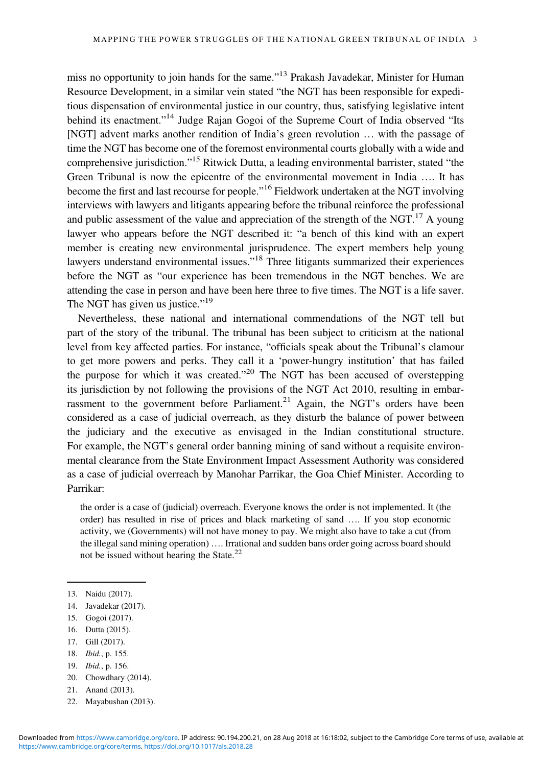miss no opportunity to join hands for the same."[13] Prakash Javadekar, Minister for Human Resource Development, in a similar vein stated "the NGT has been responsible for expeditious dispensation of environmental justice in our country, thus, satisfying legislative intent behind its enactment."[14] Judge Rajan Gogoi of the Supreme Court of India observed "Its [NGT] advent marks another rendition of India's green revolution … with the passage of time the NGT has become one of the foremost environmental courts globally with a wide and comprehensive jurisdiction."[15] Ritwick Dutta, a leading environmental barrister, stated "the Green Tribunal is now the epicentre of the environmental movement in India …. It has become the first and last recourse for people."[16] Fieldwork undertaken at the NGT involving interviews with lawyers and litigants appearing before the tribunal reinforce the professional and public assessment of the value and appreciation of the strength of the NGT.[17] A young lawyer who appears before the NGT described it: "a bench of this kind with an expert member is creating new environmental jurisprudence. The expert members help young lawyers understand environmental issues."[18] Three litigants summarized their experiences before the NGT as "our experience has been tremendous in the NGT benches. We are attending the case in person and have been here three to five times. The NGT is a life saver. The NGT has given us justice."[19]

Nevertheless, these national and international commendations of the NGT tell but part of the story of the tribunal. The tribunal has been subject to criticism at the national level from key affected parties. For instance, "officials speak about the Tribunal's clamour to get more powers and perks. They call it a 'power-hungry institution' that has failed the purpose for which it was created."[20] The NGT has been accused of overstepping its jurisdiction by not following the provisions of the NGT Act 2010, resulting in embarrassment to the government before Parliament.[21] Again, the NGT's orders have been considered as a case of judicial overreach, as they disturb the balance of power between the judiciary and the executive as envisaged in the Indian constitutional structure. For example, the NGT's general order banning mining of sand without a requisite environmental clearance from the State Environment Impact Assessment Authority was considered as a case of judicial overreach by Manohar Parrikar, the Goa Chief Minister. According to Parrikar:

> the order is a case of (judicial) overreach. Everyone knows the order is not implemented. It (the order) has resulted in rise of prices and black marketing of sand …. If you stop economic activity, we (Governments) will not have money to pay. We might also have to take a cut (from the illegal sand mining operation) …. Irrational and sudden bans order going across board should not be issued without hearing the State.[22]

---

13. Naidu (2017).
14. Javadekar (2017).
15. Gogoi (2017).
16. Dutta (2015).
17. Gill (2017).
18. *Ibid.*, p. 155.
19. *Ibid.*, p. 156.
20. Chowdhary (2014).
21. Anand (2013).
22. Mayabushan (2013).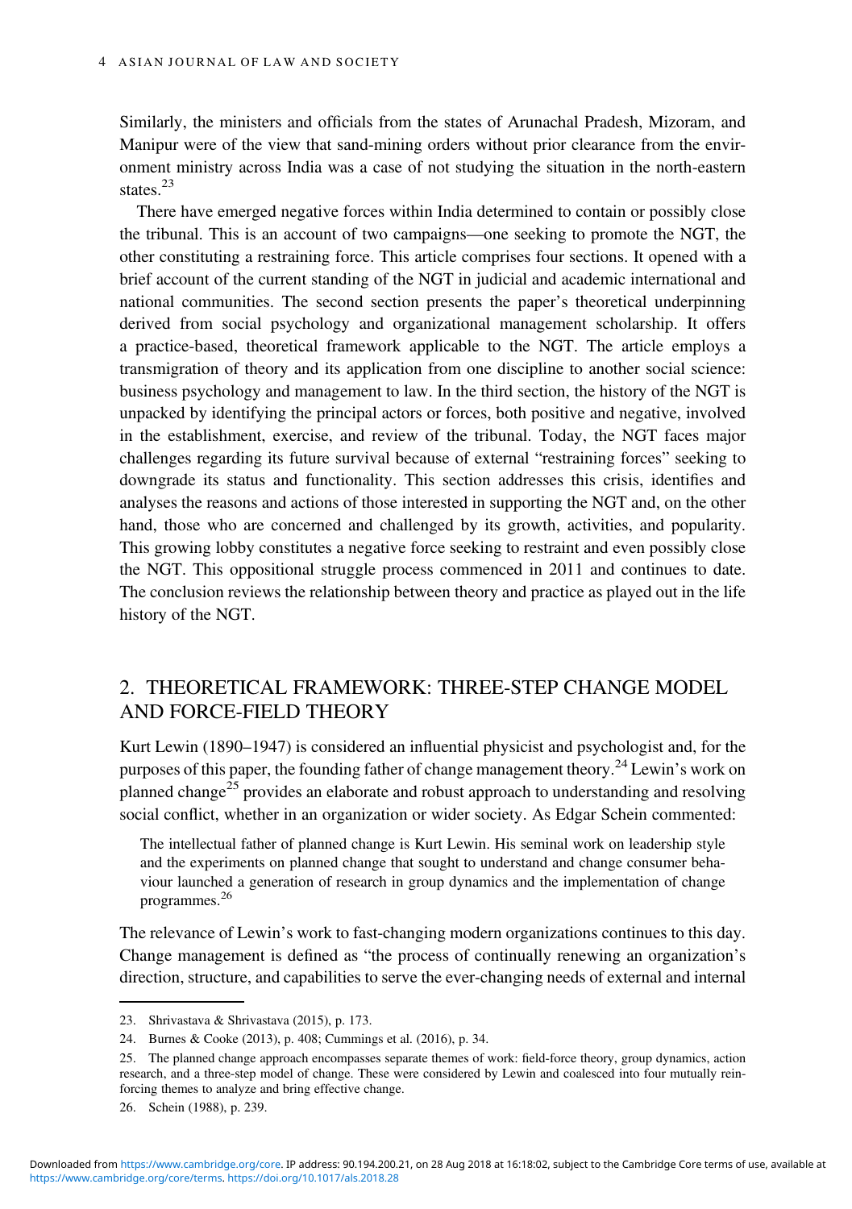Similarly, the ministers and officials from the states of Arunachal Pradesh, Mizoram, and Manipur were of the view that sand-mining orders without prior clearance from the environment ministry across India was a case of not studying the situation in the north-eastern states.[23]

There have emerged negative forces within India determined to contain or possibly close the tribunal. This is an account of two campaigns—one seeking to promote the NGT, the other constituting a restraining force. This article comprises four sections. It opened with a brief account of the current standing of the NGT in judicial and academic international and national communities. The second section presents the paper's theoretical underpinning derived from social psychology and organizational management scholarship. It offers a practice-based, theoretical framework applicable to the NGT. The article employs a transmigration of theory and its application from one discipline to another social science: business psychology and management to law. In the third section, the history of the NGT is unpacked by identifying the principal actors or forces, both positive and negative, involved in the establishment, exercise, and review of the tribunal. Today, the NGT faces major challenges regarding its future survival because of external "restraining forces" seeking to downgrade its status and functionality. This section addresses this crisis, identifies and analyses the reasons and actions of those interested in supporting the NGT and, on the other hand, those who are concerned and challenged by its growth, activities, and popularity. This growing lobby constitutes a negative force seeking to restraint and even possibly close the NGT. This oppositional struggle process commenced in 2011 and continues to date. The conclusion reviews the relationship between theory and practice as played out in the life history of the NGT.

## 2. THEORETICAL FRAMEWORK: THREE-STEP CHANGE MODEL AND FORCE-FIELD THEORY

Kurt Lewin (1890–1947) is considered an influential physicist and psychologist and, for the purposes of this paper, the founding father of change management theory.[24] Lewin's work on planned change[25] provides an elaborate and robust approach to understanding and resolving social conflict, whether in an organization or wider society. As Edgar Schein commented:

> The intellectual father of planned change is Kurt Lewin. His seminal work on leadership style and the experiments on planned change that sought to understand and change consumer behaviour launched a generation of research in group dynamics and the implementation of change programmes.[26]

The relevance of Lewin's work to fast-changing modern organizations continues to this day. Change management is defined as "the process of continually renewing an organization's direction, structure, and capabilities to serve the ever-changing needs of external and internal

---

23. Shrivastava & Shrivastava (2015), p. 173.

24. Burnes & Cooke (2013), p. 408; Cummings et al. (2016), p. 34.

25. The planned change approach encompasses separate themes of work: field-force theory, group dynamics, action research, and a three-step model of change. These were considered by Lewin and coalesced into four mutually reinforcing themes to analyze and bring effective change.

26. Schein (1988), p. 239.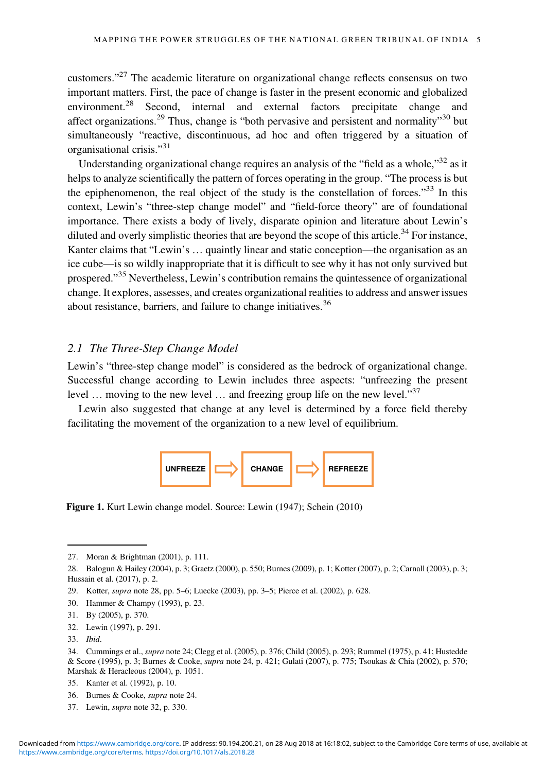customers."[27] The academic literature on organizational change reflects consensus on two important matters. First, the pace of change is faster in the present economic and globalized environment.[28] Second, internal and external factors precipitate change and affect organizations.[29] Thus, change is "both pervasive and persistent and normality"[30] but simultaneously "reactive, discontinuous, ad hoc and often triggered by a situation of organisational crisis."[31]

Understanding organizational change requires an analysis of the "field as a whole,"[32] as it helps to analyze scientifically the pattern of forces operating in the group. "The process is but the epiphenomenon, the real object of the study is the constellation of forces."[33] In this context, Lewin's "three-step change model" and "field-force theory" are of foundational importance. There exists a body of lively, disparate opinion and literature about Lewin's diluted and overly simplistic theories that are beyond the scope of this article.[34] For instance, Kanter claims that "Lewin's … quaintly linear and static conception—the organisation as an ice cube—is so wildly inappropriate that it is difficult to see why it has not only survived but prospered."[35] Nevertheless, Lewin's contribution remains the quintessence of organizational change. It explores, assesses, and creates organizational realities to address and answer issues about resistance, barriers, and failure to change initiatives.[36]

## 2.1 *The Three-Step Change Model*

Lewin's "three-step change model" is considered as the bedrock of organizational change. Successful change according to Lewin includes three aspects: "unfreezing the present level … moving to the new level … and freezing group life on the new level."[37]

Lewin also suggested that change at any level is determined by a force field thereby facilitating the movement of the organization to a new level of equilibrium.

UNFREEZE ⇨ CHANGE ⇨ REFREEZE

**Figure 1.** Kurt Lewin change model. Source: Lewin (1947); Schein (2010)

---

27. Moran & Brightman (2001), p. 111.

28. Balogun & Hailey (2004), p. 3; Graetz (2000), p. 550; Burnes (2009), p. 1; Kotter (2007), p. 2; Carnall (2003), p. 3; Hussain et al. (2017), p. 2.

29. Kotter, *supra* note 28, pp. 5–6; Luecke (2003), pp. 3–5; Pierce et al. (2002), p. 628.

30. Hammer & Champy (1993), p. 23.

31. By (2005), p. 370.

32. Lewin (1997), p. 291.

33. *Ibid*.

34. Cummings et al., *supra* note 24; Clegg et al. (2005), p. 376; Child (2005), p. 293; Rummel (1975), p. 41; Hustedde & Score (1995), p. 3; Burnes & Cooke, *supra* note 24, p. 421; Gulati (2007), p. 775; Tsoukas & Chia (2002), p. 570; Marshak & Heracleous (2004), p. 1051.

35. Kanter et al. (1992), p. 10.

36. Burnes & Cooke, *supra* note 24.

37. Lewin, *supra* note 32, p. 330.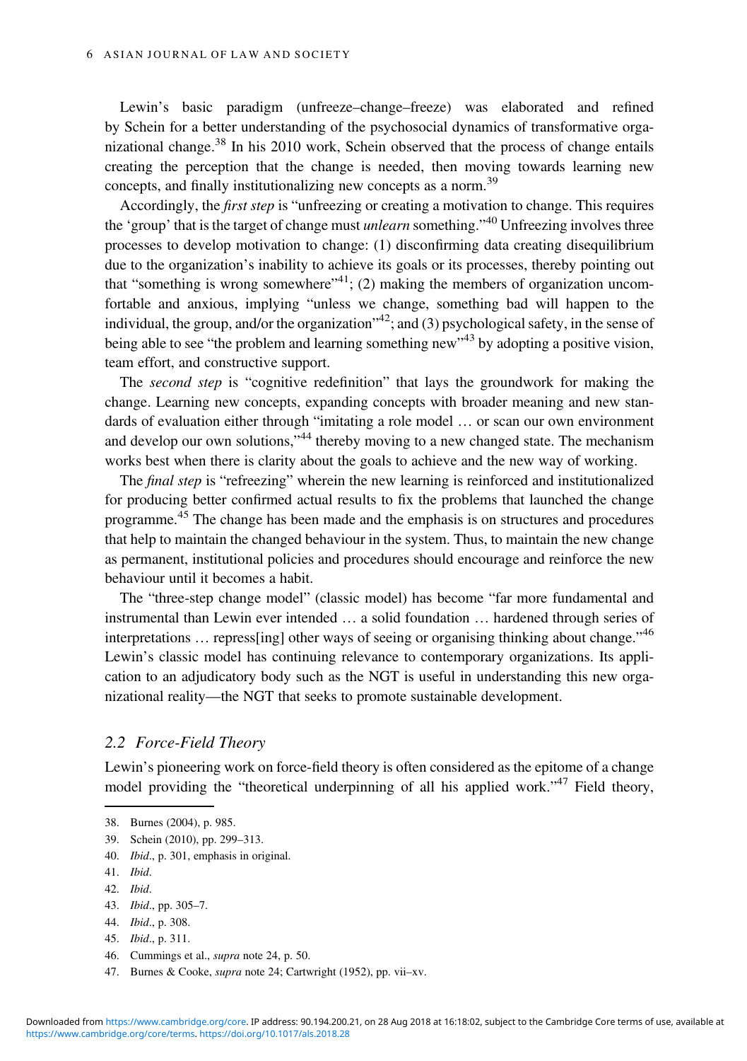Lewin's basic paradigm (unfreeze–change–freeze) was elaborated and refined by Schein for a better understanding of the psychosocial dynamics of transformative organizational change.[38] In his 2010 work, Schein observed that the process of change entails creating the perception that the change is needed, then moving towards learning new concepts, and finally institutionalizing new concepts as a norm.[39]

Accordingly, the *first step* is "unfreezing or creating a motivation to change. This requires the 'group' that is the target of change must *unlearn* something."[40] Unfreezing involves three processes to develop motivation to change: (1) disconfirming data creating disequilibrium due to the organization's inability to achieve its goals or its processes, thereby pointing out that "something is wrong somewhere"[41]; (2) making the members of organization uncomfortable and anxious, implying "unless we change, something bad will happen to the individual, the group, and/or the organization"[42]; and (3) psychological safety, in the sense of being able to see "the problem and learning something new"[43] by adopting a positive vision, team effort, and constructive support.

The *second step* is "cognitive redefinition" that lays the groundwork for making the change. Learning new concepts, expanding concepts with broader meaning and new standards of evaluation either through "imitating a role model … or scan our own environment and develop our own solutions,"[44] thereby moving to a new changed state. The mechanism works best when there is clarity about the goals to achieve and the new way of working.

The *final step* is "refreezing" wherein the new learning is reinforced and institutionalized for producing better confirmed actual results to fix the problems that launched the change programme.[45] The change has been made and the emphasis is on structures and procedures that help to maintain the changed behaviour in the system. Thus, to maintain the new change as permanent, institutional policies and procedures should encourage and reinforce the new behaviour until it becomes a habit.

The "three-step change model" (classic model) has become "far more fundamental and instrumental than Lewin ever intended … a solid foundation … hardened through series of interpretations … repress[ing] other ways of seeing or organising thinking about change."[46] Lewin's classic model has continuing relevance to contemporary organizations. Its application to an adjudicatory body such as the NGT is useful in understanding this new organizational reality—the NGT that seeks to promote sustainable development.

## 2.2 Force-Field Theory

Lewin's pioneering work on force-field theory is often considered as the epitome of a change model providing the "theoretical underpinning of all his applied work."[47] Field theory,

38. Burnes (2004), p. 985.
39. Schein (2010), pp. 299–313.
40. *Ibid*., p. 301, emphasis in original.
41. *Ibid*.
42. *Ibid*.
43. *Ibid*., pp. 305–7.
44. *Ibid*., p. 308.
45. *Ibid*., p. 311.
46. Cummings et al., *supra* note 24, p. 50.
47. Burnes & Cooke, *supra* note 24; Cartwright (1952), pp. vii–xv.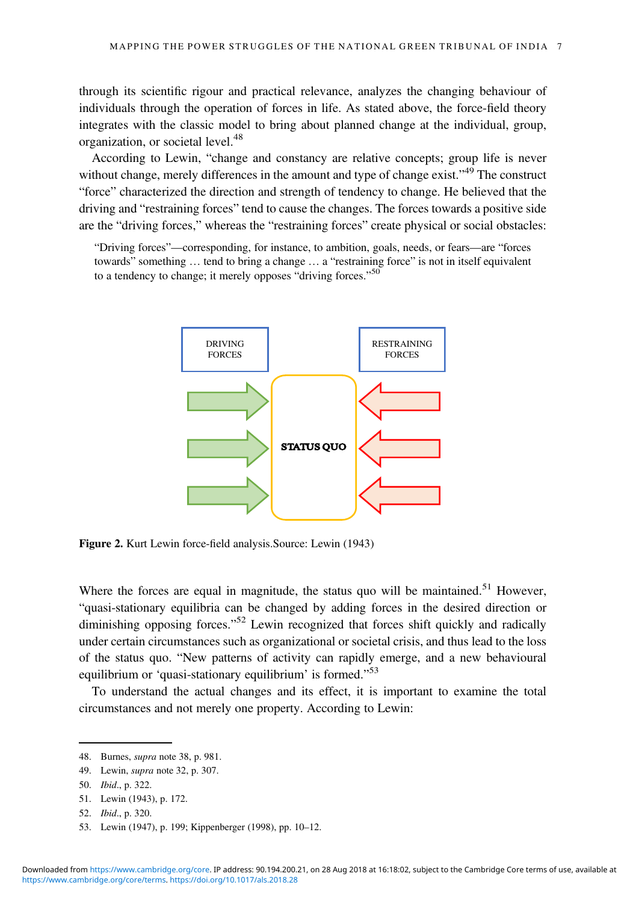through its scientific rigour and practical relevance, analyzes the changing behaviour of individuals through the operation of forces in life. As stated above, the force-field theory integrates with the classic model to bring about planned change at the individual, group, organization, or societal level.[48]

According to Lewin, "change and constancy are relative concepts; group life is never without change, merely differences in the amount and type of change exist."[49] The construct "force" characterized the direction and strength of tendency to change. He believed that the driving and "restraining forces" tend to cause the changes. The forces towards a positive side are the "driving forces," whereas the "restraining forces" create physical or social obstacles:

> "Driving forces"—corresponding, for instance, to ambition, goals, needs, or fears—are "forces towards" something … tend to bring a change … a "restraining force" is not in itself equivalent to a tendency to change; it merely opposes "driving forces."[50]

DRIVING FORCES

STATUS QUO

RESTRAINING FORCES

**Figure 2.** Kurt Lewin force-field analysis.Source: Lewin (1943)

Where the forces are equal in magnitude, the status quo will be maintained.[51] However, "quasi-stationary equilibria can be changed by adding forces in the desired direction or diminishing opposing forces."[52] Lewin recognized that forces shift quickly and radically under certain circumstances such as organizational or societal crisis, and thus lead to the loss of the status quo. "New patterns of activity can rapidly emerge, and a new behavioural equilibrium or 'quasi-stationary equilibrium' is formed."[53]

To understand the actual changes and its effect, it is important to examine the total circumstances and not merely one property. According to Lewin:

---

48. Burnes, *supra* note 38, p. 981.
49. Lewin, *supra* note 32, p. 307.
50. *Ibid*., p. 322.
51. Lewin (1943), p. 172.
52. *Ibid*., p. 320.
53. Lewin (1947), p. 199; Kippenberger (1998), pp. 10–12.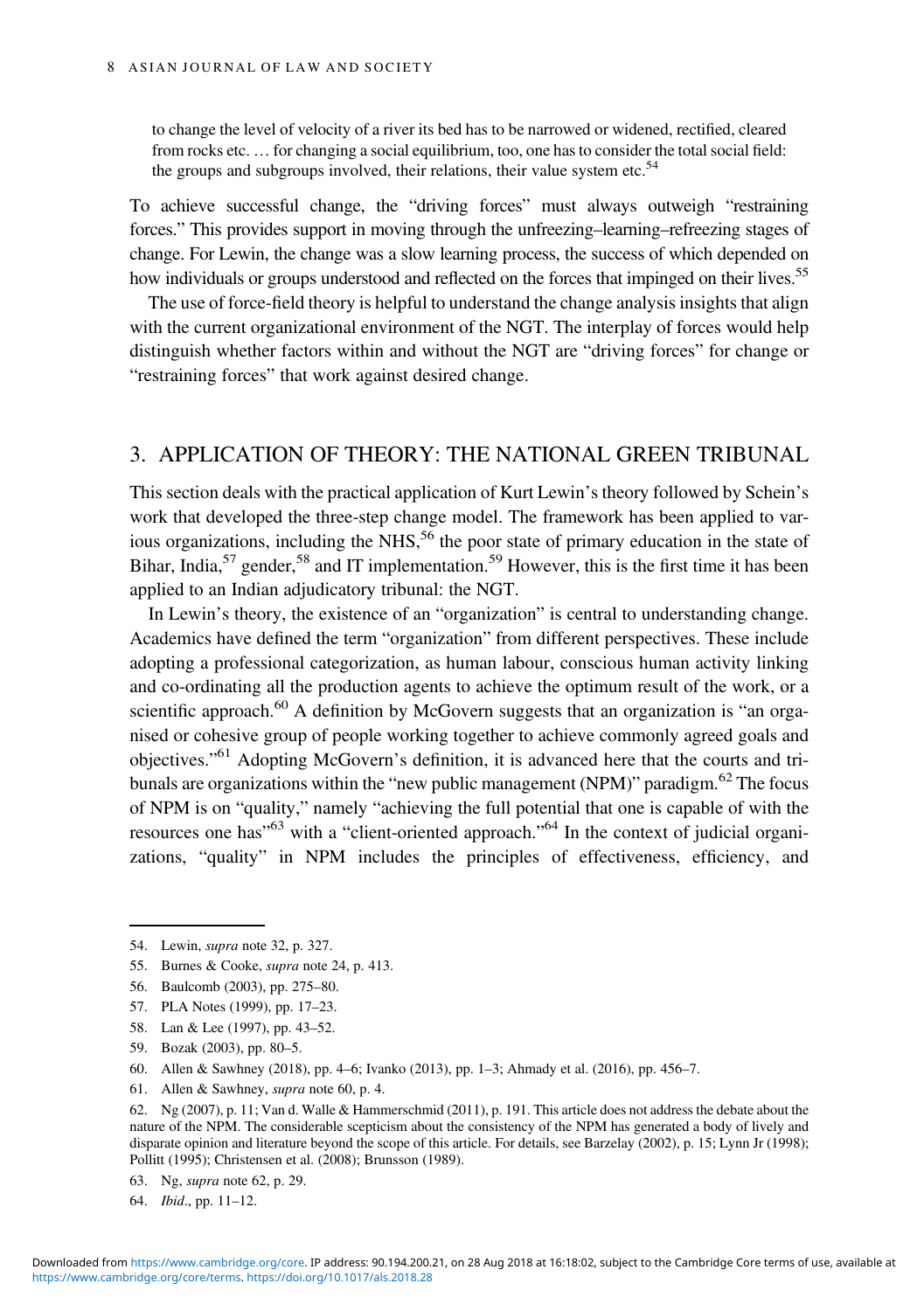> to change the level of velocity of a river its bed has to be narrowed or widened, rectified, cleared from rocks etc. … for changing a social equilibrium, too, one has to consider the total social field: the groups and subgroups involved, their relations, their value system etc.[54]

To achieve successful change, the "driving forces" must always outweigh "restraining forces." This provides support in moving through the unfreezing–learning–refreezing stages of change. For Lewin, the change was a slow learning process, the success of which depended on how individuals or groups understood and reflected on the forces that impinged on their lives.[55]

The use of force-field theory is helpful to understand the change analysis insights that align with the current organizational environment of the NGT. The interplay of forces would help distinguish whether factors within and without the NGT are "driving forces" for change or "restraining forces" that work against desired change.

## 3. APPLICATION OF THEORY: THE NATIONAL GREEN TRIBUNAL

This section deals with the practical application of Kurt Lewin's theory followed by Schein's work that developed the three-step change model. The framework has been applied to various organizations, including the NHS,[56] the poor state of primary education in the state of Bihar, India,[57] gender,[58] and IT implementation.[59] However, this is the first time it has been applied to an Indian adjudicatory tribunal: the NGT.

In Lewin's theory, the existence of an "organization" is central to understanding change. Academics have defined the term "organization" from different perspectives. These include adopting a professional categorization, as human labour, conscious human activity linking and co-ordinating all the production agents to achieve the optimum result of the work, or a scientific approach.[60] A definition by McGovern suggests that an organization is "an organised or cohesive group of people working together to achieve commonly agreed goals and objectives."[61] Adopting McGovern's definition, it is advanced here that the courts and tribunals are organizations within the "new public management (NPM)" paradigm.[62] The focus of NPM is on "quality," namely "achieving the full potential that one is capable of with the resources one has"[63] with a "client-oriented approach."[64] In the context of judicial organizations, "quality" in NPM includes the principles of effectiveness, efficiency, and

---

54. Lewin, *supra* note 32, p. 327.
55. Burnes & Cooke, *supra* note 24, p. 413.
56. Baulcomb (2003), pp. 275–80.
57. PLA Notes (1999), pp. 17–23.
58. Lan & Lee (1997), pp. 43–52.
59. Bozak (2003), pp. 80–5.
60. Allen & Sawhney (2018), pp. 4–6; Ivanko (2013), pp. 1–3; Ahmady et al. (2016), pp. 456–7.
61. Allen & Sawhney, *supra* note 60, p. 4.
62. Ng (2007), p. 11; Van d. Walle & Hammerschmid (2011), p. 191. This article does not address the debate about the nature of the NPM. The considerable scepticism about the consistency of the NPM has generated a body of lively and disparate opinion and literature beyond the scope of this article. For details, see Barzelay (2002), p. 15; Lynn Jr (1998); Pollitt (1995); Christensen et al. (2008); Brunsson (1989).
63. Ng, *supra* note 62, p. 29.
64. *Ibid*., pp. 11–12.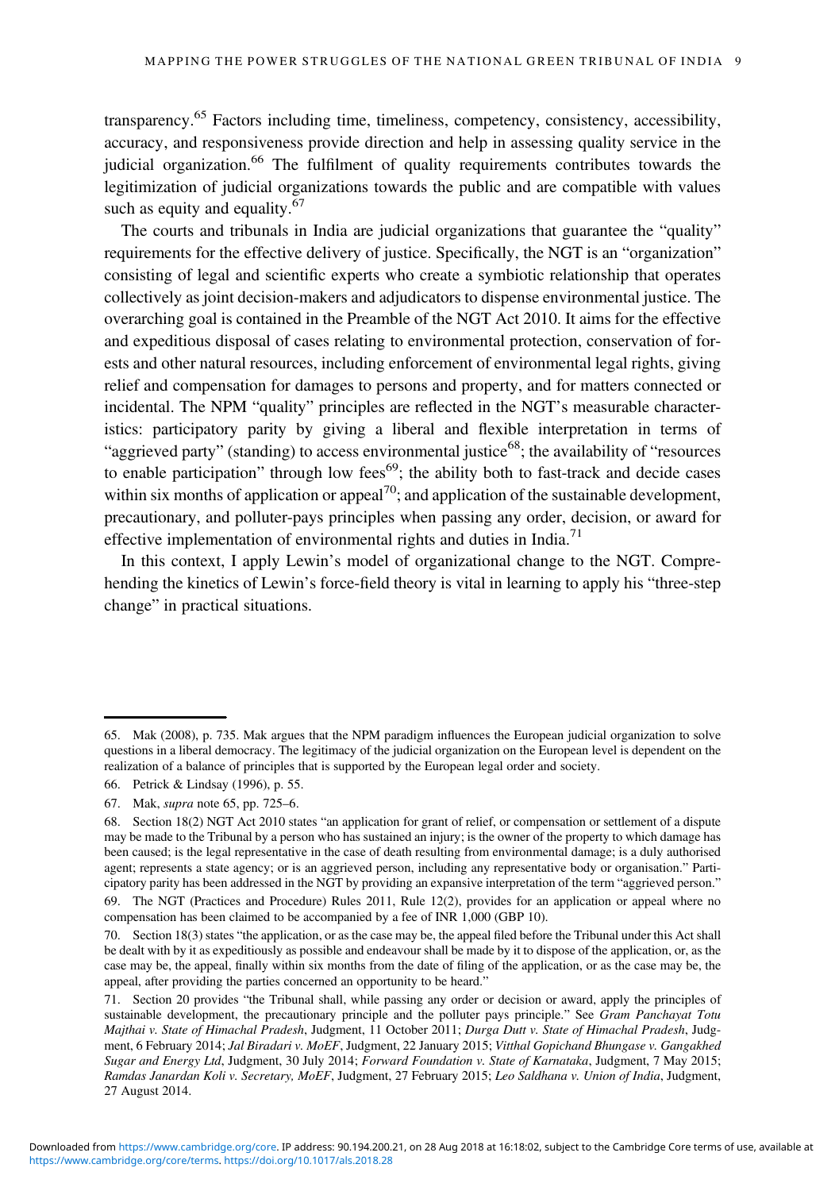transparency.[65] Factors including time, timeliness, competency, consistency, accessibility, accuracy, and responsiveness provide direction and help in assessing quality service in the judicial organization.[66] The fulfilment of quality requirements contributes towards the legitimization of judicial organizations towards the public and are compatible with values such as equity and equality.[67]

The courts and tribunals in India are judicial organizations that guarantee the "quality" requirements for the effective delivery of justice. Specifically, the NGT is an "organization" consisting of legal and scientific experts who create a symbiotic relationship that operates collectively as joint decision-makers and adjudicators to dispense environmental justice. The overarching goal is contained in the Preamble of the NGT Act 2010. It aims for the effective and expeditious disposal of cases relating to environmental protection, conservation of forests and other natural resources, including enforcement of environmental legal rights, giving relief and compensation for damages to persons and property, and for matters connected or incidental. The NPM "quality" principles are reflected in the NGT's measurable characteristics: participatory parity by giving a liberal and flexible interpretation in terms of "aggrieved party" (standing) to access environmental justice[68]; the availability of "resources to enable participation" through low fees[69]; the ability both to fast-track and decide cases within six months of application or appeal[70]; and application of the sustainable development, precautionary, and polluter-pays principles when passing any order, decision, or award for effective implementation of environmental rights and duties in India.[71]

In this context, I apply Lewin's model of organizational change to the NGT. Comprehending the kinetics of Lewin's force-field theory is vital in learning to apply his "three-step change" in practical situations.

---

65. Mak (2008), p. 735. Mak argues that the NPM paradigm influences the European judicial organization to solve questions in a liberal democracy. The legitimacy of the judicial organization on the European level is dependent on the realization of a balance of principles that is supported by the European legal order and society.

66. Petrick & Lindsay (1996), p. 55.

67. Mak, *supra* note 65, pp. 725–6.

68. Section 18(2) NGT Act 2010 states "an application for grant of relief, or compensation or settlement of a dispute may be made to the Tribunal by a person who has sustained an injury; is the owner of the property to which damage has been caused; is the legal representative in the case of death resulting from environmental damage; is a duly authorised agent; represents a state agency; or is an aggrieved person, including any representative body or organisation." Participatory parity has been addressed in the NGT by providing an expansive interpretation of the term "aggrieved person."

69. The NGT (Practices and Procedure) Rules 2011, Rule 12(2), provides for an application or appeal where no compensation has been claimed to be accompanied by a fee of INR 1,000 (GBP 10).

70. Section 18(3) states "the application, or as the case may be, the appeal filed before the Tribunal under this Act shall be dealt with by it as expeditiously as possible and endeavour shall be made by it to dispose of the application, or, as the case may be, the appeal, finally within six months from the date of filing of the application, or as the case may be, the appeal, after providing the parties concerned an opportunity to be heard."

71. Section 20 provides "the Tribunal shall, while passing any order or decision or award, apply the principles of sustainable development, the precautionary principle and the polluter pays principle." See *Gram Panchayat Totu Majthai v. State of Himachal Pradesh*, Judgment, 11 October 2011; *Durga Dutt v. State of Himachal Pradesh*, Judgment, 6 February 2014; *Jal Biradari v. MoEF*, Judgment, 22 January 2015; *Vitthal Gopichand Bhungase v. Gangakhed Sugar and Energy Ltd*, Judgment, 30 July 2014; *Forward Foundation v. State of Karnataka*, Judgment, 7 May 2015; *Ramdas Janardan Koli v. Secretary, MoEF*, Judgment, 27 February 2015; *Leo Saldhana v. Union of India*, Judgment, 27 August 2014.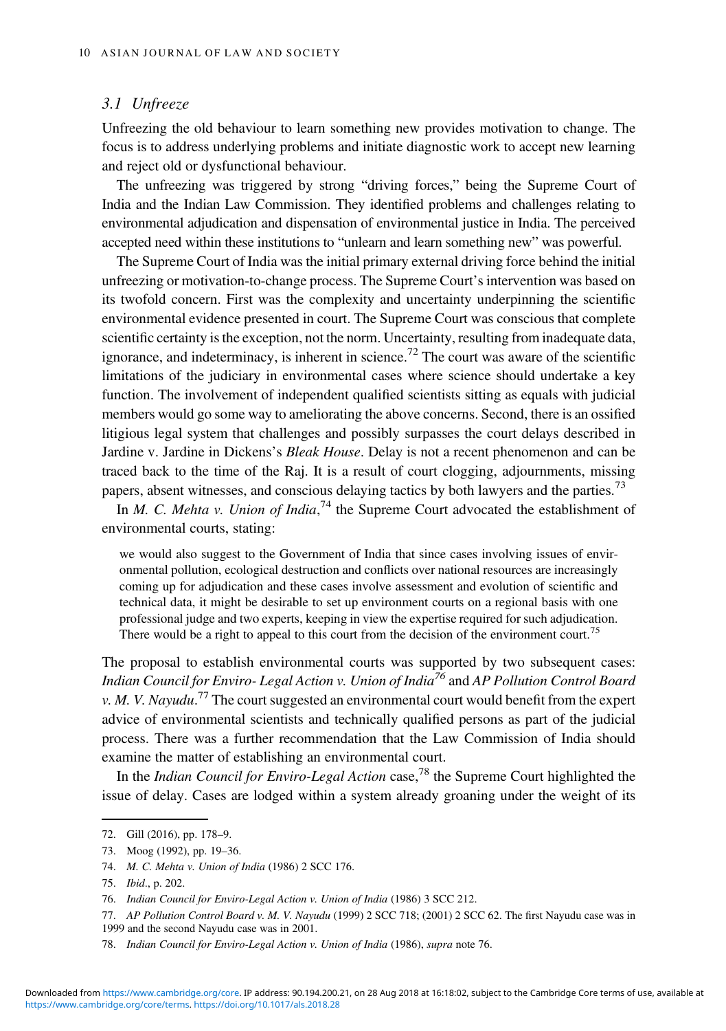### 3.1 *Unfreeze*

Unfreezing the old behaviour to learn something new provides motivation to change. The focus is to address underlying problems and initiate diagnostic work to accept new learning and reject old or dysfunctional behaviour.

The unfreezing was triggered by strong "driving forces," being the Supreme Court of India and the Indian Law Commission. They identified problems and challenges relating to environmental adjudication and dispensation of environmental justice in India. The perceived accepted need within these institutions to "unlearn and learn something new" was powerful.

The Supreme Court of India was the initial primary external driving force behind the initial unfreezing or motivation-to-change process. The Supreme Court's intervention was based on its twofold concern. First was the complexity and uncertainty underpinning the scientific environmental evidence presented in court. The Supreme Court was conscious that complete scientific certainty is the exception, not the norm. Uncertainty, resulting from inadequate data, ignorance, and indeterminacy, is inherent in science.[72] The court was aware of the scientific limitations of the judiciary in environmental cases where science should undertake a key function. The involvement of independent qualified scientists sitting as equals with judicial members would go some way to ameliorating the above concerns. Second, there is an ossified litigious legal system that challenges and possibly surpasses the court delays described in Jardine v. Jardine in Dickens's *Bleak House*. Delay is not a recent phenomenon and can be traced back to the time of the Raj. It is a result of court clogging, adjournments, missing papers, absent witnesses, and conscious delaying tactics by both lawyers and the parties.[73]

In *M. C. Mehta v. Union of India*,[74] the Supreme Court advocated the establishment of environmental courts, stating:

> we would also suggest to the Government of India that since cases involving issues of environmental pollution, ecological destruction and conflicts over national resources are increasingly coming up for adjudication and these cases involve assessment and evolution of scientific and technical data, it might be desirable to set up environment courts on a regional basis with one professional judge and two experts, keeping in view the expertise required for such adjudication. There would be a right to appeal to this court from the decision of the environment court.[75]

The proposal to establish environmental courts was supported by two subsequent cases: *Indian Council for Enviro- Legal Action v. Union of India*[76] and *AP Pollution Control Board v. M. V. Nayudu*.[77] The court suggested an environmental court would benefit from the expert advice of environmental scientists and technically qualified persons as part of the judicial process. There was a further recommendation that the Law Commission of India should examine the matter of establishing an environmental court.

In the *Indian Council for Enviro-Legal Action* case,[78] the Supreme Court highlighted the issue of delay. Cases are lodged within a system already groaning under the weight of its

---

72. Gill (2016), pp. 178–9.

73. Moog (1992), pp. 19–36.

74. *M. C. Mehta v. Union of India* (1986) 2 SCC 176.

75. *Ibid*., p. 202.

76. *Indian Council for Enviro-Legal Action v. Union of India* (1986) 3 SCC 212.

77. *AP Pollution Control Board v. M. V. Nayudu* (1999) 2 SCC 718; (2001) 2 SCC 62. The first Nayudu case was in 1999 and the second Nayudu case was in 2001.

78. *Indian Council for Enviro-Legal Action v. Union of India* (1986), *supra* note 76.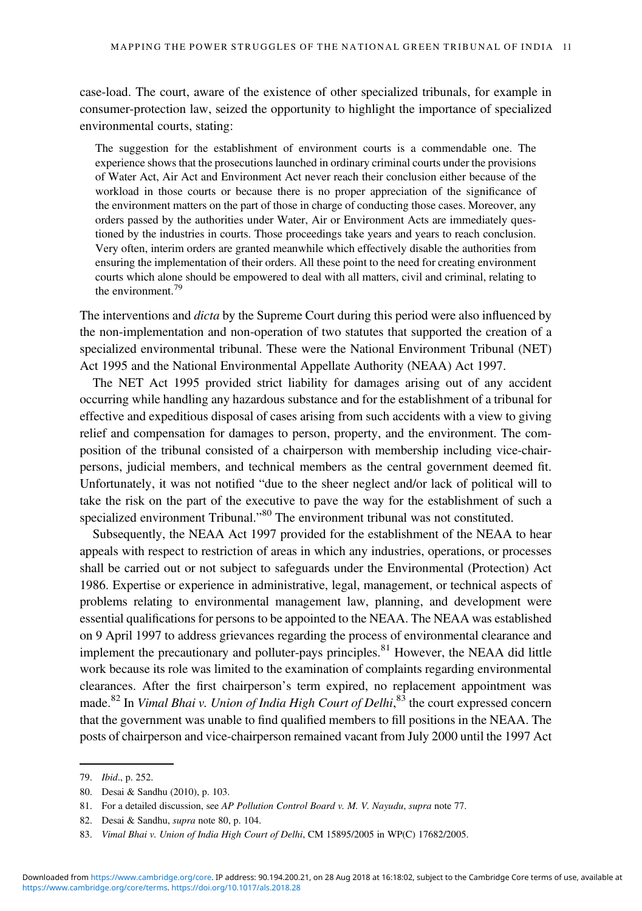case-load. The court, aware of the existence of other specialized tribunals, for example in consumer-protection law, seized the opportunity to highlight the importance of specialized environmental courts, stating:

> The suggestion for the establishment of environment courts is a commendable one. The experience shows that the prosecutions launched in ordinary criminal courts under the provisions of Water Act, Air Act and Environment Act never reach their conclusion either because of the workload in those courts or because there is no proper appreciation of the significance of the environment matters on the part of those in charge of conducting those cases. Moreover, any orders passed by the authorities under Water, Air or Environment Acts are immediately questioned by the industries in courts. Those proceedings take years and years to reach conclusion. Very often, interim orders are granted meanwhile which effectively disable the authorities from ensuring the implementation of their orders. All these point to the need for creating environment courts which alone should be empowered to deal with all matters, civil and criminal, relating to the environment.[79]

The interventions and *dicta* by the Supreme Court during this period were also influenced by the non-implementation and non-operation of two statutes that supported the creation of a specialized environmental tribunal. These were the National Environment Tribunal (NET) Act 1995 and the National Environmental Appellate Authority (NEAA) Act 1997.

The NET Act 1995 provided strict liability for damages arising out of any accident occurring while handling any hazardous substance and for the establishment of a tribunal for effective and expeditious disposal of cases arising from such accidents with a view to giving relief and compensation for damages to person, property, and the environment. The composition of the tribunal consisted of a chairperson with membership including vice-chairpersons, judicial members, and technical members as the central government deemed fit. Unfortunately, it was not notified "due to the sheer neglect and/or lack of political will to take the risk on the part of the executive to pave the way for the establishment of such a specialized environment Tribunal."[80] The environment tribunal was not constituted.

Subsequently, the NEAA Act 1997 provided for the establishment of the NEAA to hear appeals with respect to restriction of areas in which any industries, operations, or processes shall be carried out or not subject to safeguards under the Environmental (Protection) Act 1986. Expertise or experience in administrative, legal, management, or technical aspects of problems relating to environmental management law, planning, and development were essential qualifications for persons to be appointed to the NEAA. The NEAA was established on 9 April 1997 to address grievances regarding the process of environmental clearance and implement the precautionary and polluter-pays principles.[81] However, the NEAA did little work because its role was limited to the examination of complaints regarding environmental clearances. After the first chairperson's term expired, no replacement appointment was made.[82] In *Vimal Bhai v. Union of India High Court of Delhi*,[83] the court expressed concern that the government was unable to find qualified members to fill positions in the NEAA. The posts of chairperson and vice-chairperson remained vacant from July 2000 until the 1997 Act

---

79. *Ibid*., p. 252.
80. Desai & Sandhu (2010), p. 103.
81. For a detailed discussion, see *AP Pollution Control Board v. M. V. Nayudu*, *supra* note 77.
82. Desai & Sandhu, *supra* note 80, p. 104.
83. *Vimal Bhai v. Union of India High Court of Delhi*, CM 15895/2005 in WP(C) 17682/2005.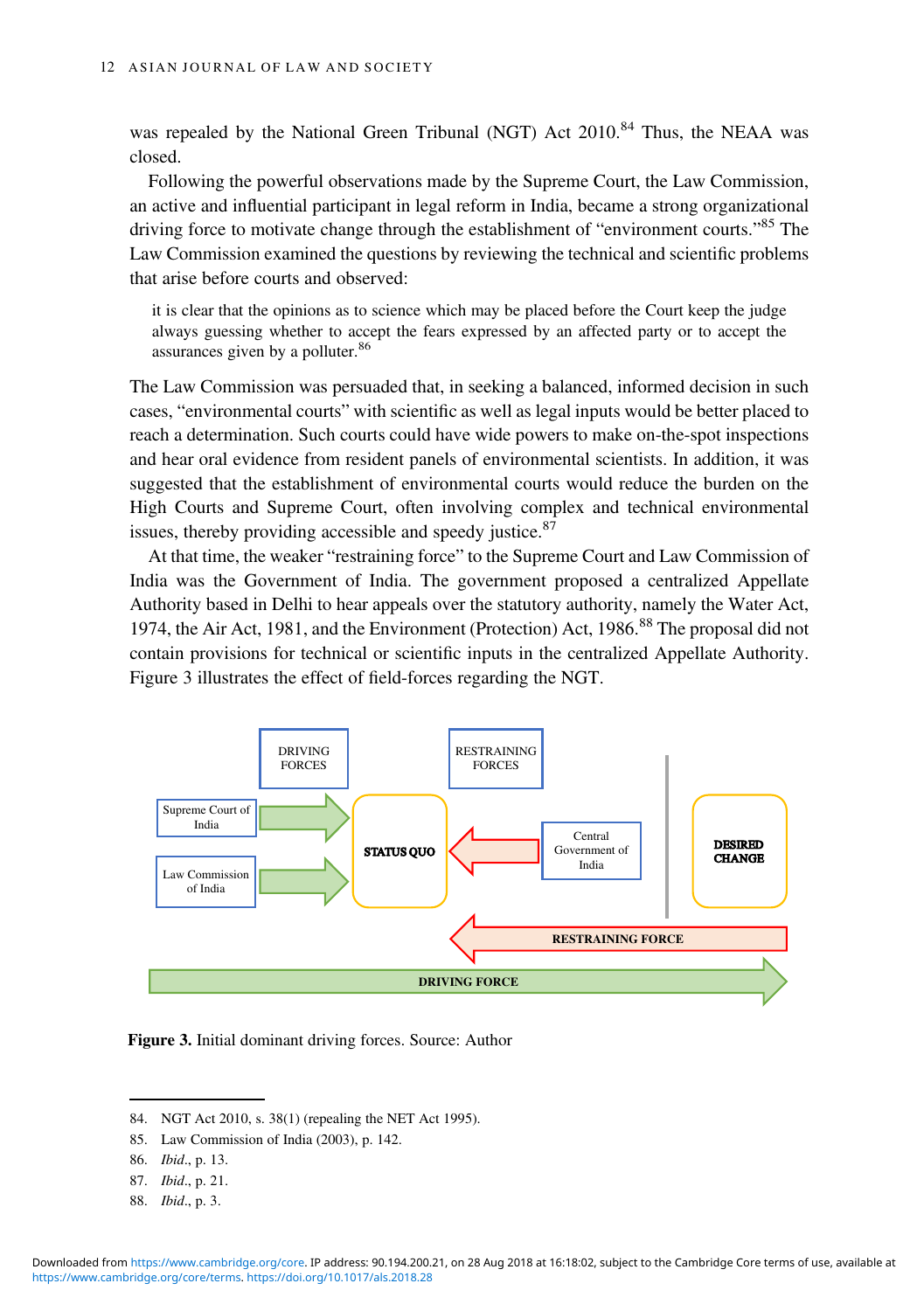was repealed by the National Green Tribunal (NGT) Act 2010.[84] Thus, the NEAA was closed.

Following the powerful observations made by the Supreme Court, the Law Commission, an active and influential participant in legal reform in India, became a strong organizational driving force to motivate change through the establishment of "environment courts."[85] The Law Commission examined the questions by reviewing the technical and scientific problems that arise before courts and observed:

> it is clear that the opinions as to science which may be placed before the Court keep the judge always guessing whether to accept the fears expressed by an affected party or to accept the assurances given by a polluter.[86]

The Law Commission was persuaded that, in seeking a balanced, informed decision in such cases, "environmental courts" with scientific as well as legal inputs would be better placed to reach a determination. Such courts could have wide powers to make on-the-spot inspections and hear oral evidence from resident panels of environmental scientists. In addition, it was suggested that the establishment of environmental courts would reduce the burden on the High Courts and Supreme Court, often involving complex and technical environmental issues, thereby providing accessible and speedy justice.[87]

At that time, the weaker "restraining force" to the Supreme Court and Law Commission of India was the Government of India. The government proposed a centralized Appellate Authority based in Delhi to hear appeals over the statutory authority, namely the Water Act, 1974, the Air Act, 1981, and the Environment (Protection) Act, 1986.[88] The proposal did not contain provisions for technical or scientific inputs in the centralized Appellate Authority. Figure 3 illustrates the effect of field-forces regarding the NGT.

DRIVING FORCES | RESTRAINING FORCES

Supreme Court of India → STATUS QUO ← Central Government of India

Law Commission of India → | DESIRED CHANGE

RESTRAINING FORCE

DRIVING FORCE

**Figure 3.** Initial dominant driving forces. Source: Author

---

84. NGT Act 2010, s. 38(1) (repealing the NET Act 1995).
85. Law Commission of India (2003), p. 142.
86. *Ibid*., p. 13.
87. *Ibid*., p. 21.
88. *Ibid*., p. 3.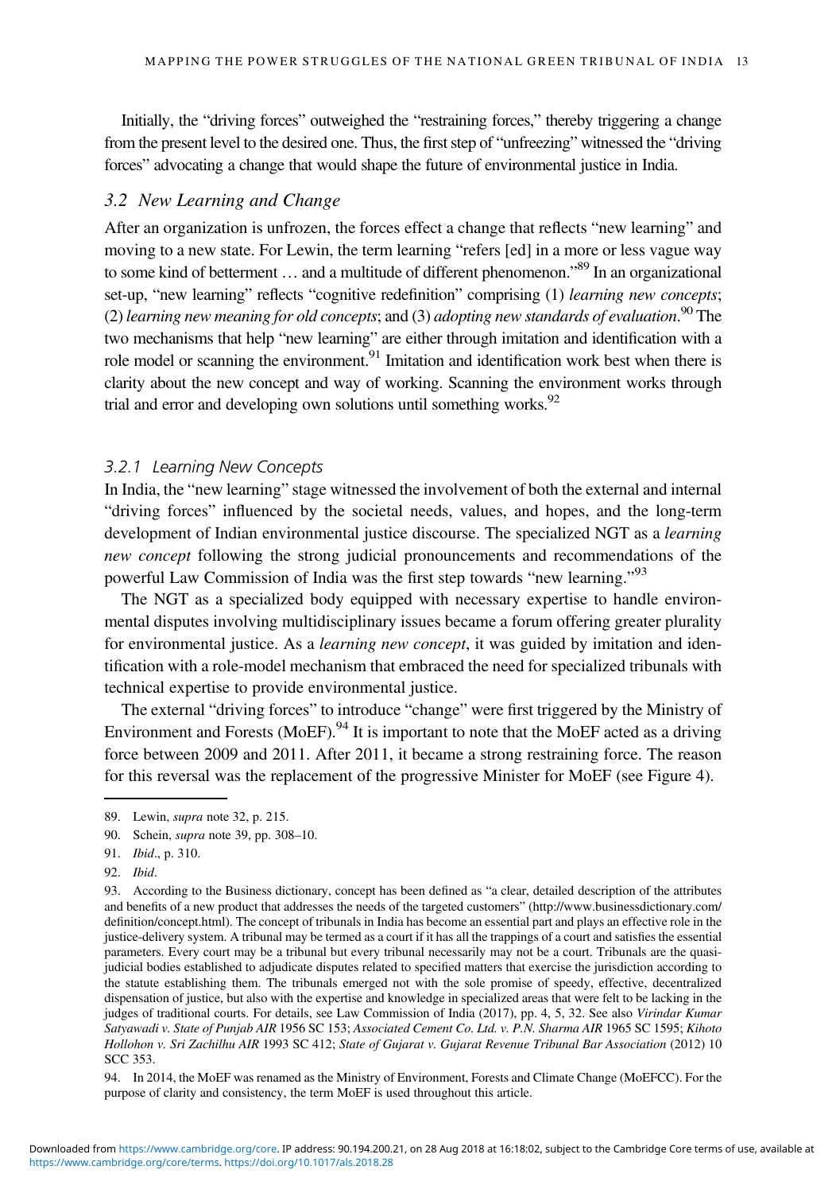Initially, the "driving forces" outweighed the "restraining forces," thereby triggering a change from the present level to the desired one. Thus, the first step of "unfreezing" witnessed the "driving forces" advocating a change that would shape the future of environmental justice in India.

### 3.2 New Learning and Change

After an organization is unfrozen, the forces effect a change that reflects "new learning" and moving to a new state. For Lewin, the term learning "refers [ed] in a more or less vague way to some kind of betterment … and a multitude of different phenomenon."[89] In an organizational set-up, "new learning" reflects "cognitive redefinition" comprising (1) *learning new concepts*; (2) *learning new meaning for old concepts*; and (3) *adopting new standards of evaluation*.[90] The two mechanisms that help "new learning" are either through imitation and identification with a role model or scanning the environment.[91] Imitation and identification work best when there is clarity about the new concept and way of working. Scanning the environment works through trial and error and developing own solutions until something works.[92]

#### 3.2.1 Learning New Concepts

In India, the "new learning" stage witnessed the involvement of both the external and internal "driving forces" influenced by the societal needs, values, and hopes, and the long-term development of Indian environmental justice discourse. The specialized NGT as a *learning new concept* following the strong judicial pronouncements and recommendations of the powerful Law Commission of India was the first step towards "new learning."[93]

The NGT as a specialized body equipped with necessary expertise to handle environmental disputes involving multidisciplinary issues became a forum offering greater plurality for environmental justice. As a *learning new concept*, it was guided by imitation and identification with a role-model mechanism that embraced the need for specialized tribunals with technical expertise to provide environmental justice.

The external "driving forces" to introduce "change" were first triggered by the Ministry of Environment and Forests (MoEF).[94] It is important to note that the MoEF acted as a driving force between 2009 and 2011. After 2011, it became a strong restraining force. The reason for this reversal was the replacement of the progressive Minister for MoEF (see Figure 4).

---

89. Lewin, *supra* note 32, p. 215.

90. Schein, *supra* note 39, pp. 308–10.

91. *Ibid*., p. 310.

92. *Ibid*.

93. According to the Business dictionary, concept has been defined as "a clear, detailed description of the attributes and benefits of a new product that addresses the needs of the targeted customers" (http://www.businessdictionary.com/definition/concept.html). The concept of tribunals in India has become an essential part and plays an effective role in the justice-delivery system. A tribunal may be termed as a court if it has all the trappings of a court and satisfies the essential parameters. Every court may be a tribunal but every tribunal necessarily may not be a court. Tribunals are the quasi-judicial bodies established to adjudicate disputes related to specified matters that exercise the jurisdiction according to the statute establishing them. The tribunals emerged not with the sole promise of speedy, effective, decentralized dispensation of justice, but also with the expertise and knowledge in specialized areas that were felt to be lacking in the judges of traditional courts. For details, see Law Commission of India (2017), pp. 4, 5, 32. See also *Virindar Kumar Satyawadi v. State of Punjab AIR* 1956 SC 153; *Associated Cement Co. Ltd. v. P.N. Sharma AIR* 1965 SC 1595; *Kihoto Hollohon v. Sri Zachilhu AIR* 1993 SC 412; *State of Gujarat v. Gujarat Revenue Tribunal Bar Association* (2012) 10 SCC 353.

94. In 2014, the MoEF was renamed as the Ministry of Environment, Forests and Climate Change (MoEFCC). For the purpose of clarity and consistency, the term MoEF is used throughout this article.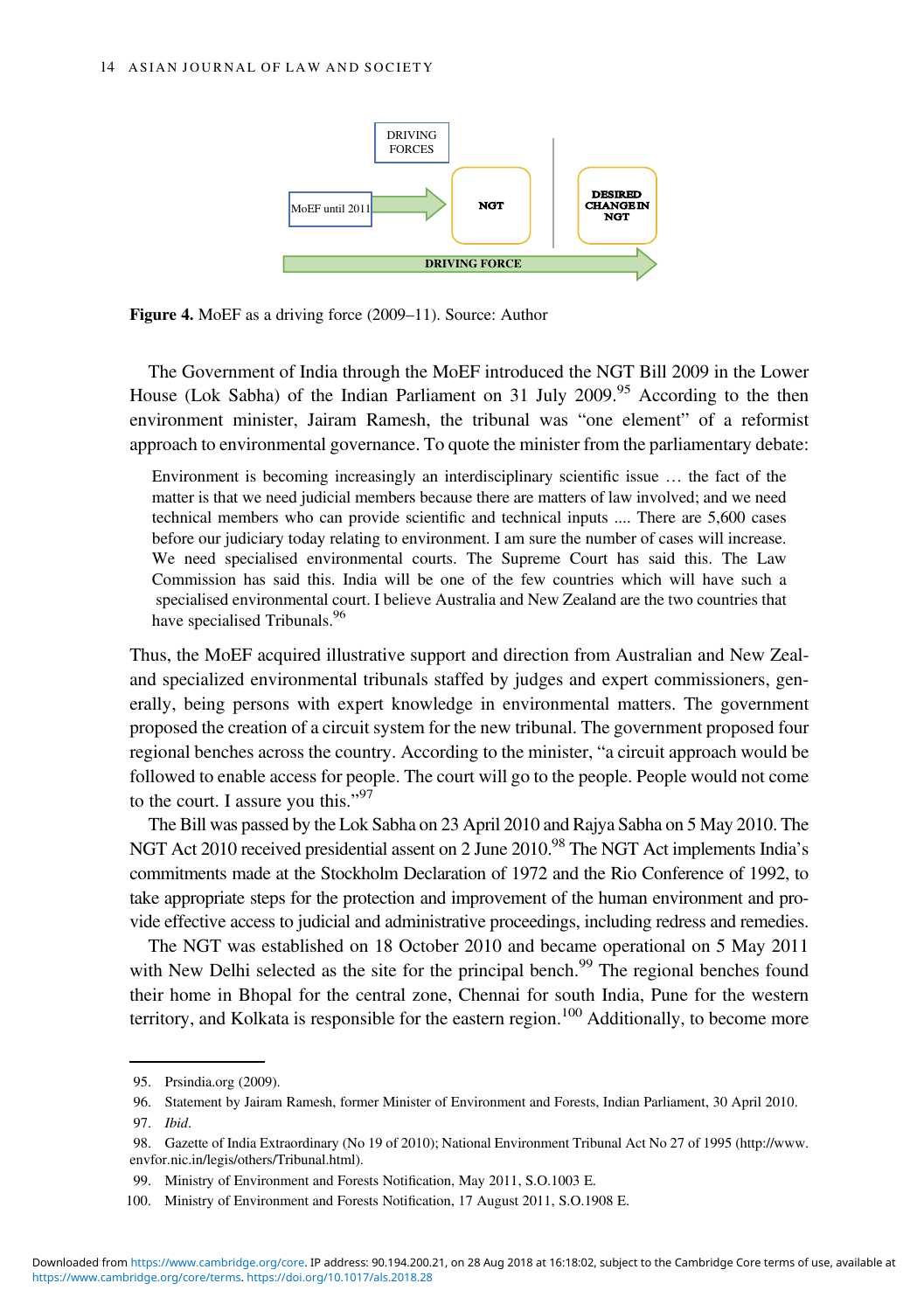DRIVING FORCES

MoEF until 2011 → NGT | DESIRED CHANGE IN NGT

DRIVING FORCE

**Figure 4.** MoEF as a driving force (2009–11). Source: Author

The Government of India through the MoEF introduced the NGT Bill 2009 in the Lower House (Lok Sabha) of the Indian Parliament on 31 July 2009.[95] According to the then environment minister, Jairam Ramesh, the tribunal was "one element" of a reformist approach to environmental governance. To quote the minister from the parliamentary debate:

> Environment is becoming increasingly an interdisciplinary scientific issue … the fact of the matter is that we need judicial members because there are matters of law involved; and we need technical members who can provide scientific and technical inputs .... There are 5,600 cases before our judiciary today relating to environment. I am sure the number of cases will increase. We need specialised environmental courts. The Supreme Court has said this. The Law Commission has said this. India will be one of the few countries which will have such a specialised environmental court. I believe Australia and New Zealand are the two countries that have specialised Tribunals.[96]

Thus, the MoEF acquired illustrative support and direction from Australian and New Zealand specialized environmental tribunals staffed by judges and expert commissioners, generally, being persons with expert knowledge in environmental matters. The government proposed the creation of a circuit system for the new tribunal. The government proposed four regional benches across the country. According to the minister, "a circuit approach would be followed to enable access for people. The court will go to the people. People would not come to the court. I assure you this."[97]

The Bill was passed by the Lok Sabha on 23 April 2010 and Rajya Sabha on 5 May 2010. The NGT Act 2010 received presidential assent on 2 June 2010.[98] The NGT Act implements India's commitments made at the Stockholm Declaration of 1972 and the Rio Conference of 1992, to take appropriate steps for the protection and improvement of the human environment and provide effective access to judicial and administrative proceedings, including redress and remedies.

The NGT was established on 18 October 2010 and became operational on 5 May 2011 with New Delhi selected as the site for the principal bench.[99] The regional benches found their home in Bhopal for the central zone, Chennai for south India, Pune for the western territory, and Kolkata is responsible for the eastern region.[100] Additionally, to become more

---

95. Prsindia.org (2009).

96. Statement by Jairam Ramesh, former Minister of Environment and Forests, Indian Parliament, 30 April 2010.

97. *Ibid*.

98. Gazette of India Extraordinary (No 19 of 2010); National Environment Tribunal Act No 27 of 1995 (http://www.envfor.nic.in/legis/others/Tribunal.html).

99. Ministry of Environment and Forests Notification, May 2011, S.O.1003 E.

100. Ministry of Environment and Forests Notification, 17 August 2011, S.O.1908 E.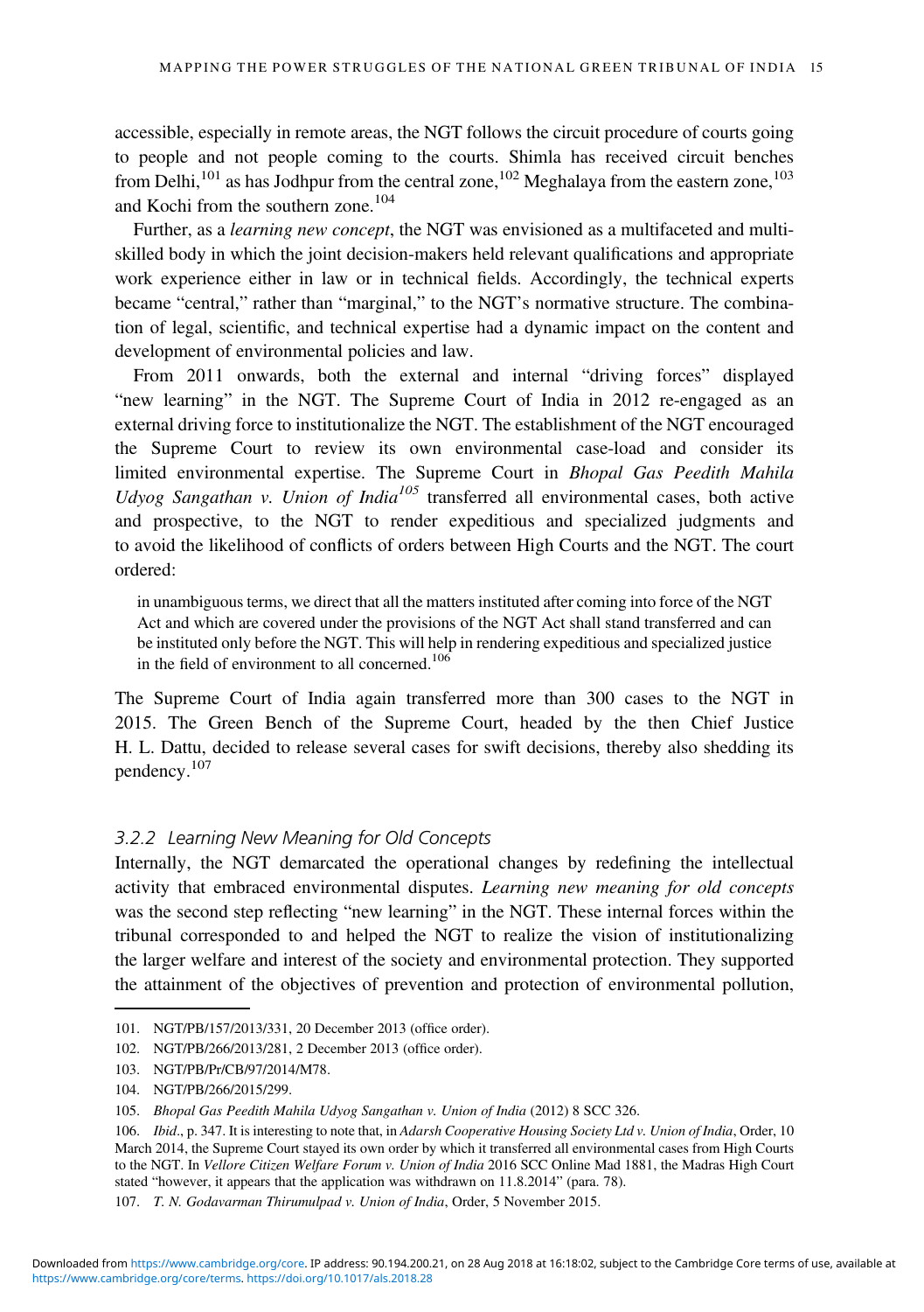accessible, especially in remote areas, the NGT follows the circuit procedure of courts going to people and not people coming to the courts. Shimla has received circuit benches from Delhi,[101] as has Jodhpur from the central zone,[102] Meghalaya from the eastern zone,[103] and Kochi from the southern zone.[104]

Further, as a *learning new concept*, the NGT was envisioned as a multifaceted and multi-skilled body in which the joint decision-makers held relevant qualifications and appropriate work experience either in law or in technical fields. Accordingly, the technical experts became "central," rather than "marginal," to the NGT's normative structure. The combination of legal, scientific, and technical expertise had a dynamic impact on the content and development of environmental policies and law.

From 2011 onwards, both the external and internal "driving forces" displayed "new learning" in the NGT. The Supreme Court of India in 2012 re-engaged as an external driving force to institutionalize the NGT. The establishment of the NGT encouraged the Supreme Court to review its own environmental case-load and consider its limited environmental expertise. The Supreme Court in *Bhopal Gas Peedith Mahila Udyog Sangathan v. Union of India*[105] transferred all environmental cases, both active and prospective, to the NGT to render expeditious and specialized judgments and to avoid the likelihood of conflicts of orders between High Courts and the NGT. The court ordered:

> in unambiguous terms, we direct that all the matters instituted after coming into force of the NGT Act and which are covered under the provisions of the NGT Act shall stand transferred and can be instituted only before the NGT. This will help in rendering expeditious and specialized justice in the field of environment to all concerned.[106]

The Supreme Court of India again transferred more than 300 cases to the NGT in 2015. The Green Bench of the Supreme Court, headed by the then Chief Justice H. L. Dattu, decided to release several cases for swift decisions, thereby also shedding its pendency.[107]

### 3.2.2 Learning New Meaning for Old Concepts

Internally, the NGT demarcated the operational changes by redefining the intellectual activity that embraced environmental disputes. *Learning new meaning for old concepts* was the second step reflecting "new learning" in the NGT. These internal forces within the tribunal corresponded to and helped the NGT to realize the vision of institutionalizing the larger welfare and interest of the society and environmental protection. They supported the attainment of the objectives of prevention and protection of environmental pollution,

---

101. NGT/PB/157/2013/331, 20 December 2013 (office order).

102. NGT/PB/266/2013/281, 2 December 2013 (office order).

103. NGT/PB/Pr/CB/97/2014/M78.

104. NGT/PB/266/2015/299.

105. *Bhopal Gas Peedith Mahila Udyog Sangathan v. Union of India* (2012) 8 SCC 326.

106. *Ibid*., p. 347. It is interesting to note that, in *Adarsh Cooperative Housing Society Ltd v. Union of India*, Order, 10 March 2014, the Supreme Court stayed its own order by which it transferred all environmental cases from High Courts to the NGT. In *Vellore Citizen Welfare Forum v. Union of India* 2016 SCC Online Mad 1881, the Madras High Court stated "however, it appears that the application was withdrawn on 11.8.2014" (para. 78).

107. *T. N. Godavarman Thirumulpad v. Union of India*, Order, 5 November 2015.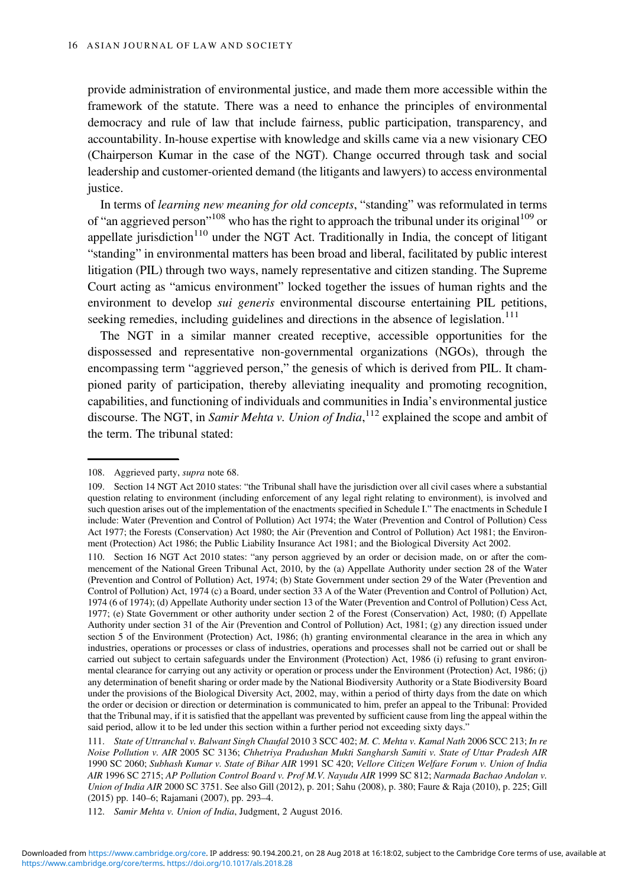provide administration of environmental justice, and made them more accessible within the framework of the statute. There was a need to enhance the principles of environmental democracy and rule of law that include fairness, public participation, transparency, and accountability. In-house expertise with knowledge and skills came via a new visionary CEO (Chairperson Kumar in the case of the NGT). Change occurred through task and social leadership and customer-oriented demand (the litigants and lawyers) to access environmental justice.

In terms of *learning new meaning for old concepts*, "standing" was reformulated in terms of "an aggrieved person"[108] who has the right to approach the tribunal under its original[109] or appellate jurisdiction[110] under the NGT Act. Traditionally in India, the concept of litigant "standing" in environmental matters has been broad and liberal, facilitated by public interest litigation (PIL) through two ways, namely representative and citizen standing. The Supreme Court acting as "amicus environment" locked together the issues of human rights and the environment to develop *sui generis* environmental discourse entertaining PIL petitions, seeking remedies, including guidelines and directions in the absence of legislation.[111]

The NGT in a similar manner created receptive, accessible opportunities for the dispossessed and representative non-governmental organizations (NGOs), through the encompassing term "aggrieved person," the genesis of which is derived from PIL. It championed parity of participation, thereby alleviating inequality and promoting recognition, capabilities, and functioning of individuals and communities in India's environmental justice discourse. The NGT, in *Samir Mehta v. Union of India*,[112] explained the scope and ambit of the term. The tribunal stated:

---

108. Aggrieved party, *supra* note 68.

109. Section 14 NGT Act 2010 states: "the Tribunal shall have the jurisdiction over all civil cases where a substantial question relating to environment (including enforcement of any legal right relating to environment), is involved and such question arises out of the implementation of the enactments specified in Schedule I." The enactments in Schedule I include: Water (Prevention and Control of Pollution) Act 1974; the Water (Prevention and Control of Pollution) Cess Act 1977; the Forests (Conservation) Act 1980; the Air (Prevention and Control of Pollution) Act 1981; the Environment (Protection) Act 1986; the Public Liability Insurance Act 1981; and the Biological Diversity Act 2002.

110. Section 16 NGT Act 2010 states: "any person aggrieved by an order or decision made, on or after the commencement of the National Green Tribunal Act, 2010, by the (a) Appellate Authority under section 28 of the Water (Prevention and Control of Pollution) Act, 1974; (b) State Government under section 29 of the Water (Prevention and Control of Pollution) Act, 1974 (c) a Board, under section 33 A of the Water (Prevention and Control of Pollution) Act, 1974 (6 of 1974); (d) Appellate Authority under section 13 of the Water (Prevention and Control of Pollution) Cess Act, 1977; (e) State Government or other authority under section 2 of the Forest (Conservation) Act, 1980; (f) Appellate Authority under section 31 of the Air (Prevention and Control of Pollution) Act, 1981; (g) any direction issued under section 5 of the Environment (Protection) Act, 1986; (h) granting environmental clearance in the area in which any industries, operations or processes or class of industries, operations and processes shall not be carried out or shall be carried out subject to certain safeguards under the Environment (Protection) Act, 1986 (i) refusing to grant environmental clearance for carrying out any activity or operation or process under the Environment (Protection) Act, 1986; (j) any determination of benefit sharing or order made by the National Biodiversity Authority or a State Biodiversity Board under the provisions of the Biological Diversity Act, 2002, may, within a period of thirty days from the date on which the order or decision or direction or determination is communicated to him, prefer an appeal to the Tribunal: Provided that the Tribunal may, if it is satisfied that the appellant was prevented by sufficient cause from ling the appeal within the said period, allow it to be led under this section within a further period not exceeding sixty days."

111. *State of Uttranchal v. Balwant Singh Chaufal* 2010 3 SCC 402; *M. C. Mehta v. Kamal Nath* 2006 SCC 213; *In re Noise Pollution v. AIR* 2005 SC 3136; *Chhetriya Pradushan Mukti Sangharsh Samiti v. State of Uttar Pradesh AIR* 1990 SC 2060; *Subhash Kumar v. State of Bihar AIR* 1991 SC 420; *Vellore Citizen Welfare Forum v. Union of India AIR* 1996 SC 2715; *AP Pollution Control Board v. Prof M.V. Nayudu AIR* 1999 SC 812; *Narmada Bachao Andolan v. Union of India AIR* 2000 SC 3751. See also Gill (2012), p. 201; Sahu (2008), p. 380; Faure & Raja (2010), p. 225; Gill (2015) pp. 140–6; Rajamani (2007), pp. 293–4.

112. *Samir Mehta v. Union of India*, Judgment, 2 August 2016.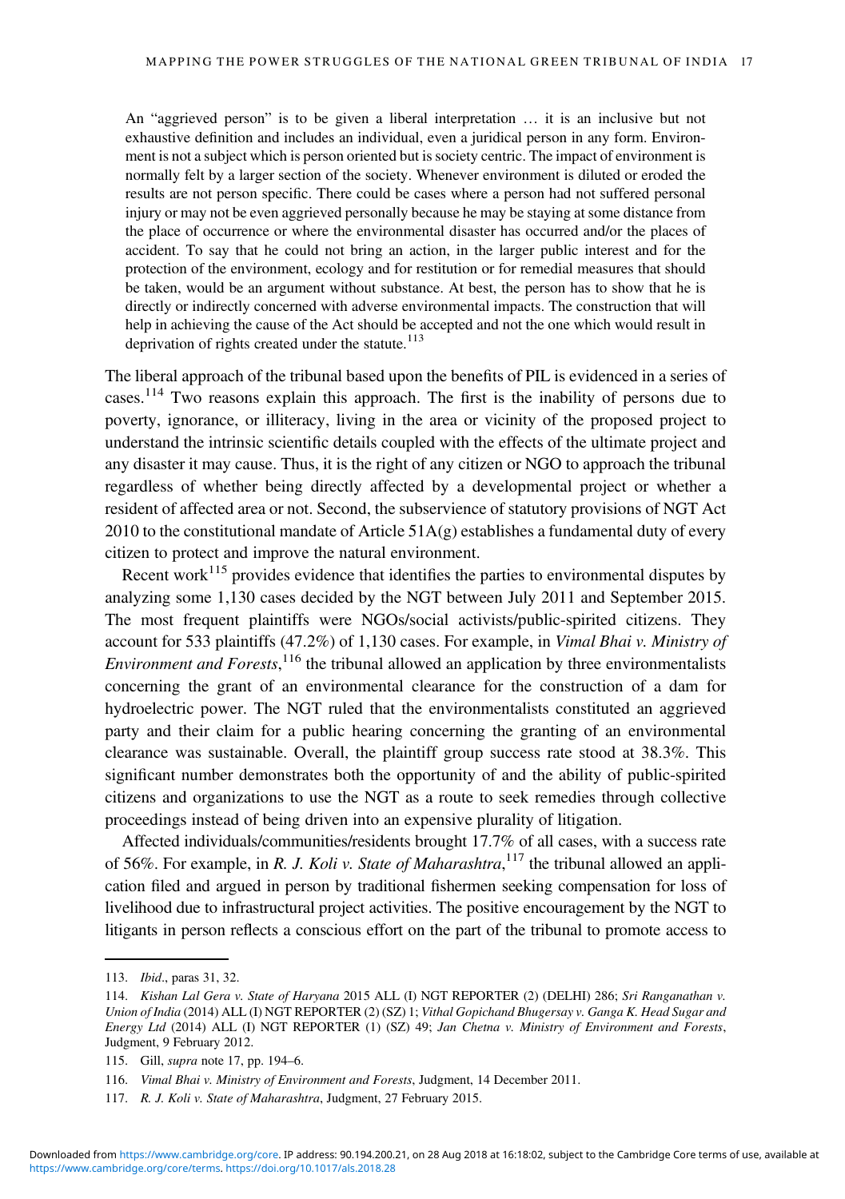> An "aggrieved person" is to be given a liberal interpretation … it is an inclusive but not exhaustive definition and includes an individual, even a juridical person in any form. Environment is not a subject which is person oriented but is society centric. The impact of environment is normally felt by a larger section of the society. Whenever environment is diluted or eroded the results are not person specific. There could be cases where a person had not suffered personal injury or may not be even aggrieved personally because he may be staying at some distance from the place of occurrence or where the environmental disaster has occurred and/or the places of accident. To say that he could not bring an action, in the larger public interest and for the protection of the environment, ecology and for restitution or for remedial measures that should be taken, would be an argument without substance. At best, the person has to show that he is directly or indirectly concerned with adverse environmental impacts. The construction that will help in achieving the cause of the Act should be accepted and not the one which would result in deprivation of rights created under the statute.[113]

The liberal approach of the tribunal based upon the benefits of PIL is evidenced in a series of cases.[114] Two reasons explain this approach. The first is the inability of persons due to poverty, ignorance, or illiteracy, living in the area or vicinity of the proposed project to understand the intrinsic scientific details coupled with the effects of the ultimate project and any disaster it may cause. Thus, it is the right of any citizen or NGO to approach the tribunal regardless of whether being directly affected by a developmental project or whether a resident of affected area or not. Second, the subservience of statutory provisions of NGT Act 2010 to the constitutional mandate of Article 51A(g) establishes a fundamental duty of every citizen to protect and improve the natural environment.

Recent work[115] provides evidence that identifies the parties to environmental disputes by analyzing some 1,130 cases decided by the NGT between July 2011 and September 2015. The most frequent plaintiffs were NGOs/social activists/public-spirited citizens. They account for 533 plaintiffs (47.2%) of 1,130 cases. For example, in *Vimal Bhai v. Ministry of Environment and Forests*,[116] the tribunal allowed an application by three environmentalists concerning the grant of an environmental clearance for the construction of a dam for hydroelectric power. The NGT ruled that the environmentalists constituted an aggrieved party and their claim for a public hearing concerning the granting of an environmental clearance was sustainable. Overall, the plaintiff group success rate stood at 38.3%. This significant number demonstrates both the opportunity of and the ability of public-spirited citizens and organizations to use the NGT as a route to seek remedies through collective proceedings instead of being driven into an expensive plurality of litigation.

Affected individuals/communities/residents brought 17.7% of all cases, with a success rate of 56%. For example, in *R. J. Koli v. State of Maharashtra*,[117] the tribunal allowed an application filed and argued in person by traditional fishermen seeking compensation for loss of livelihood due to infrastructural project activities. The positive encouragement by the NGT to litigants in person reflects a conscious effort on the part of the tribunal to promote access to

---

113. *Ibid*., paras 31, 32.

114. *Kishan Lal Gera v. State of Haryana* 2015 ALL (I) NGT REPORTER (2) (DELHI) 286; *Sri Ranganathan v. Union of India* (2014) ALL (I) NGT REPORTER (2) (SZ) 1; *Vithal Gopichand Bhugersay v. Ganga K. Head Sugar and Energy Ltd* (2014) ALL (I) NGT REPORTER (1) (SZ) 49; *Jan Chetna v. Ministry of Environment and Forests*, Judgment, 9 February 2012.

115. Gill, *supra* note 17, pp. 194–6.

116. *Vimal Bhai v. Ministry of Environment and Forests*, Judgment, 14 December 2011.

117. *R. J. Koli v. State of Maharashtra*, Judgment, 27 February 2015.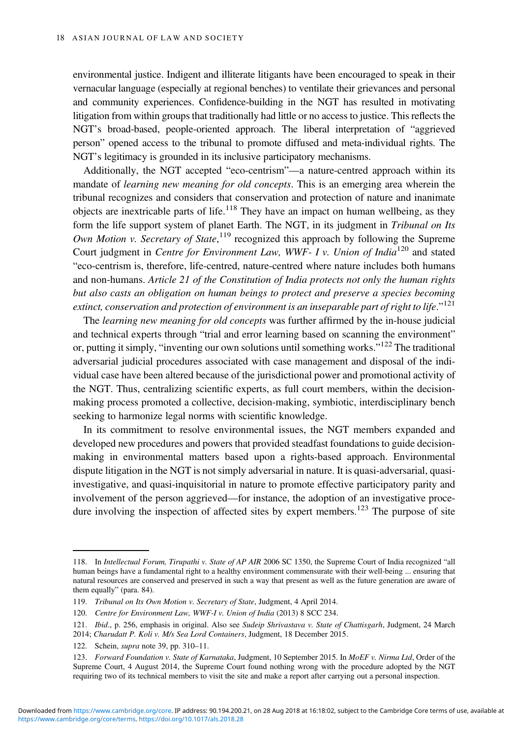environmental justice. Indigent and illiterate litigants have been encouraged to speak in their vernacular language (especially at regional benches) to ventilate their grievances and personal and community experiences. Confidence-building in the NGT has resulted in motivating litigation from within groups that traditionally had little or no access to justice. This reflects the NGT's broad-based, people-oriented approach. The liberal interpretation of "aggrieved person" opened access to the tribunal to promote diffused and meta-individual rights. The NGT's legitimacy is grounded in its inclusive participatory mechanisms.

Additionally, the NGT accepted "eco-centrism"—a nature-centred approach within its mandate of *learning new meaning for old concepts*. This is an emerging area wherein the tribunal recognizes and considers that conservation and protection of nature and inanimate objects are inextricable parts of life.[118] They have an impact on human wellbeing, as they form the life support system of planet Earth. The NGT, in its judgment in *Tribunal on Its Own Motion v. Secretary of State*,[119] recognized this approach by following the Supreme Court judgment in *Centre for Environment Law, WWF- I v. Union of India*[120] and stated "eco-centrism is, therefore, life-centred, nature-centred where nature includes both humans and non-humans. *Article 21 of the Constitution of India protects not only the human rights but also casts an obligation on human beings to protect and preserve a species becoming extinct, conservation and protection of environment is an inseparable part of right to life*."[121]

The *learning new meaning for old concepts* was further affirmed by the in-house judicial and technical experts through "trial and error learning based on scanning the environment" or, putting it simply, "inventing our own solutions until something works."[122] The traditional adversarial judicial procedures associated with case management and disposal of the individual case have been altered because of the jurisdictional power and promotional activity of the NGT. Thus, centralizing scientific experts, as full court members, within the decision-making process promoted a collective, decision-making, symbiotic, interdisciplinary bench seeking to harmonize legal norms with scientific knowledge.

In its commitment to resolve environmental issues, the NGT members expanded and developed new procedures and powers that provided steadfast foundations to guide decision-making in environmental matters based upon a rights-based approach. Environmental dispute litigation in the NGT is not simply adversarial in nature. It is quasi-adversarial, quasi-investigative, and quasi-inquisitorial in nature to promote effective participatory parity and involvement of the person aggrieved—for instance, the adoption of an investigative procedure involving the inspection of affected sites by expert members.[123] The purpose of site

---

118. In *Intellectual Forum, Tirupathi v. State of AP AIR* 2006 SC 1350, the Supreme Court of India recognized "all human beings have a fundamental right to a healthy environment commensurate with their well-being ... ensuring that natural resources are conserved and preserved in such a way that present as well as the future generation are aware of them equally" (para. 84).

119. *Tribunal on Its Own Motion v. Secretary of State*, Judgment, 4 April 2014.

120. *Centre for Environment Law, WWF-I v. Union of India* (2013) 8 SCC 234.

121. *Ibid*., p. 256, emphasis in original. Also see *Sudeip Shrivastava v. State of Chattisgarh*, Judgment, 24 March 2014; *Charudatt P. Koli v. M/s Sea Lord Containers*, Judgment, 18 December 2015.

122. Schein, *supra* note 39, pp. 310–11.

123. *Forward Foundation v. State of Karnataka*, Judgment, 10 September 2015. In *MoEF v. Nirma Ltd*, Order of the Supreme Court, 4 August 2014, the Supreme Court found nothing wrong with the procedure adopted by the NGT requiring two of its technical members to visit the site and make a report after carrying out a personal inspection.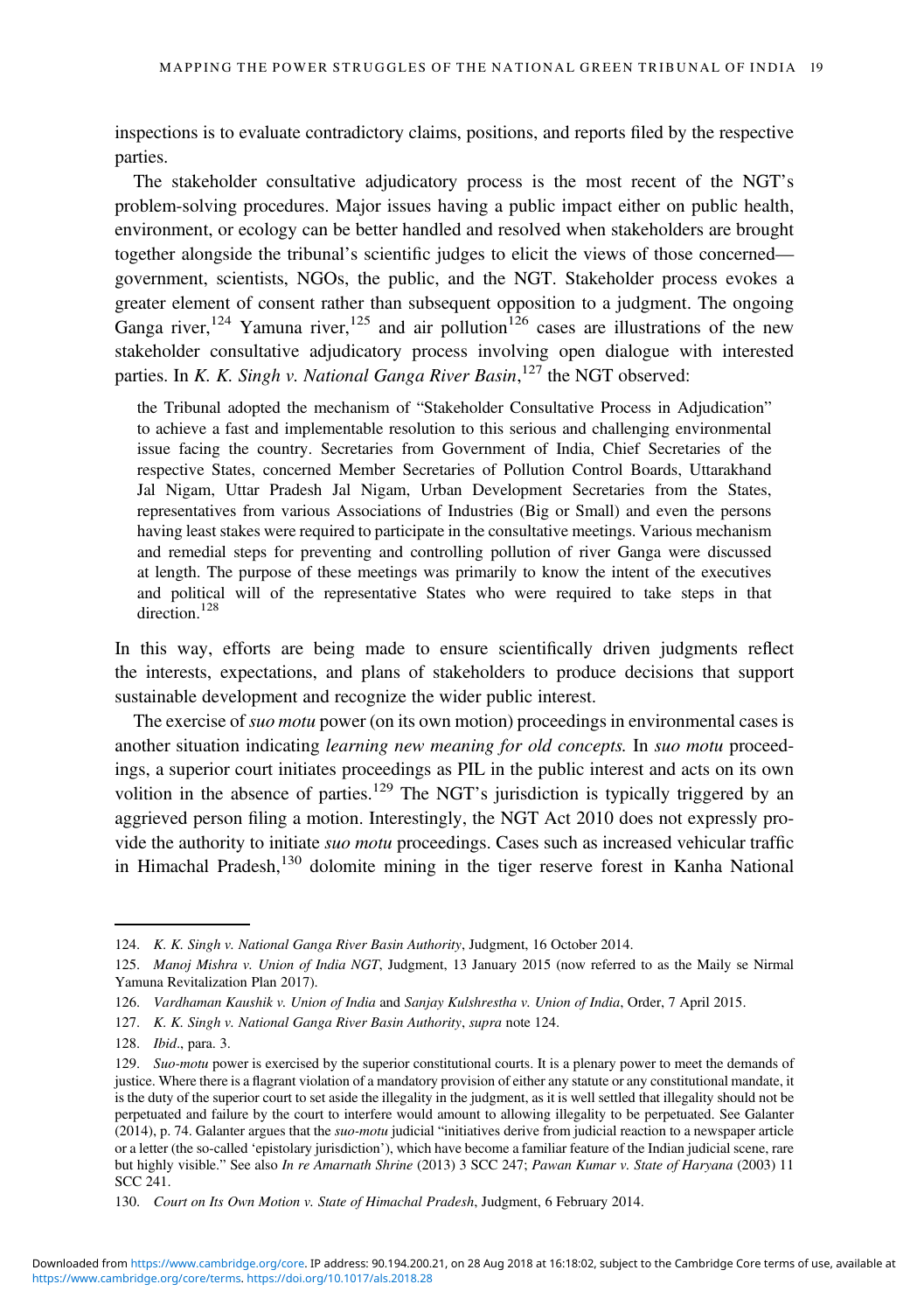inspections is to evaluate contradictory claims, positions, and reports filed by the respective parties.

The stakeholder consultative adjudicatory process is the most recent of the NGT's problem-solving procedures. Major issues having a public impact either on public health, environment, or ecology can be better handled and resolved when stakeholders are brought together alongside the tribunal's scientific judges to elicit the views of those concerned—government, scientists, NGOs, the public, and the NGT. Stakeholder process evokes a greater element of consent rather than subsequent opposition to a judgment. The ongoing Ganga river,[124] Yamuna river,[125] and air pollution[126] cases are illustrations of the new stakeholder consultative adjudicatory process involving open dialogue with interested parties. In *K. K. Singh v. National Ganga River Basin*,[127] the NGT observed:

> the Tribunal adopted the mechanism of "Stakeholder Consultative Process in Adjudication" to achieve a fast and implementable resolution to this serious and challenging environmental issue facing the country. Secretaries from Government of India, Chief Secretaries of the respective States, concerned Member Secretaries of Pollution Control Boards, Uttarakhand Jal Nigam, Uttar Pradesh Jal Nigam, Urban Development Secretaries from the States, representatives from various Associations of Industries (Big or Small) and even the persons having least stakes were required to participate in the consultative meetings. Various mechanism and remedial steps for preventing and controlling pollution of river Ganga were discussed at length. The purpose of these meetings was primarily to know the intent of the executives and political will of the representative States who were required to take steps in that direction.[128]

In this way, efforts are being made to ensure scientifically driven judgments reflect the interests, expectations, and plans of stakeholders to produce decisions that support sustainable development and recognize the wider public interest.

The exercise of *suo motu* power (on its own motion) proceedings in environmental cases is another situation indicating *learning new meaning for old concepts.* In *suo motu* proceedings, a superior court initiates proceedings as PIL in the public interest and acts on its own volition in the absence of parties.[129] The NGT's jurisdiction is typically triggered by an aggrieved person filing a motion. Interestingly, the NGT Act 2010 does not expressly provide the authority to initiate *suo motu* proceedings. Cases such as increased vehicular traffic in Himachal Pradesh,[130] dolomite mining in the tiger reserve forest in Kanha National

---

124. *K. K. Singh v. National Ganga River Basin Authority*, Judgment, 16 October 2014.

125. *Manoj Mishra v. Union of India NGT*, Judgment, 13 January 2015 (now referred to as the Maily se Nirmal Yamuna Revitalization Plan 2017).

126. *Vardhaman Kaushik v. Union of India* and *Sanjay Kulshrestha v. Union of India*, Order, 7 April 2015.

127. *K. K. Singh v. National Ganga River Basin Authority*, *supra* note 124.

128. *Ibid*., para. 3.

129. *Suo-motu* power is exercised by the superior constitutional courts. It is a plenary power to meet the demands of justice. Where there is a flagrant violation of a mandatory provision of either any statute or any constitutional mandate, it is the duty of the superior court to set aside the illegality in the judgment, as it is well settled that illegality should not be perpetuated and failure by the court to interfere would amount to allowing illegality to be perpetuated. See Galanter (2014), p. 74. Galanter argues that the *suo-motu* judicial "initiatives derive from judicial reaction to a newspaper article or a letter (the so-called 'epistolary jurisdiction'), which have become a familiar feature of the Indian judicial scene, rare but highly visible." See also *In re Amarnath Shrine* (2013) 3 SCC 247; *Pawan Kumar v. State of Haryana* (2003) 11 SCC 241.

130. *Court on Its Own Motion v. State of Himachal Pradesh*, Judgment, 6 February 2014.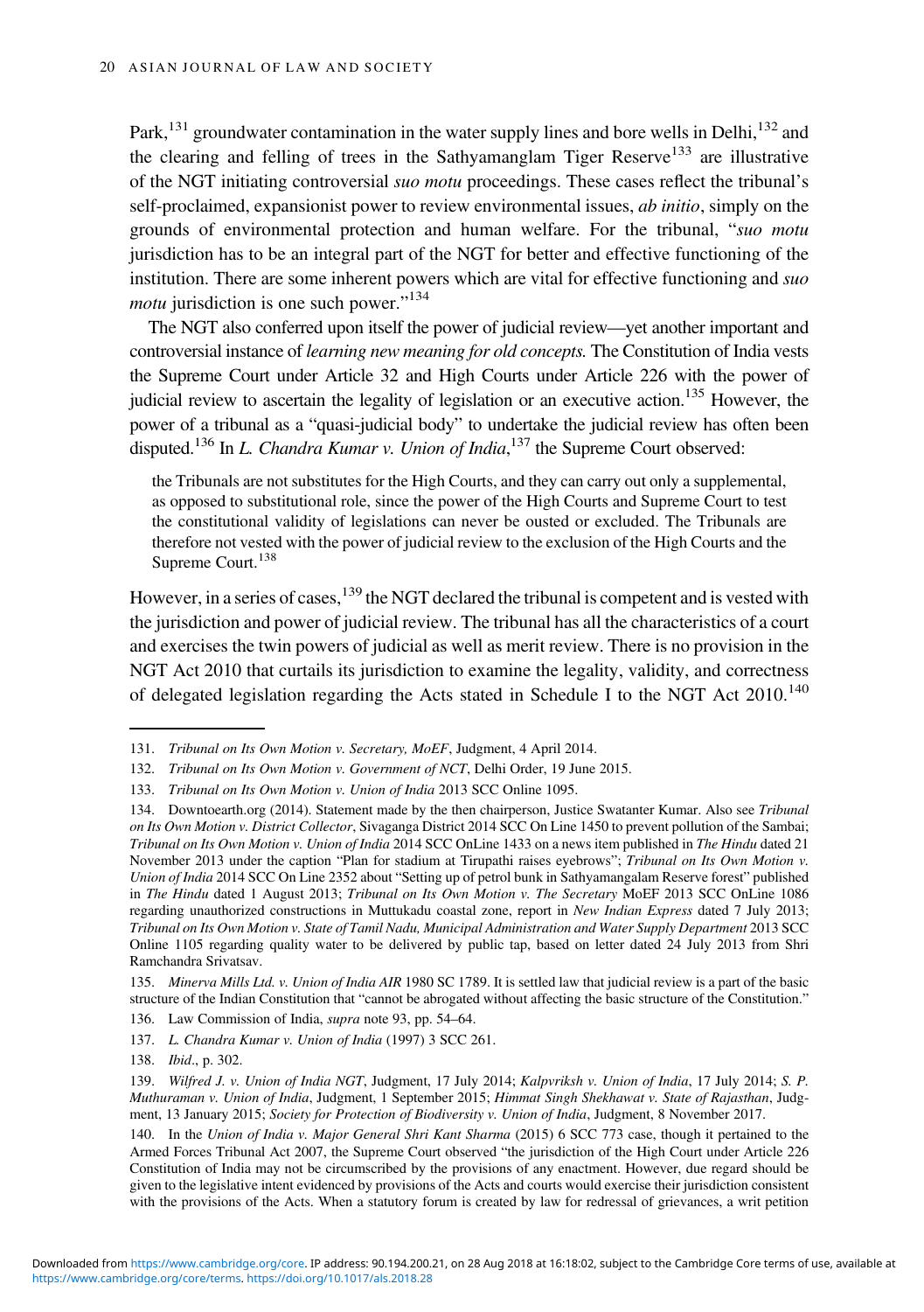Park,[131] groundwater contamination in the water supply lines and bore wells in Delhi,[132] and the clearing and felling of trees in the Sathyamanglam Tiger Reserve[133] are illustrative of the NGT initiating controversial *suo motu* proceedings. These cases reflect the tribunal's self-proclaimed, expansionist power to review environmental issues, *ab initio*, simply on the grounds of environmental protection and human welfare. For the tribunal, "*suo motu* jurisdiction has to be an integral part of the NGT for better and effective functioning of the institution. There are some inherent powers which are vital for effective functioning and *suo motu* jurisdiction is one such power."[134]

The NGT also conferred upon itself the power of judicial review—yet another important and controversial instance of *learning new meaning for old concepts.* The Constitution of India vests the Supreme Court under Article 32 and High Courts under Article 226 with the power of judicial review to ascertain the legality of legislation or an executive action.[135] However, the power of a tribunal as a "quasi-judicial body" to undertake the judicial review has often been disputed.[136] In *L. Chandra Kumar v. Union of India*,[137] the Supreme Court observed:

> the Tribunals are not substitutes for the High Courts, and they can carry out only a supplemental, as opposed to substitutional role, since the power of the High Courts and Supreme Court to test the constitutional validity of legislations can never be ousted or excluded. The Tribunals are therefore not vested with the power of judicial review to the exclusion of the High Courts and the Supreme Court.[138]

However, in a series of cases,[139] the NGT declared the tribunal is competent and is vested with the jurisdiction and power of judicial review. The tribunal has all the characteristics of a court and exercises the twin powers of judicial as well as merit review. There is no provision in the NGT Act 2010 that curtails its jurisdiction to examine the legality, validity, and correctness of delegated legislation regarding the Acts stated in Schedule I to the NGT Act 2010.[140]

---

131. *Tribunal on Its Own Motion v. Secretary, MoEF*, Judgment, 4 April 2014.

132. *Tribunal on Its Own Motion v. Government of NCT*, Delhi Order, 19 June 2015.

133. *Tribunal on Its Own Motion v. Union of India* 2013 SCC Online 1095.

134. Downtoearth.org (2014). Statement made by the then chairperson, Justice Swatanter Kumar. Also see *Tribunal on Its Own Motion v. District Collector*, Sivaganga District 2014 SCC On Line 1450 to prevent pollution of the Sambai; *Tribunal on Its Own Motion v. Union of India* 2014 SCC OnLine 1433 on a news item published in *The Hindu* dated 21 November 2013 under the caption "Plan for stadium at Tirupathi raises eyebrows"; *Tribunal on Its Own Motion v. Union of India* 2014 SCC On Line 2352 about "Setting up of petrol bunk in Sathyamangalam Reserve forest" published in *The Hindu* dated 1 August 2013; *Tribunal on Its Own Motion v. The Secretary* MoEF 2013 SCC OnLine 1086 regarding unauthorized constructions in Muttukadu coastal zone, report in *New Indian Express* dated 7 July 2013; *Tribunal on Its Own Motion v. State of Tamil Nadu, Municipal Administration and Water Supply Department* 2013 SCC Online 1105 regarding quality water to be delivered by public tap, based on letter dated 24 July 2013 from Shri Ramchandra Srivatsav.

135. *Minerva Mills Ltd. v. Union of India AIR* 1980 SC 1789. It is settled law that judicial review is a part of the basic structure of the Indian Constitution that "cannot be abrogated without affecting the basic structure of the Constitution."

136. Law Commission of India, *supra* note 93, pp. 54–64.

137. *L. Chandra Kumar v. Union of India* (1997) 3 SCC 261.

138. *Ibid*., p. 302.

139. *Wilfred J. v. Union of India NGT*, Judgment, 17 July 2014; *Kalpvriksh v. Union of India*, 17 July 2014; *S. P. Muthuraman v. Union of India*, Judgment, 1 September 2015; *Himmat Singh Shekhawat v. State of Rajasthan*, Judgment, 13 January 2015; *Society for Protection of Biodiversity v. Union of India*, Judgment, 8 November 2017.

140. In the *Union of India v. Major General Shri Kant Sharma* (2015) 6 SCC 773 case, though it pertained to the Armed Forces Tribunal Act 2007, the Supreme Court observed "the jurisdiction of the High Court under Article 226 Constitution of India may not be circumscribed by the provisions of any enactment. However, due regard should be given to the legislative intent evidenced by provisions of the Acts and courts would exercise their jurisdiction consistent with the provisions of the Acts. When a statutory forum is created by law for redressal of grievances, a writ petition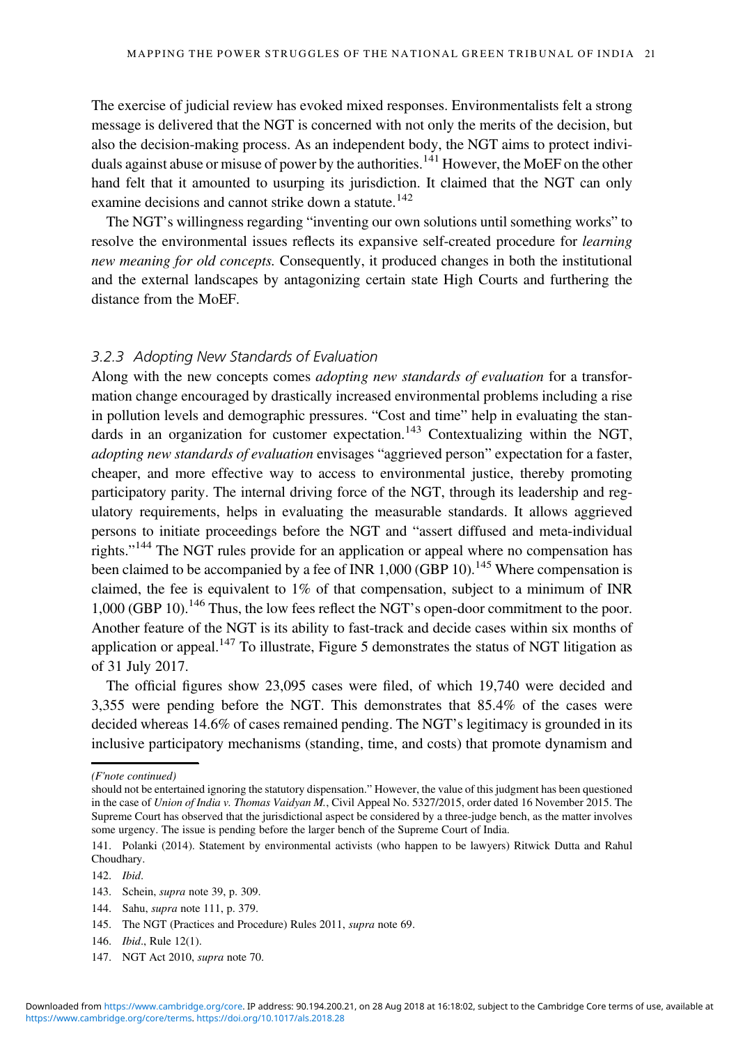The exercise of judicial review has evoked mixed responses. Environmentalists felt a strong message is delivered that the NGT is concerned with not only the merits of the decision, but also the decision-making process. As an independent body, the NGT aims to protect individuals against abuse or misuse of power by the authorities.[141] However, the MoEF on the other hand felt that it amounted to usurping its jurisdiction. It claimed that the NGT can only examine decisions and cannot strike down a statute.[142]

The NGT's willingness regarding "inventing our own solutions until something works" to resolve the environmental issues reflects its expansive self-created procedure for *learning new meaning for old concepts.* Consequently, it produced changes in both the institutional and the external landscapes by antagonizing certain state High Courts and furthering the distance from the MoEF.

### 3.2.3 Adopting New Standards of Evaluation

Along with the new concepts comes *adopting new standards of evaluation* for a transformation change encouraged by drastically increased environmental problems including a rise in pollution levels and demographic pressures. "Cost and time" help in evaluating the standards in an organization for customer expectation.[143] Contextualizing within the NGT, *adopting new standards of evaluation* envisages "aggrieved person" expectation for a faster, cheaper, and more effective way to access to environmental justice, thereby promoting participatory parity. The internal driving force of the NGT, through its leadership and regulatory requirements, helps in evaluating the measurable standards. It allows aggrieved persons to initiate proceedings before the NGT and "assert diffused and meta-individual rights."[144] The NGT rules provide for an application or appeal where no compensation has been claimed to be accompanied by a fee of INR 1,000 (GBP 10).[145] Where compensation is claimed, the fee is equivalent to 1% of that compensation, subject to a minimum of INR 1,000 (GBP 10).[146] Thus, the low fees reflect the NGT's open-door commitment to the poor. Another feature of the NGT is its ability to fast-track and decide cases within six months of application or appeal.[147] To illustrate, Figure 5 demonstrates the status of NGT litigation as of 31 July 2017.

The official figures show 23,095 cases were filed, of which 19,740 were decided and 3,355 were pending before the NGT. This demonstrates that 85.4% of the cases were decided whereas 14.6% of cases remained pending. The NGT's legitimacy is grounded in its inclusive participatory mechanisms (standing, time, and costs) that promote dynamism and

---

*(F'note continued)*

should not be entertained ignoring the statutory dispensation." However, the value of this judgment has been questioned in the case of *Union of India v. Thomas Vaidyan M.*, Civil Appeal No. 5327/2015, order dated 16 November 2015. The Supreme Court has observed that the jurisdictional aspect be considered by a three-judge bench, as the matter involves some urgency. The issue is pending before the larger bench of the Supreme Court of India.

141. Polanki (2014). Statement by environmental activists (who happen to be lawyers) Ritwick Dutta and Rahul Choudhary.

142. *Ibid*.

143. Schein, *supra* note 39, p. 309.

144. Sahu, *supra* note 111, p. 379.

145. The NGT (Practices and Procedure) Rules 2011, *supra* note 69.

146. *Ibid*., Rule 12(1).

147. NGT Act 2010, *supra* note 70.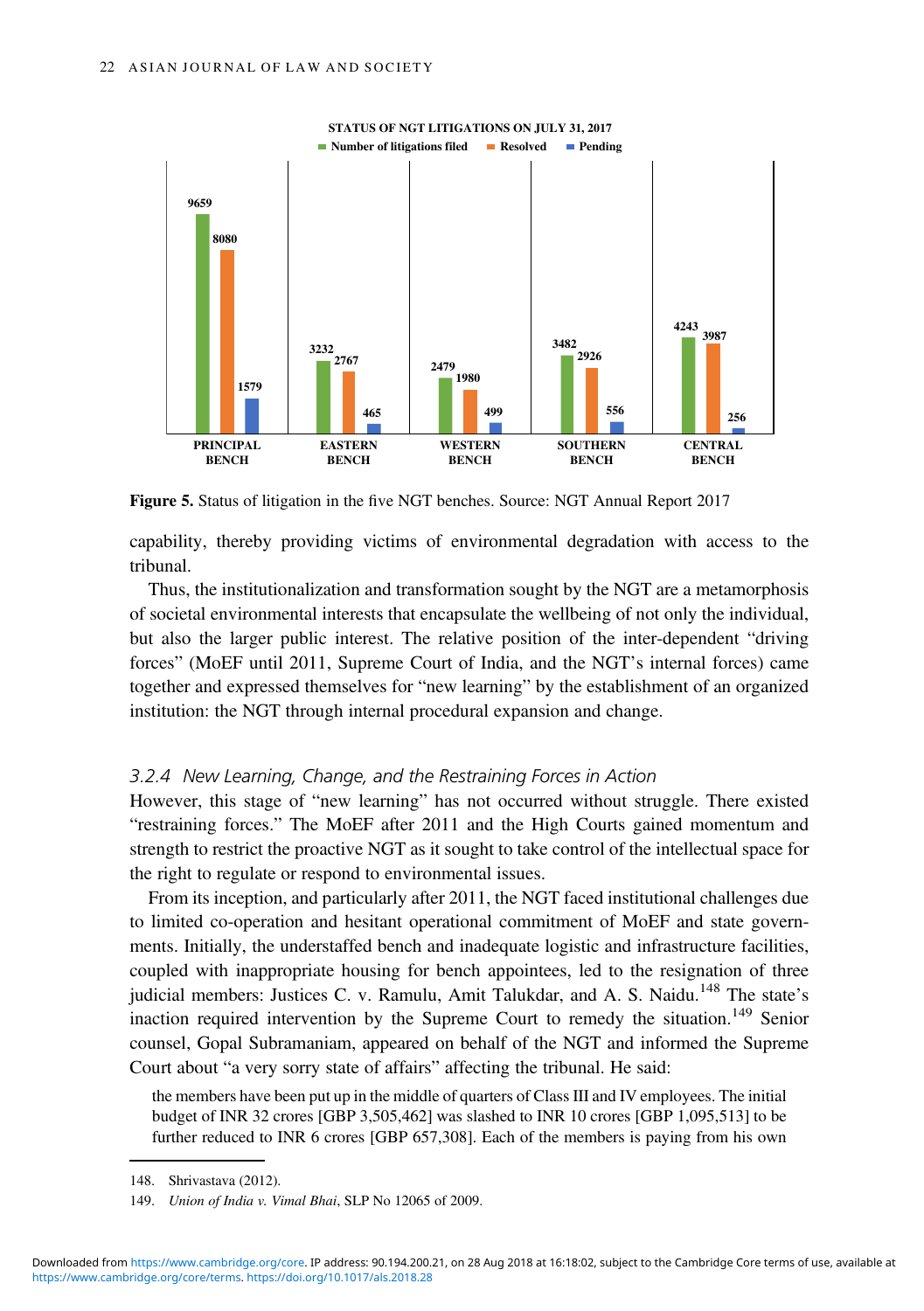**STATUS OF NGT LITIGATIONS ON JULY 31, 2017**

| | Number of litigations filed | Resolved | Pending |
|---|---|---|---|
| PRINCIPAL BENCH | 9659 | 8080 | 1579 |
| EASTERN BENCH | 3232 | 2767 | 465 |
| WESTERN BENCH | 2479 | 1980 | 499 |
| SOUTHERN BENCH | 3482 | 2926 | 556 |
| CENTRAL BENCH | 4243 | 3987 | 256 |

**Figure 5.** Status of litigation in the five NGT benches. Source: NGT Annual Report 2017

capability, thereby providing victims of environmental degradation with access to the tribunal.

Thus, the institutionalization and transformation sought by the NGT are a metamorphosis of societal environmental interests that encapsulate the wellbeing of not only the individual, but also the larger public interest. The relative position of the inter-dependent "driving forces" (MoEF until 2011, Supreme Court of India, and the NGT's internal forces) came together and expressed themselves for "new learning" by the establishment of an organized institution: the NGT through internal procedural expansion and change.

### 3.2.4 New Learning, Change, and the Restraining Forces in Action

However, this stage of "new learning" has not occurred without struggle. There existed "restraining forces." The MoEF after 2011 and the High Courts gained momentum and strength to restrict the proactive NGT as it sought to take control of the intellectual space for the right to regulate or respond to environmental issues.

From its inception, and particularly after 2011, the NGT faced institutional challenges due to limited co-operation and hesitant operational commitment of MoEF and state governments. Initially, the understaffed bench and inadequate logistic and infrastructure facilities, coupled with inappropriate housing for bench appointees, led to the resignation of three judicial members: Justices C. v. Ramulu, Amit Talukdar, and A. S. Naidu.[148] The state's inaction required intervention by the Supreme Court to remedy the situation.[149] Senior counsel, Gopal Subramaniam, appeared on behalf of the NGT and informed the Supreme Court about "a very sorry state of affairs" affecting the tribunal. He said:

> the members have been put up in the middle of quarters of Class III and IV employees. The initial budget of INR 32 crores [GBP 3,505,462] was slashed to INR 10 crores [GBP 1,095,513] to be further reduced to INR 6 crores [GBP 657,308]. Each of the members is paying from his own

148. Shrivastava (2012).

149. *Union of India v. Vimal Bhai*, SLP No 12065 of 2009.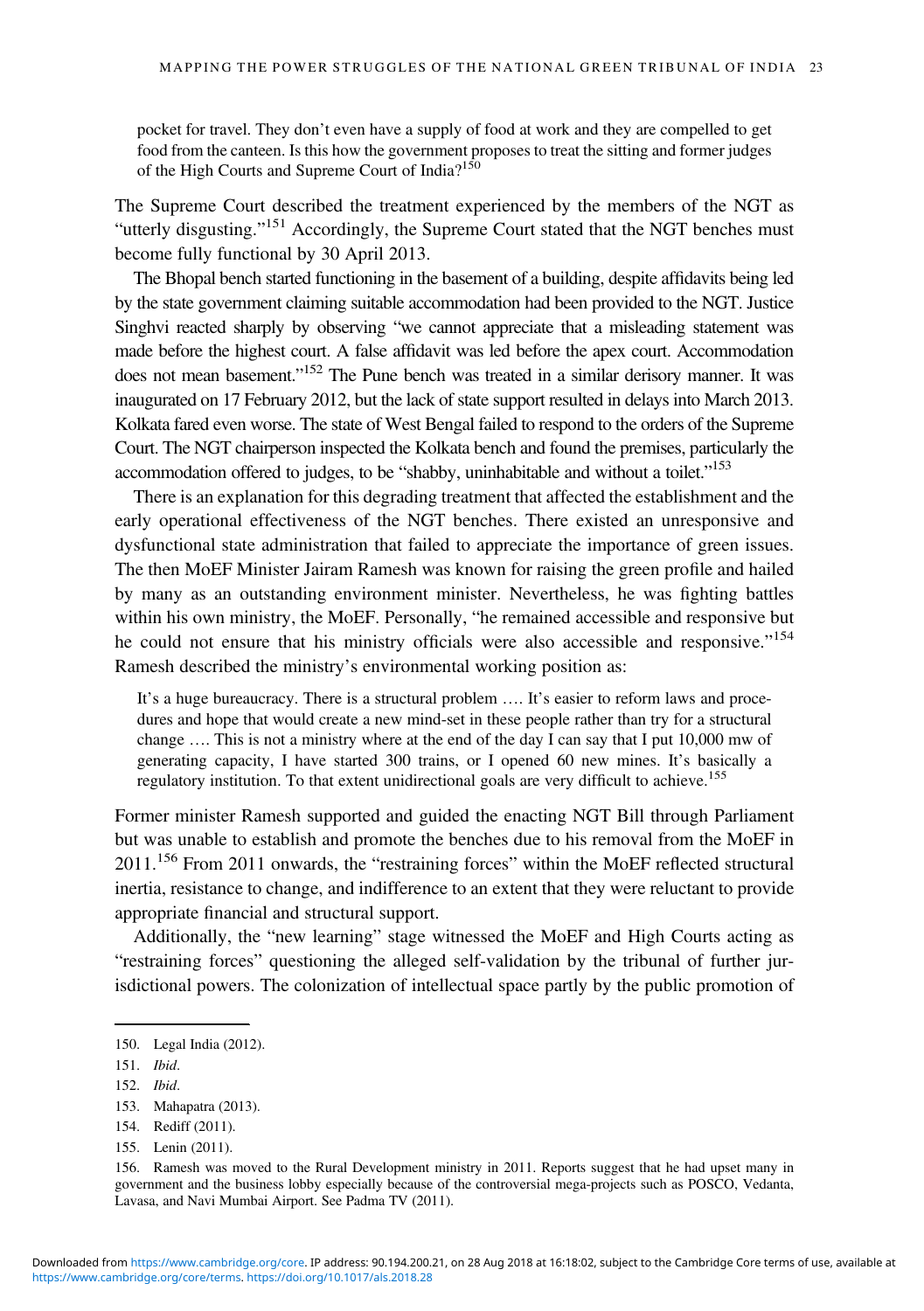> pocket for travel. They don't even have a supply of food at work and they are compelled to get food from the canteen. Is this how the government proposes to treat the sitting and former judges of the High Courts and Supreme Court of India?[150]

The Supreme Court described the treatment experienced by the members of the NGT as "utterly disgusting."[151] Accordingly, the Supreme Court stated that the NGT benches must become fully functional by 30 April 2013.

The Bhopal bench started functioning in the basement of a building, despite affidavits being led by the state government claiming suitable accommodation had been provided to the NGT. Justice Singhvi reacted sharply by observing "we cannot appreciate that a misleading statement was made before the highest court. A false affidavit was led before the apex court. Accommodation does not mean basement."[152] The Pune bench was treated in a similar derisory manner. It was inaugurated on 17 February 2012, but the lack of state support resulted in delays into March 2013. Kolkata fared even worse. The state of West Bengal failed to respond to the orders of the Supreme Court. The NGT chairperson inspected the Kolkata bench and found the premises, particularly the accommodation offered to judges, to be "shabby, uninhabitable and without a toilet."[153]

There is an explanation for this degrading treatment that affected the establishment and the early operational effectiveness of the NGT benches. There existed an unresponsive and dysfunctional state administration that failed to appreciate the importance of green issues. The then MoEF Minister Jairam Ramesh was known for raising the green profile and hailed by many as an outstanding environment minister. Nevertheless, he was fighting battles within his own ministry, the MoEF. Personally, "he remained accessible and responsive but he could not ensure that his ministry officials were also accessible and responsive."[154] Ramesh described the ministry's environmental working position as:

> It's a huge bureaucracy. There is a structural problem …. It's easier to reform laws and procedures and hope that would create a new mind-set in these people rather than try for a structural change …. This is not a ministry where at the end of the day I can say that I put 10,000 mw of generating capacity, I have started 300 trains, or I opened 60 new mines. It's basically a regulatory institution. To that extent unidirectional goals are very difficult to achieve.[155]

Former minister Ramesh supported and guided the enacting NGT Bill through Parliament but was unable to establish and promote the benches due to his removal from the MoEF in 2011.[156] From 2011 onwards, the "restraining forces" within the MoEF reflected structural inertia, resistance to change, and indifference to an extent that they were reluctant to provide appropriate financial and structural support.

Additionally, the "new learning" stage witnessed the MoEF and High Courts acting as "restraining forces" questioning the alleged self-validation by the tribunal of further jurisdictional powers. The colonization of intellectual space partly by the public promotion of

---

150. Legal India (2012).

151. *Ibid*.

152. *Ibid*.

153. Mahapatra (2013).

154. Rediff (2011).

155. Lenin (2011).

156. Ramesh was moved to the Rural Development ministry in 2011. Reports suggest that he had upset many in government and the business lobby especially because of the controversial mega-projects such as POSCO, Vedanta, Lavasa, and Navi Mumbai Airport. See Padma TV (2011).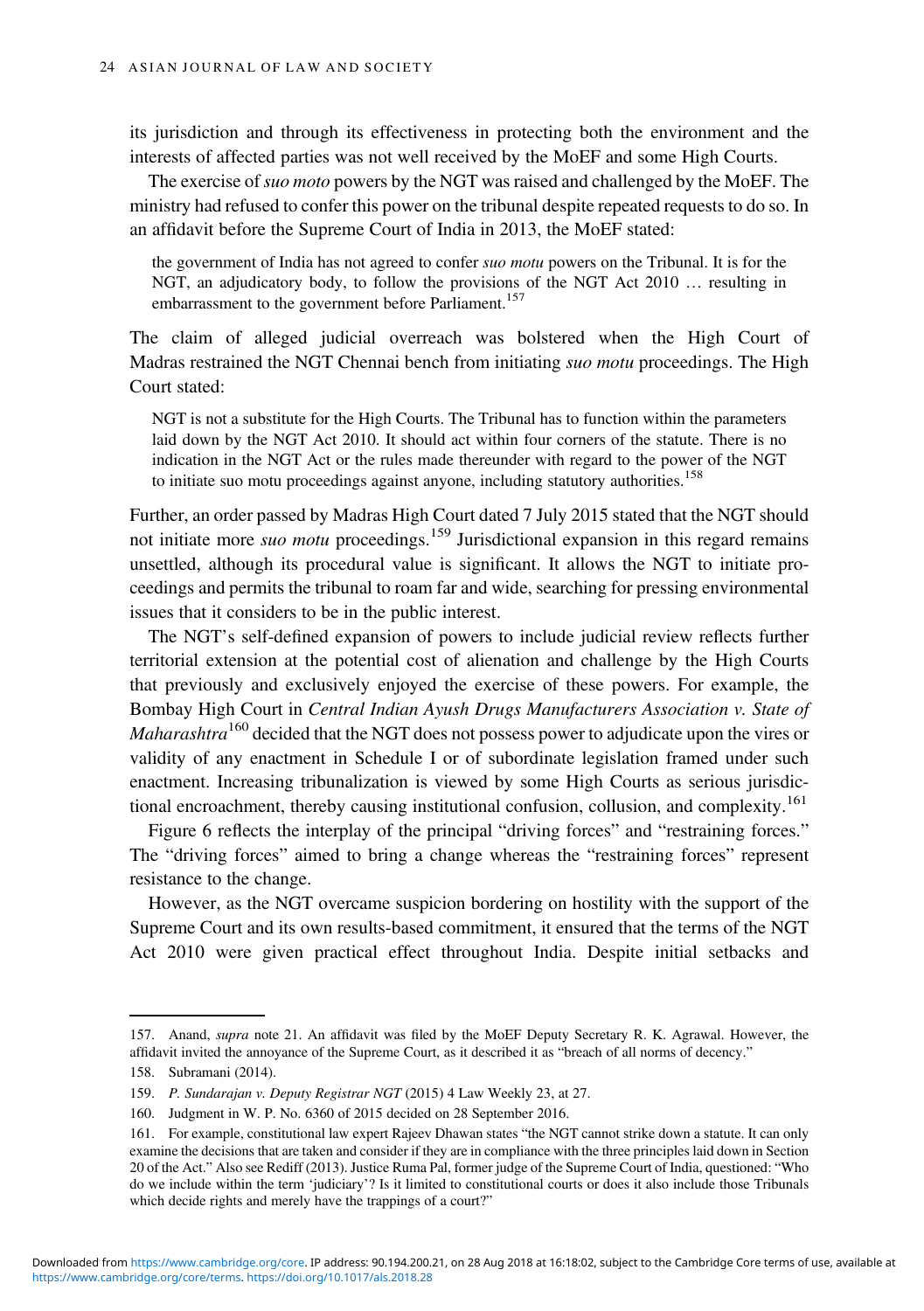its jurisdiction and through its effectiveness in protecting both the environment and the interests of affected parties was not well received by the MoEF and some High Courts.

The exercise of *suo moto* powers by the NGT was raised and challenged by the MoEF. The ministry had refused to confer this power on the tribunal despite repeated requests to do so. In an affidavit before the Supreme Court of India in 2013, the MoEF stated:

> the government of India has not agreed to confer *suo motu* powers on the Tribunal. It is for the NGT, an adjudicatory body, to follow the provisions of the NGT Act 2010 … resulting in embarrassment to the government before Parliament.[157]

The claim of alleged judicial overreach was bolstered when the High Court of Madras restrained the NGT Chennai bench from initiating *suo motu* proceedings. The High Court stated:

> NGT is not a substitute for the High Courts. The Tribunal has to function within the parameters laid down by the NGT Act 2010. It should act within four corners of the statute. There is no indication in the NGT Act or the rules made thereunder with regard to the power of the NGT to initiate suo motu proceedings against anyone, including statutory authorities.[158]

Further, an order passed by Madras High Court dated 7 July 2015 stated that the NGT should not initiate more *suo motu* proceedings.[159] Jurisdictional expansion in this regard remains unsettled, although its procedural value is significant. It allows the NGT to initiate proceedings and permits the tribunal to roam far and wide, searching for pressing environmental issues that it considers to be in the public interest.

The NGT's self-defined expansion of powers to include judicial review reflects further territorial extension at the potential cost of alienation and challenge by the High Courts that previously and exclusively enjoyed the exercise of these powers. For example, the Bombay High Court in *Central Indian Ayush Drugs Manufacturers Association v. State of Maharashtra*[160] decided that the NGT does not possess power to adjudicate upon the vires or validity of any enactment in Schedule I or of subordinate legislation framed under such enactment. Increasing tribunalization is viewed by some High Courts as serious jurisdictional encroachment, thereby causing institutional confusion, collusion, and complexity.[161]

Figure 6 reflects the interplay of the principal "driving forces" and "restraining forces." The "driving forces" aimed to bring a change whereas the "restraining forces" represent resistance to the change.

However, as the NGT overcame suspicion bordering on hostility with the support of the Supreme Court and its own results-based commitment, it ensured that the terms of the NGT Act 2010 were given practical effect throughout India. Despite initial setbacks and

---

157. Anand, *supra* note 21. An affidavit was filed by the MoEF Deputy Secretary R. K. Agrawal. However, the affidavit invited the annoyance of the Supreme Court, as it described it as "breach of all norms of decency."

158. Subramani (2014).

159. *P. Sundarajan v. Deputy Registrar NGT* (2015) 4 Law Weekly 23, at 27.

160. Judgment in W. P. No. 6360 of 2015 decided on 28 September 2016.

161. For example, constitutional law expert Rajeev Dhawan states "the NGT cannot strike down a statute. It can only examine the decisions that are taken and consider if they are in compliance with the three principles laid down in Section 20 of the Act." Also see Rediff (2013). Justice Ruma Pal, former judge of the Supreme Court of India, questioned: "Who do we include within the term 'judiciary'? Is it limited to constitutional courts or does it also include those Tribunals which decide rights and merely have the trappings of a court?"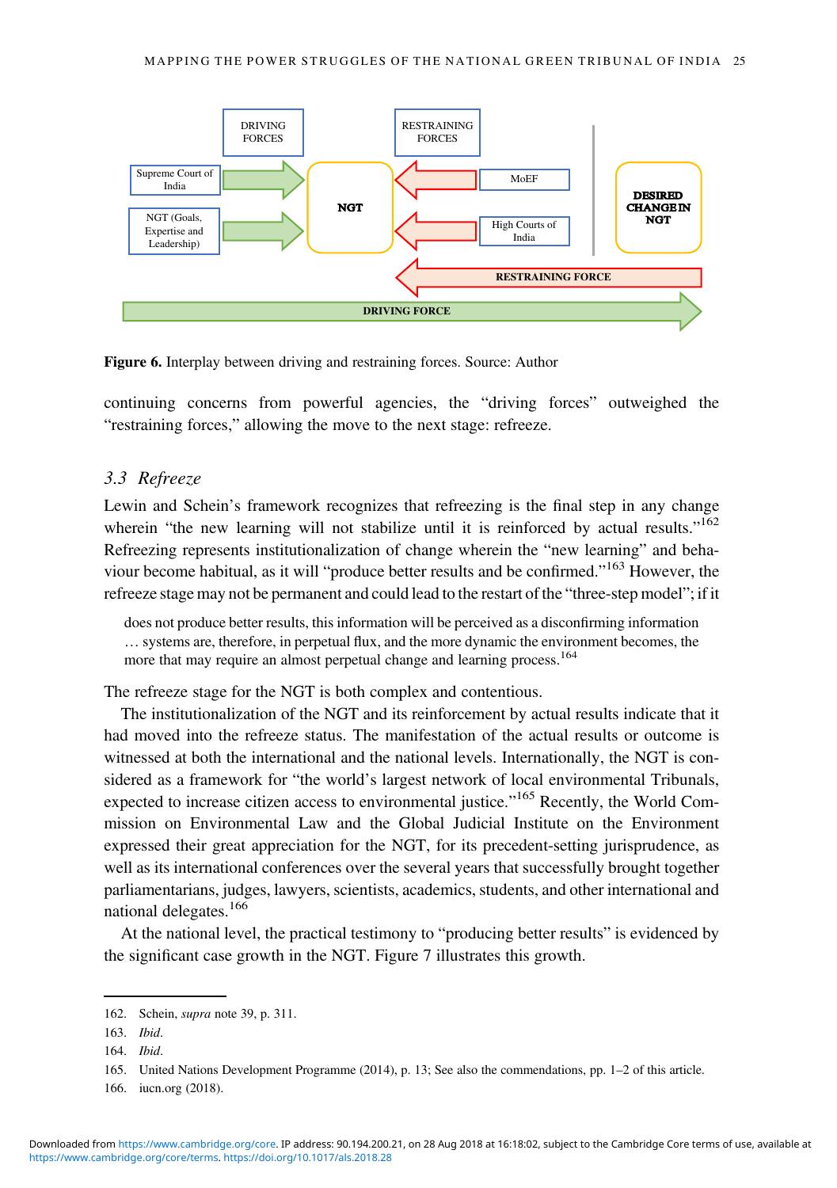**Figure 6.** Interplay between driving and restraining forces. Source: Author

continuing concerns from powerful agencies, the "driving forces" outweighed the "restraining forces," allowing the move to the next stage: refreeze.

### *3.3 Refreeze*

Lewin and Schein's framework recognizes that refreezing is the final step in any change wherein "the new learning will not stabilize until it is reinforced by actual results."[162] Refreezing represents institutionalization of change wherein the "new learning" and behaviour become habitual, as it will "produce better results and be confirmed."[163] However, the refreeze stage may not be permanent and could lead to the restart of the "three-step model"; if it

> does not produce better results, this information will be perceived as a disconfirming information … systems are, therefore, in perpetual flux, and the more dynamic the environment becomes, the more that may require an almost perpetual change and learning process.[164]

The refreeze stage for the NGT is both complex and contentious.

The institutionalization of the NGT and its reinforcement by actual results indicate that it had moved into the refreeze status. The manifestation of the actual results or outcome is witnessed at both the international and the national levels. Internationally, the NGT is considered as a framework for "the world's largest network of local environmental Tribunals, expected to increase citizen access to environmental justice."[165] Recently, the World Commission on Environmental Law and the Global Judicial Institute on the Environment expressed their great appreciation for the NGT, for its precedent-setting jurisprudence, as well as its international conferences over the several years that successfully brought together parliamentarians, judges, lawyers, scientists, academics, students, and other international and national delegates.[166]

At the national level, the practical testimony to "producing better results" is evidenced by the significant case growth in the NGT. Figure 7 illustrates this growth.

162. Schein, *supra* note 39, p. 311.
163. *Ibid*.
164. *Ibid*.
165. United Nations Development Programme (2014), p. 13; See also the commendations, pp. 1–2 of this article.
166. iucn.org (2018).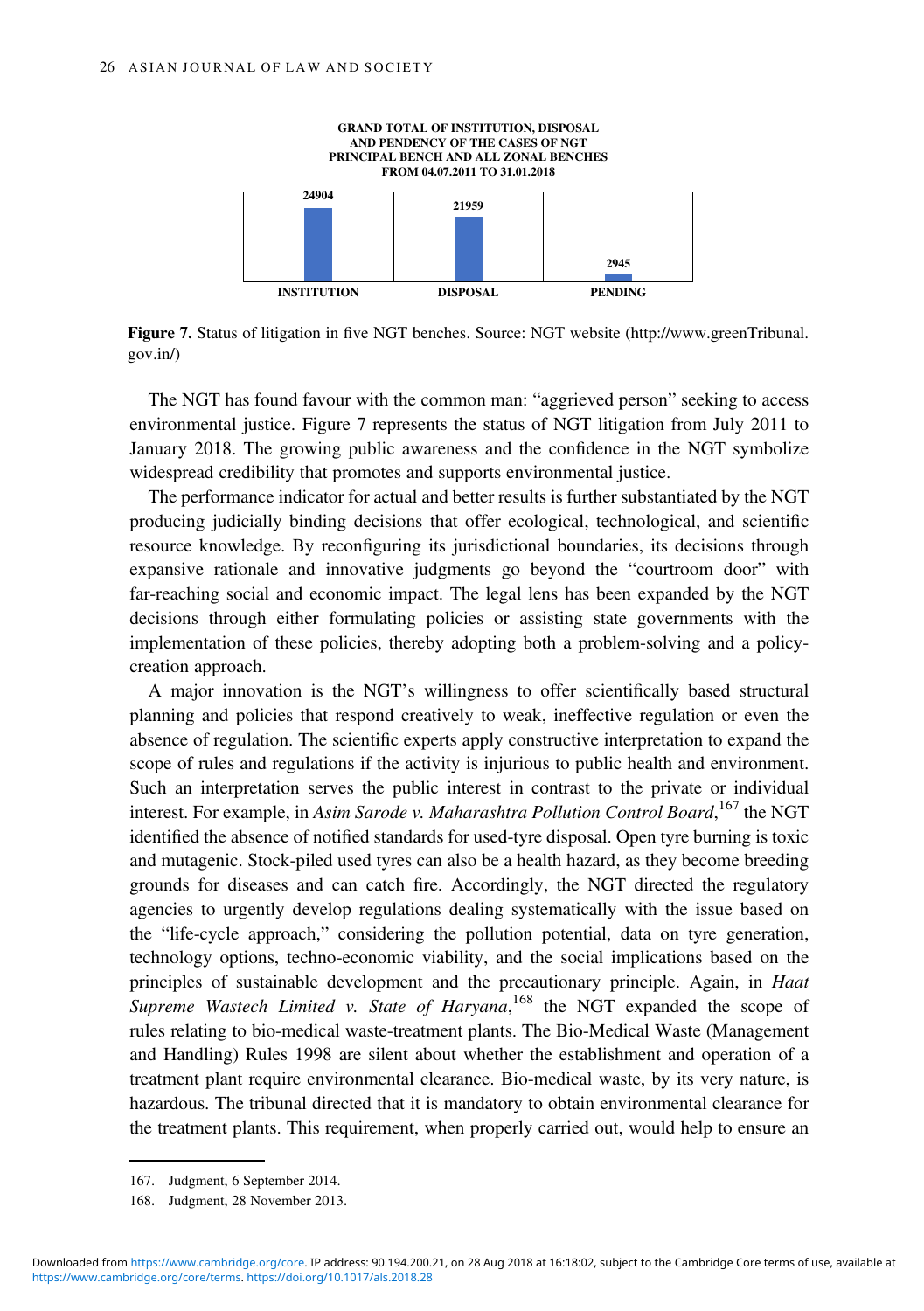**GRAND TOTAL OF INSTITUTION, DISPOSAL AND PENDENCY OF THE CASES OF NGT PRINCIPAL BENCH AND ALL ZONAL BENCHES FROM 04.07.2011 TO 31.01.2018**

| INSTITUTION | DISPOSAL | PENDING |
|---|---|---|
| 24904 | 21959 | 2945 |

**Figure 7.** Status of litigation in five NGT benches. Source: NGT website (http://www.greenTribunal.gov.in/)

The NGT has found favour with the common man: "aggrieved person" seeking to access environmental justice. Figure 7 represents the status of NGT litigation from July 2011 to January 2018. The growing public awareness and the confidence in the NGT symbolize widespread credibility that promotes and supports environmental justice.

The performance indicator for actual and better results is further substantiated by the NGT producing judicially binding decisions that offer ecological, technological, and scientific resource knowledge. By reconfiguring its jurisdictional boundaries, its decisions through expansive rationale and innovative judgments go beyond the "courtroom door" with far-reaching social and economic impact. The legal lens has been expanded by the NGT decisions through either formulating policies or assisting state governments with the implementation of these policies, thereby adopting both a problem-solving and a policy-creation approach.

A major innovation is the NGT's willingness to offer scientifically based structural planning and policies that respond creatively to weak, ineffective regulation or even the absence of regulation. The scientific experts apply constructive interpretation to expand the scope of rules and regulations if the activity is injurious to public health and environment. Such an interpretation serves the public interest in contrast to the private or individual interest. For example, in *Asim Sarode v. Maharashtra Pollution Control Board*,[167] the NGT identified the absence of notified standards for used-tyre disposal. Open tyre burning is toxic and mutagenic. Stock-piled used tyres can also be a health hazard, as they become breeding grounds for diseases and can catch fire. Accordingly, the NGT directed the regulatory agencies to urgently develop regulations dealing systematically with the issue based on the "life-cycle approach," considering the pollution potential, data on tyre generation, technology options, techno-economic viability, and the social implications based on the principles of sustainable development and the precautionary principle. Again, in *Haat Supreme Wastech Limited v. State of Haryana*,[168] the NGT expanded the scope of rules relating to bio-medical waste-treatment plants. The Bio-Medical Waste (Management and Handling) Rules 1998 are silent about whether the establishment and operation of a treatment plant require environmental clearance. Bio-medical waste, by its very nature, is hazardous. The tribunal directed that it is mandatory to obtain environmental clearance for the treatment plants. This requirement, when properly carried out, would help to ensure an

167. Judgment, 6 September 2014.

168. Judgment, 28 November 2013.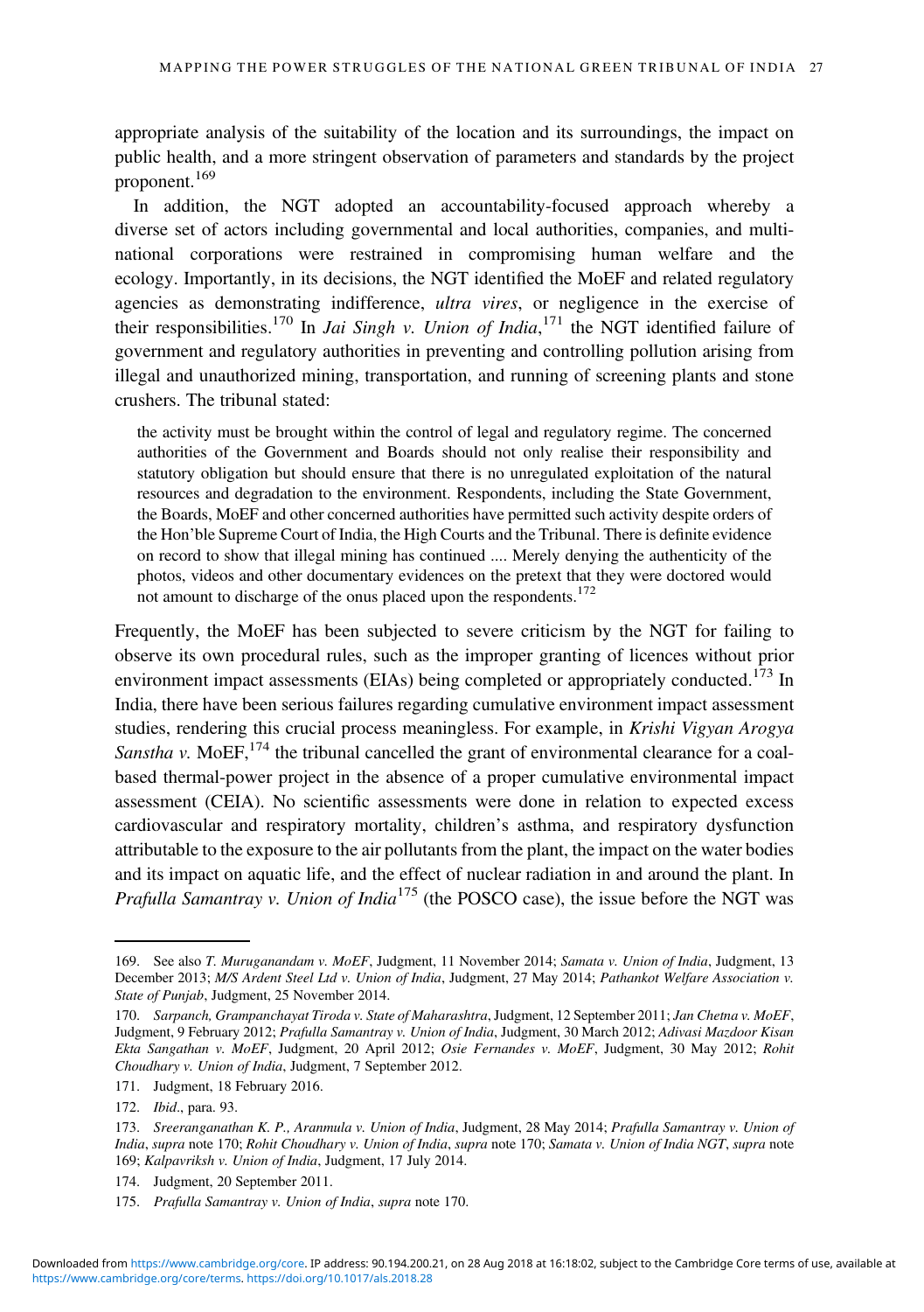appropriate analysis of the suitability of the location and its surroundings, the impact on public health, and a more stringent observation of parameters and standards by the project proponent.[169]

In addition, the NGT adopted an accountability-focused approach whereby a diverse set of actors including governmental and local authorities, companies, and multinational corporations were restrained in compromising human welfare and the ecology. Importantly, in its decisions, the NGT identified the MoEF and related regulatory agencies as demonstrating indifference, *ultra vires*, or negligence in the exercise of their responsibilities.[170] In *Jai Singh v. Union of India*,[171] the NGT identified failure of government and regulatory authorities in preventing and controlling pollution arising from illegal and unauthorized mining, transportation, and running of screening plants and stone crushers. The tribunal stated:

> the activity must be brought within the control of legal and regulatory regime. The concerned authorities of the Government and Boards should not only realise their responsibility and statutory obligation but should ensure that there is no unregulated exploitation of the natural resources and degradation to the environment. Respondents, including the State Government, the Boards, MoEF and other concerned authorities have permitted such activity despite orders of the Hon'ble Supreme Court of India, the High Courts and the Tribunal. There is definite evidence on record to show that illegal mining has continued .... Merely denying the authenticity of the photos, videos and other documentary evidences on the pretext that they were doctored would not amount to discharge of the onus placed upon the respondents.[172]

Frequently, the MoEF has been subjected to severe criticism by the NGT for failing to observe its own procedural rules, such as the improper granting of licences without prior environment impact assessments (EIAs) being completed or appropriately conducted.[173] In India, there have been serious failures regarding cumulative environment impact assessment studies, rendering this crucial process meaningless. For example, in *Krishi Vigyan Arogya Sanstha v.* MoEF,[174] the tribunal cancelled the grant of environmental clearance for a coal-based thermal-power project in the absence of a proper cumulative environmental impact assessment (CEIA). No scientific assessments were done in relation to expected excess cardiovascular and respiratory mortality, children's asthma, and respiratory dysfunction attributable to the exposure to the air pollutants from the plant, the impact on the water bodies and its impact on aquatic life, and the effect of nuclear radiation in and around the plant. In *Prafulla Samantray v. Union of India*[175] (the POSCO case), the issue before the NGT was

---

169. See also *T. Muruganandam v. MoEF*, Judgment, 11 November 2014; *Samata v. Union of India*, Judgment, 13 December 2013; *M/S Ardent Steel Ltd v. Union of India*, Judgment, 27 May 2014; *Pathankot Welfare Association v. State of Punjab*, Judgment, 25 November 2014.

170. *Sarpanch, Grampanchayat Tiroda v. State of Maharashtra*, Judgment, 12 September 2011; *Jan Chetna v. MoEF*, Judgment, 9 February 2012; *Prafulla Samantray v. Union of India*, Judgment, 30 March 2012; *Adivasi Mazdoor Kisan Ekta Sangathan v. MoEF*, Judgment, 20 April 2012; *Osie Fernandes v. MoEF*, Judgment, 30 May 2012; *Rohit Choudhary v. Union of India*, Judgment, 7 September 2012.

171. Judgment, 18 February 2016.

172. *Ibid*., para. 93.

173. *Sreeranganathan K. P., Aranmula v. Union of India*, Judgment, 28 May 2014; *Prafulla Samantray v. Union of India*, *supra* note 170; *Rohit Choudhary v. Union of India*, *supra* note 170; *Samata v. Union of India NGT*, *supra* note 169; *Kalpavriksh v. Union of India*, Judgment, 17 July 2014.

174. Judgment, 20 September 2011.

175. *Prafulla Samantray v. Union of India*, *supra* note 170.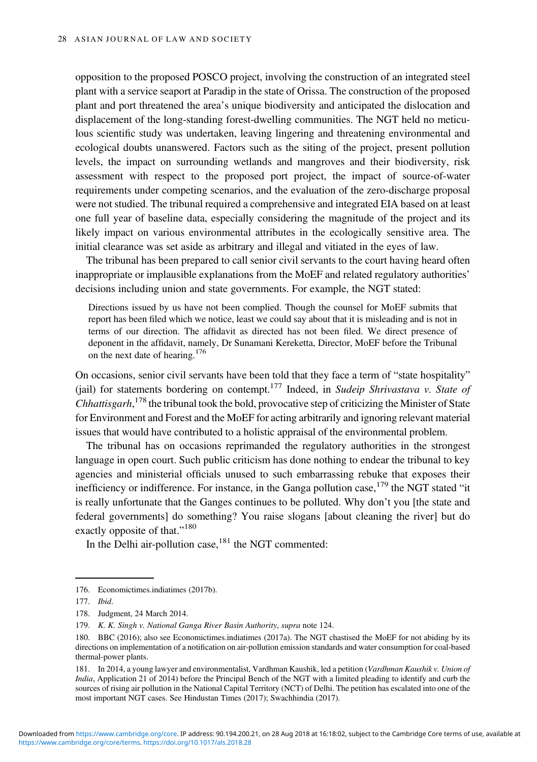opposition to the proposed POSCO project, involving the construction of an integrated steel plant with a service seaport at Paradip in the state of Orissa. The construction of the proposed plant and port threatened the area's unique biodiversity and anticipated the dislocation and displacement of the long-standing forest-dwelling communities. The NGT held no meticulous scientific study was undertaken, leaving lingering and threatening environmental and ecological doubts unanswered. Factors such as the siting of the project, present pollution levels, the impact on surrounding wetlands and mangroves and their biodiversity, risk assessment with respect to the proposed port project, the impact of source-of-water requirements under competing scenarios, and the evaluation of the zero-discharge proposal were not studied. The tribunal required a comprehensive and integrated EIA based on at least one full year of baseline data, especially considering the magnitude of the project and its likely impact on various environmental attributes in the ecologically sensitive area. The initial clearance was set aside as arbitrary and illegal and vitiated in the eyes of law.

The tribunal has been prepared to call senior civil servants to the court having heard often inappropriate or implausible explanations from the MoEF and related regulatory authorities' decisions including union and state governments. For example, the NGT stated:

> Directions issued by us have not been complied. Though the counsel for MoEF submits that report has been filed which we notice, least we could say about that it is misleading and is not in terms of our direction. The affidavit as directed has not been filed. We direct presence of deponent in the affidavit, namely, Dr Sunamani Kereketta, Director, MoEF before the Tribunal on the next date of hearing.[176]

On occasions, senior civil servants have been told that they face a term of "state hospitality" (jail) for statements bordering on contempt.[177] Indeed, in *Sudeip Shrivastava v. State of Chhattisgarh*,[178] the tribunal took the bold, provocative step of criticizing the Minister of State for Environment and Forest and the MoEF for acting arbitrarily and ignoring relevant material issues that would have contributed to a holistic appraisal of the environmental problem.

The tribunal has on occasions reprimanded the regulatory authorities in the strongest language in open court. Such public criticism has done nothing to endear the tribunal to key agencies and ministerial officials unused to such embarrassing rebuke that exposes their inefficiency or indifference. For instance, in the Ganga pollution case,[179] the NGT stated "it is really unfortunate that the Ganges continues to be polluted. Why don't you [the state and federal governments] do something? You raise slogans [about cleaning the river] but do exactly opposite of that."[180]

In the Delhi air-pollution case,[181] the NGT commented:

---

176. Economictimes.indiatimes (2017b).

177. *Ibid*.

178. Judgment, 24 March 2014.

179. *K. K. Singh v. National Ganga River Basin Authority*, *supra* note 124.

180. BBC (2016); also see Economictimes.indiatimes (2017a). The NGT chastised the MoEF for not abiding by its directions on implementation of a notification on air-pollution emission standards and water consumption for coal-based thermal-power plants.

181. In 2014, a young lawyer and environmentalist, Vardhman Kaushik, led a petition (*Vardhman Kaushik v. Union of India*, Application 21 of 2014) before the Principal Bench of the NGT with a limited pleading to identify and curb the sources of rising air pollution in the National Capital Territory (NCT) of Delhi. The petition has escalated into one of the most important NGT cases. See Hindustan Times (2017); Swachhindia (2017).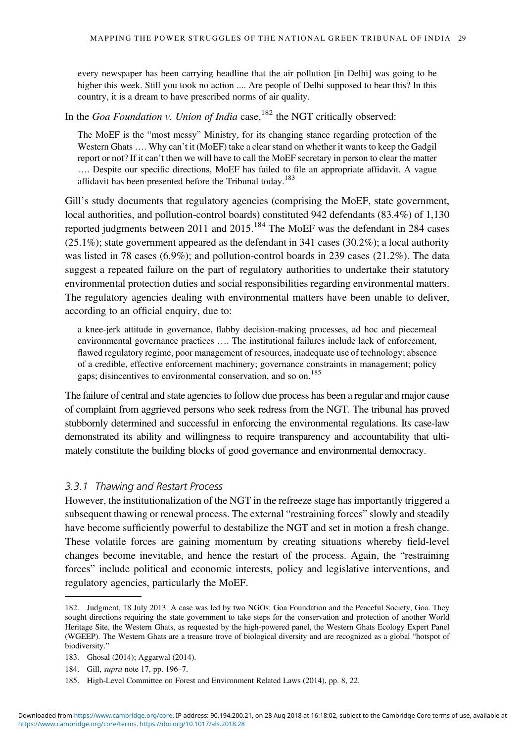> every newspaper has been carrying headline that the air pollution [in Delhi] was going to be higher this week. Still you took no action .... Are people of Delhi supposed to bear this? In this country, it is a dream to have prescribed norms of air quality.

In the *Goa Foundation v. Union of India* case,[182] the NGT critically observed:

> The MoEF is the "most messy" Ministry, for its changing stance regarding protection of the Western Ghats …. Why can't it (MoEF) take a clear stand on whether it wants to keep the Gadgil report or not? If it can't then we will have to call the MoEF secretary in person to clear the matter …. Despite our specific directions, MoEF has failed to file an appropriate affidavit. A vague affidavit has been presented before the Tribunal today.[183]

Gill's study documents that regulatory agencies (comprising the MoEF, state government, local authorities, and pollution-control boards) constituted 942 defendants (83.4%) of 1,130 reported judgments between 2011 and 2015.[184] The MoEF was the defendant in 284 cases (25.1%); state government appeared as the defendant in 341 cases (30.2%); a local authority was listed in 78 cases (6.9%); and pollution-control boards in 239 cases (21.2%). The data suggest a repeated failure on the part of regulatory authorities to undertake their statutory environmental protection duties and social responsibilities regarding environmental matters. The regulatory agencies dealing with environmental matters have been unable to deliver, according to an official enquiry, due to:

> a knee-jerk attitude in governance, flabby decision-making processes, ad hoc and piecemeal environmental governance practices …. The institutional failures include lack of enforcement, flawed regulatory regime, poor management of resources, inadequate use of technology; absence of a credible, effective enforcement machinery; governance constraints in management; policy gaps; disincentives to environmental conservation, and so on.[185]

The failure of central and state agencies to follow due process has been a regular and major cause of complaint from aggrieved persons who seek redress from the NGT. The tribunal has proved stubbornly determined and successful in enforcing the environmental regulations. Its case-law demonstrated its ability and willingness to require transparency and accountability that ultimately constitute the building blocks of good governance and environmental democracy.

### 3.3.1 Thawing and Restart Process

However, the institutionalization of the NGT in the refreeze stage has importantly triggered a subsequent thawing or renewal process. The external "restraining forces" slowly and steadily have become sufficiently powerful to destabilize the NGT and set in motion a fresh change. These volatile forces are gaining momentum by creating situations whereby field-level changes become inevitable, and hence the restart of the process. Again, the "restraining forces" include political and economic interests, policy and legislative interventions, and regulatory agencies, particularly the MoEF.

---

182. Judgment, 18 July 2013. A case was led by two NGOs: Goa Foundation and the Peaceful Society, Goa. They sought directions requiring the state government to take steps for the conservation and protection of another World Heritage Site, the Western Ghats, as requested by the high-powered panel, the Western Ghats Ecology Expert Panel (WGEEP). The Western Ghats are a treasure trove of biological diversity and are recognized as a global "hotspot of biodiversity."

183. Ghosal (2014); Aggarwal (2014).

184. Gill, *supra* note 17, pp. 196–7.

185. High-Level Committee on Forest and Environment Related Laws (2014), pp. 8, 22.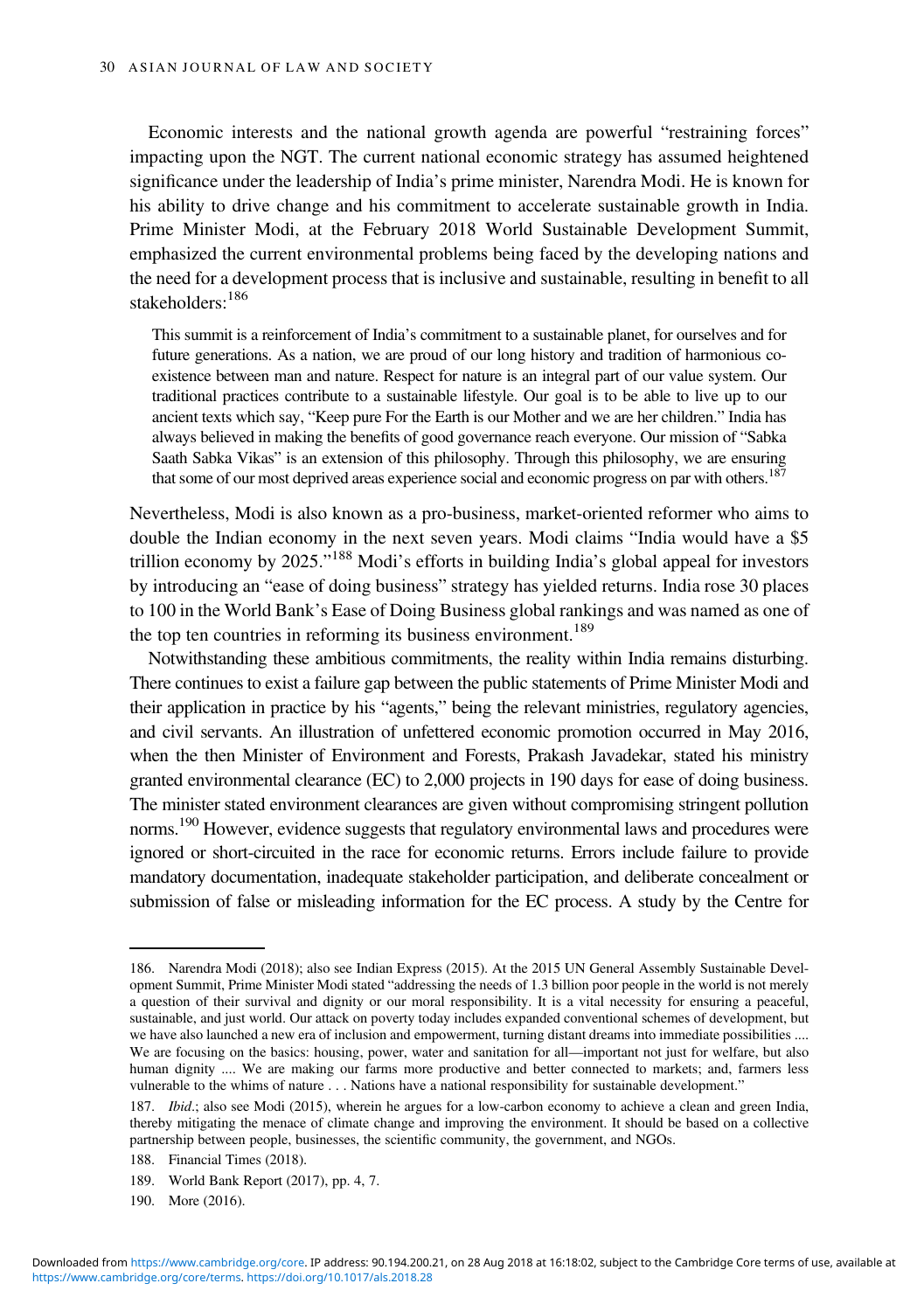Economic interests and the national growth agenda are powerful "restraining forces" impacting upon the NGT. The current national economic strategy has assumed heightened significance under the leadership of India's prime minister, Narendra Modi. He is known for his ability to drive change and his commitment to accelerate sustainable growth in India. Prime Minister Modi, at the February 2018 World Sustainable Development Summit, emphasized the current environmental problems being faced by the developing nations and the need for a development process that is inclusive and sustainable, resulting in benefit to all stakeholders:[186]

> This summit is a reinforcement of India's commitment to a sustainable planet, for ourselves and for future generations. As a nation, we are proud of our long history and tradition of harmonious co-existence between man and nature. Respect for nature is an integral part of our value system. Our traditional practices contribute to a sustainable lifestyle. Our goal is to be able to live up to our ancient texts which say, "Keep pure For the Earth is our Mother and we are her children." India has always believed in making the benefits of good governance reach everyone. Our mission of "Sabka Saath Sabka Vikas" is an extension of this philosophy. Through this philosophy, we are ensuring that some of our most deprived areas experience social and economic progress on par with others.[187]

Nevertheless, Modi is also known as a pro-business, market-oriented reformer who aims to double the Indian economy in the next seven years. Modi claims "India would have a \$5 trillion economy by 2025."[188] Modi's efforts in building India's global appeal for investors by introducing an "ease of doing business" strategy has yielded returns. India rose 30 places to 100 in the World Bank's Ease of Doing Business global rankings and was named as one of the top ten countries in reforming its business environment.[189]

Notwithstanding these ambitious commitments, the reality within India remains disturbing. There continues to exist a failure gap between the public statements of Prime Minister Modi and their application in practice by his "agents," being the relevant ministries, regulatory agencies, and civil servants. An illustration of unfettered economic promotion occurred in May 2016, when the then Minister of Environment and Forests, Prakash Javadekar, stated his ministry granted environmental clearance (EC) to 2,000 projects in 190 days for ease of doing business. The minister stated environment clearances are given without compromising stringent pollution norms.[190] However, evidence suggests that regulatory environmental laws and procedures were ignored or short-circuited in the race for economic returns. Errors include failure to provide mandatory documentation, inadequate stakeholder participation, and deliberate concealment or submission of false or misleading information for the EC process. A study by the Centre for

---

186. Narendra Modi (2018); also see Indian Express (2015). At the 2015 UN General Assembly Sustainable Development Summit, Prime Minister Modi stated "addressing the needs of 1.3 billion poor people in the world is not merely a question of their survival and dignity or our moral responsibility. It is a vital necessity for ensuring a peaceful, sustainable, and just world. Our attack on poverty today includes expanded conventional schemes of development, but we have also launched a new era of inclusion and empowerment, turning distant dreams into immediate possibilities .... We are focusing on the basics: housing, power, water and sanitation for all—important not just for welfare, but also human dignity .... We are making our farms more productive and better connected to markets; and, farmers less vulnerable to the whims of nature . . . Nations have a national responsibility for sustainable development."

187. *Ibid*.; also see Modi (2015), wherein he argues for a low-carbon economy to achieve a clean and green India, thereby mitigating the menace of climate change and improving the environment. It should be based on a collective partnership between people, businesses, the scientific community, the government, and NGOs.

188. Financial Times (2018).

189. World Bank Report (2017), pp. 4, 7.

190. More (2016).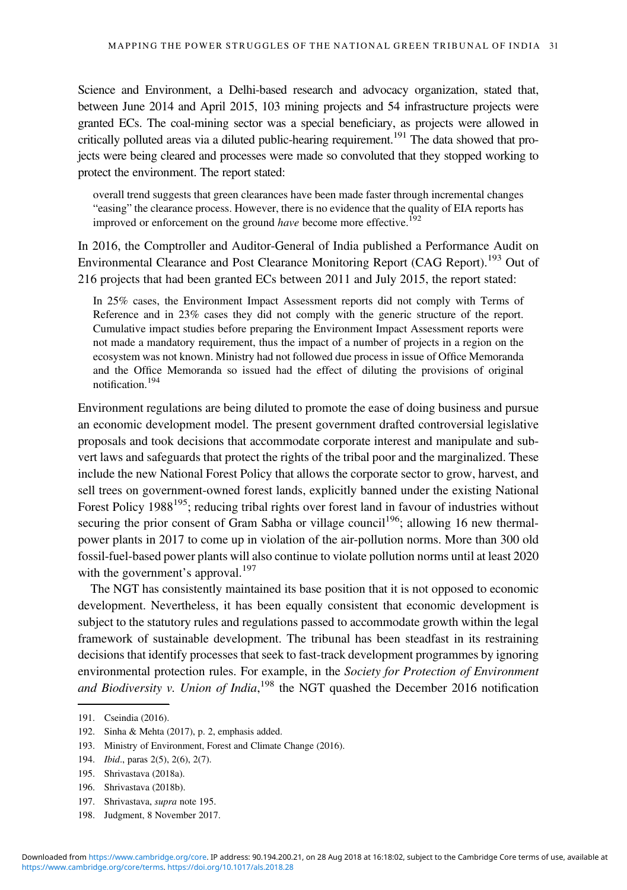Science and Environment, a Delhi-based research and advocacy organization, stated that, between June 2014 and April 2015, 103 mining projects and 54 infrastructure projects were granted ECs. The coal-mining sector was a special beneficiary, as projects were allowed in critically polluted areas via a diluted public-hearing requirement.[191] The data showed that projects were being cleared and processes were made so convoluted that they stopped working to protect the environment. The report stated:

> overall trend suggests that green clearances have been made faster through incremental changes "easing" the clearance process. However, there is no evidence that the quality of EIA reports has improved or enforcement on the ground *have* become more effective.[192]

In 2016, the Comptroller and Auditor-General of India published a Performance Audit on Environmental Clearance and Post Clearance Monitoring Report (CAG Report).[193] Out of 216 projects that had been granted ECs between 2011 and July 2015, the report stated:

> In 25% cases, the Environment Impact Assessment reports did not comply with Terms of Reference and in 23% cases they did not comply with the generic structure of the report. Cumulative impact studies before preparing the Environment Impact Assessment reports were not made a mandatory requirement, thus the impact of a number of projects in a region on the ecosystem was not known. Ministry had not followed due process in issue of Office Memoranda and the Office Memoranda so issued had the effect of diluting the provisions of original notification.[194]

Environment regulations are being diluted to promote the ease of doing business and pursue an economic development model. The present government drafted controversial legislative proposals and took decisions that accommodate corporate interest and manipulate and subvert laws and safeguards that protect the rights of the tribal poor and the marginalized. These include the new National Forest Policy that allows the corporate sector to grow, harvest, and sell trees on government-owned forest lands, explicitly banned under the existing National Forest Policy 1988[195]; reducing tribal rights over forest land in favour of industries without securing the prior consent of Gram Sabha or village council[196]; allowing 16 new thermal-power plants in 2017 to come up in violation of the air-pollution norms. More than 300 old fossil-fuel-based power plants will also continue to violate pollution norms until at least 2020 with the government's approval.[197]

The NGT has consistently maintained its base position that it is not opposed to economic development. Nevertheless, it has been equally consistent that economic development is subject to the statutory rules and regulations passed to accommodate growth within the legal framework of sustainable development. The tribunal has been steadfast in its restraining decisions that identify processes that seek to fast-track development programmes by ignoring environmental protection rules. For example, in the *Society for Protection of Environment and Biodiversity v. Union of India*,[198] the NGT quashed the December 2016 notification

---

191. Cseindia (2016).
192. Sinha & Mehta (2017), p. 2, emphasis added.
193. Ministry of Environment, Forest and Climate Change (2016).
194. *Ibid*., paras 2(5), 2(6), 2(7).
195. Shrivastava (2018a).
196. Shrivastava (2018b).
197. Shrivastava, *supra* note 195.
198. Judgment, 8 November 2017.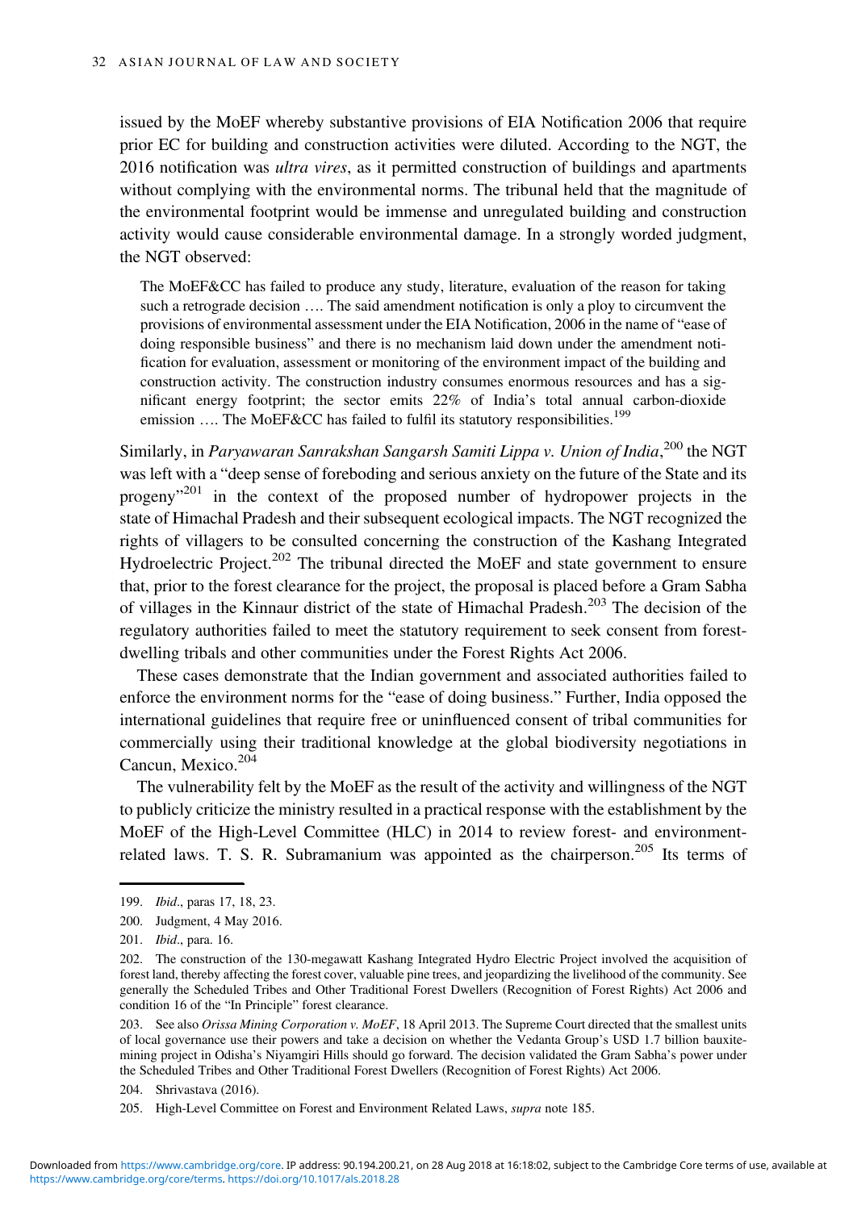issued by the MoEF whereby substantive provisions of EIA Notification 2006 that require prior EC for building and construction activities were diluted. According to the NGT, the 2016 notification was *ultra vires*, as it permitted construction of buildings and apartments without complying with the environmental norms. The tribunal held that the magnitude of the environmental footprint would be immense and unregulated building and construction activity would cause considerable environmental damage. In a strongly worded judgment, the NGT observed:

> The MoEF&CC has failed to produce any study, literature, evaluation of the reason for taking such a retrograde decision …. The said amendment notification is only a ploy to circumvent the provisions of environmental assessment under the EIA Notification, 2006 in the name of "ease of doing responsible business" and there is no mechanism laid down under the amendment notification for evaluation, assessment or monitoring of the environment impact of the building and construction activity. The construction industry consumes enormous resources and has a significant energy footprint; the sector emits 22% of India's total annual carbon-dioxide emission …. The MoEF&CC has failed to fulfil its statutory responsibilities.[199]

Similarly, in *Paryawaran Sanrakshan Sangarsh Samiti Lippa v. Union of India*,[200] the NGT was left with a "deep sense of foreboding and serious anxiety on the future of the State and its progeny"[201] in the context of the proposed number of hydropower projects in the state of Himachal Pradesh and their subsequent ecological impacts. The NGT recognized the rights of villagers to be consulted concerning the construction of the Kashang Integrated Hydroelectric Project.[202] The tribunal directed the MoEF and state government to ensure that, prior to the forest clearance for the project, the proposal is placed before a Gram Sabha of villages in the Kinnaur district of the state of Himachal Pradesh.[203] The decision of the regulatory authorities failed to meet the statutory requirement to seek consent from forest-dwelling tribals and other communities under the Forest Rights Act 2006.

These cases demonstrate that the Indian government and associated authorities failed to enforce the environment norms for the "ease of doing business." Further, India opposed the international guidelines that require free or uninfluenced consent of tribal communities for commercially using their traditional knowledge at the global biodiversity negotiations in Cancun, Mexico.[204]

The vulnerability felt by the MoEF as the result of the activity and willingness of the NGT to publicly criticize the ministry resulted in a practical response with the establishment by the MoEF of the High-Level Committee (HLC) in 2014 to review forest- and environment-related laws. T. S. R. Subramanium was appointed as the chairperson.[205] Its terms of

---

199. *Ibid*., paras 17, 18, 23.

200. Judgment, 4 May 2016.

201. *Ibid*., para. 16.

202. The construction of the 130-megawatt Kashang Integrated Hydro Electric Project involved the acquisition of forest land, thereby affecting the forest cover, valuable pine trees, and jeopardizing the livelihood of the community. See generally the Scheduled Tribes and Other Traditional Forest Dwellers (Recognition of Forest Rights) Act 2006 and condition 16 of the "In Principle" forest clearance.

203. See also *Orissa Mining Corporation v. MoEF*, 18 April 2013. The Supreme Court directed that the smallest units of local governance use their powers and take a decision on whether the Vedanta Group's USD 1.7 billion bauxite-mining project in Odisha's Niyamgiri Hills should go forward. The decision validated the Gram Sabha's power under the Scheduled Tribes and Other Traditional Forest Dwellers (Recognition of Forest Rights) Act 2006.

204. Shrivastava (2016).

205. High-Level Committee on Forest and Environment Related Laws, *supra* note 185.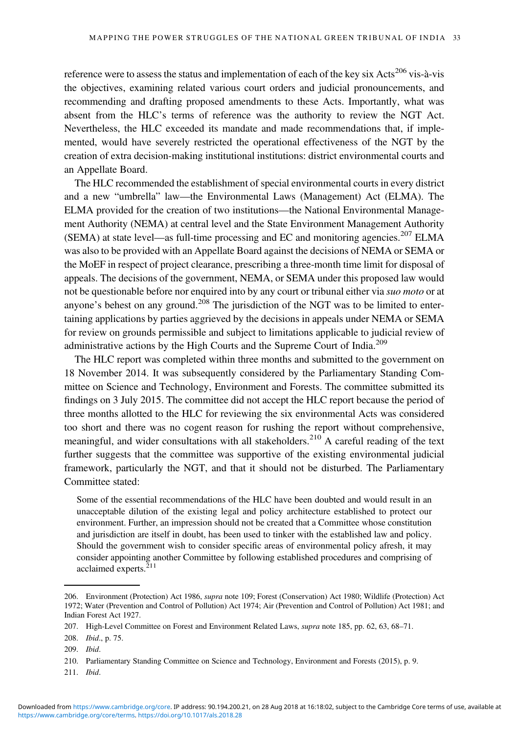reference were to assess the status and implementation of each of the key six Acts[206] vis-à-vis the objectives, examining related various court orders and judicial pronouncements, and recommending and drafting proposed amendments to these Acts. Importantly, what was absent from the HLC's terms of reference was the authority to review the NGT Act. Nevertheless, the HLC exceeded its mandate and made recommendations that, if implemented, would have severely restricted the operational effectiveness of the NGT by the creation of extra decision-making institutional institutions: district environmental courts and an Appellate Board.

The HLC recommended the establishment of special environmental courts in every district and a new "umbrella" law—the Environmental Laws (Management) Act (ELMA). The ELMA provided for the creation of two institutions—the National Environmental Management Authority (NEMA) at central level and the State Environment Management Authority (SEMA) at state level—as full-time processing and EC and monitoring agencies.[207] ELMA was also to be provided with an Appellate Board against the decisions of NEMA or SEMA or the MoEF in respect of project clearance, prescribing a three-month time limit for disposal of appeals. The decisions of the government, NEMA, or SEMA under this proposed law would not be questionable before nor enquired into by any court or tribunal either via *suo moto* or at anyone's behest on any ground.[208] The jurisdiction of the NGT was to be limited to entertaining applications by parties aggrieved by the decisions in appeals under NEMA or SEMA for review on grounds permissible and subject to limitations applicable to judicial review of administrative actions by the High Courts and the Supreme Court of India.[209]

The HLC report was completed within three months and submitted to the government on 18 November 2014. It was subsequently considered by the Parliamentary Standing Committee on Science and Technology, Environment and Forests. The committee submitted its findings on 3 July 2015. The committee did not accept the HLC report because the period of three months allotted to the HLC for reviewing the six environmental Acts was considered too short and there was no cogent reason for rushing the report without comprehensive, meaningful, and wider consultations with all stakeholders.[210] A careful reading of the text further suggests that the committee was supportive of the existing environmental judicial framework, particularly the NGT, and that it should not be disturbed. The Parliamentary Committee stated:

> Some of the essential recommendations of the HLC have been doubted and would result in an unacceptable dilution of the existing legal and policy architecture established to protect our environment. Further, an impression should not be created that a Committee whose constitution and jurisdiction are itself in doubt, has been used to tinker with the established law and policy. Should the government wish to consider specific areas of environmental policy afresh, it may consider appointing another Committee by following established procedures and comprising of acclaimed experts.[211]

---

206. Environment (Protection) Act 1986, *supra* note 109; Forest (Conservation) Act 1980; Wildlife (Protection) Act 1972; Water (Prevention and Control of Pollution) Act 1974; Air (Prevention and Control of Pollution) Act 1981; and Indian Forest Act 1927.

207. High-Level Committee on Forest and Environment Related Laws, *supra* note 185, pp. 62, 63, 68–71.

208. *Ibid*., p. 75.

209. *Ibid*.

210. Parliamentary Standing Committee on Science and Technology, Environment and Forests (2015), p. 9.

211. *Ibid*.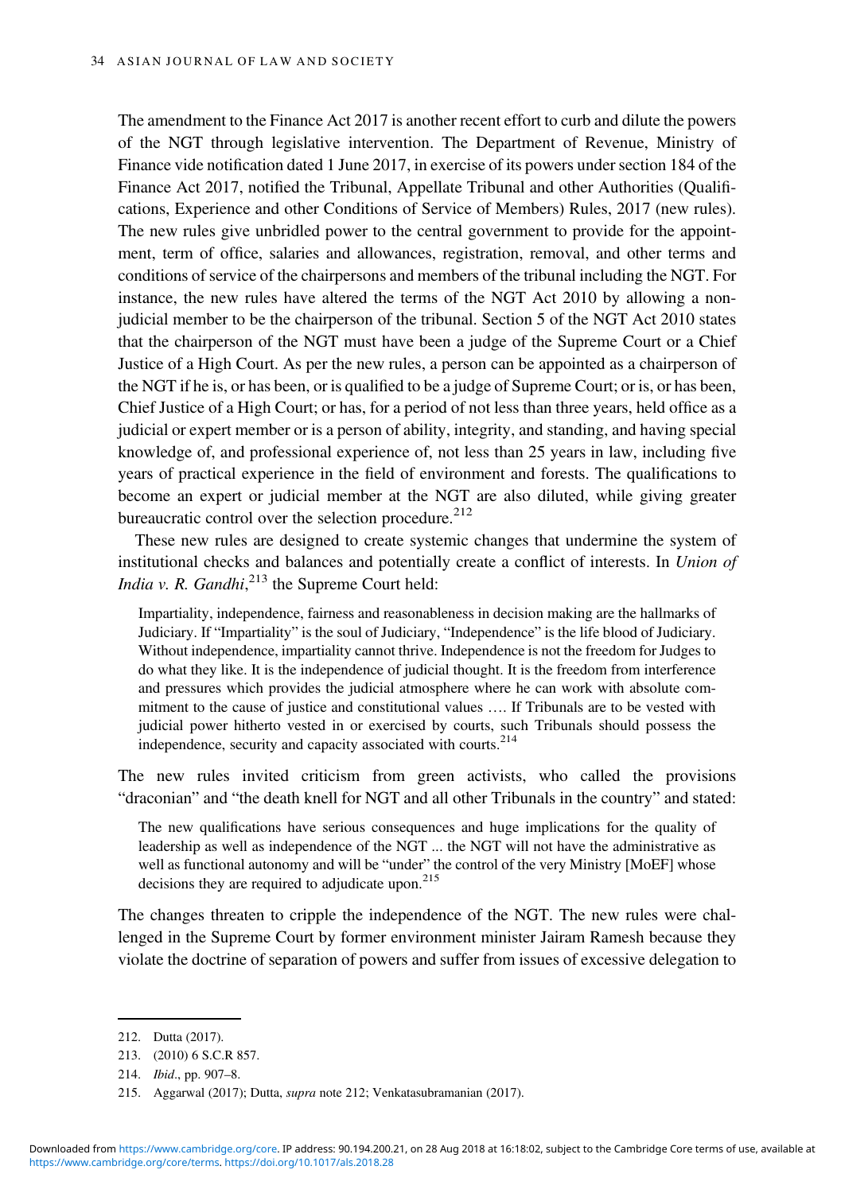The amendment to the Finance Act 2017 is another recent effort to curb and dilute the powers of the NGT through legislative intervention. The Department of Revenue, Ministry of Finance vide notification dated 1 June 2017, in exercise of its powers under section 184 of the Finance Act 2017, notified the Tribunal, Appellate Tribunal and other Authorities (Qualifications, Experience and other Conditions of Service of Members) Rules, 2017 (new rules). The new rules give unbridled power to the central government to provide for the appointment, term of office, salaries and allowances, registration, removal, and other terms and conditions of service of the chairpersons and members of the tribunal including the NGT. For instance, the new rules have altered the terms of the NGT Act 2010 by allowing a non-judicial member to be the chairperson of the tribunal. Section 5 of the NGT Act 2010 states that the chairperson of the NGT must have been a judge of the Supreme Court or a Chief Justice of a High Court. As per the new rules, a person can be appointed as a chairperson of the NGT if he is, or has been, or is qualified to be a judge of Supreme Court; or is, or has been, Chief Justice of a High Court; or has, for a period of not less than three years, held office as a judicial or expert member or is a person of ability, integrity, and standing, and having special knowledge of, and professional experience of, not less than 25 years in law, including five years of practical experience in the field of environment and forests. The qualifications to become an expert or judicial member at the NGT are also diluted, while giving greater bureaucratic control over the selection procedure.[212]

These new rules are designed to create systemic changes that undermine the system of institutional checks and balances and potentially create a conflict of interests. In *Union of India v. R. Gandhi*,[213] the Supreme Court held:

> Impartiality, independence, fairness and reasonableness in decision making are the hallmarks of Judiciary. If "Impartiality" is the soul of Judiciary, "Independence" is the life blood of Judiciary. Without independence, impartiality cannot thrive. Independence is not the freedom for Judges to do what they like. It is the independence of judicial thought. It is the freedom from interference and pressures which provides the judicial atmosphere where he can work with absolute commitment to the cause of justice and constitutional values …. If Tribunals are to be vested with judicial power hitherto vested in or exercised by courts, such Tribunals should possess the independence, security and capacity associated with courts.[214]

The new rules invited criticism from green activists, who called the provisions "draconian" and "the death knell for NGT and all other Tribunals in the country" and stated:

> The new qualifications have serious consequences and huge implications for the quality of leadership as well as independence of the NGT ... the NGT will not have the administrative as well as functional autonomy and will be "under" the control of the very Ministry [MoEF] whose decisions they are required to adjudicate upon.[215]

The changes threaten to cripple the independence of the NGT. The new rules were challenged in the Supreme Court by former environment minister Jairam Ramesh because they violate the doctrine of separation of powers and suffer from issues of excessive delegation to

212. Dutta (2017).

213. (2010) 6 S.C.R 857.

214. *Ibid*., pp. 907–8.

215. Aggarwal (2017); Dutta, *supra* note 212; Venkatasubramanian (2017).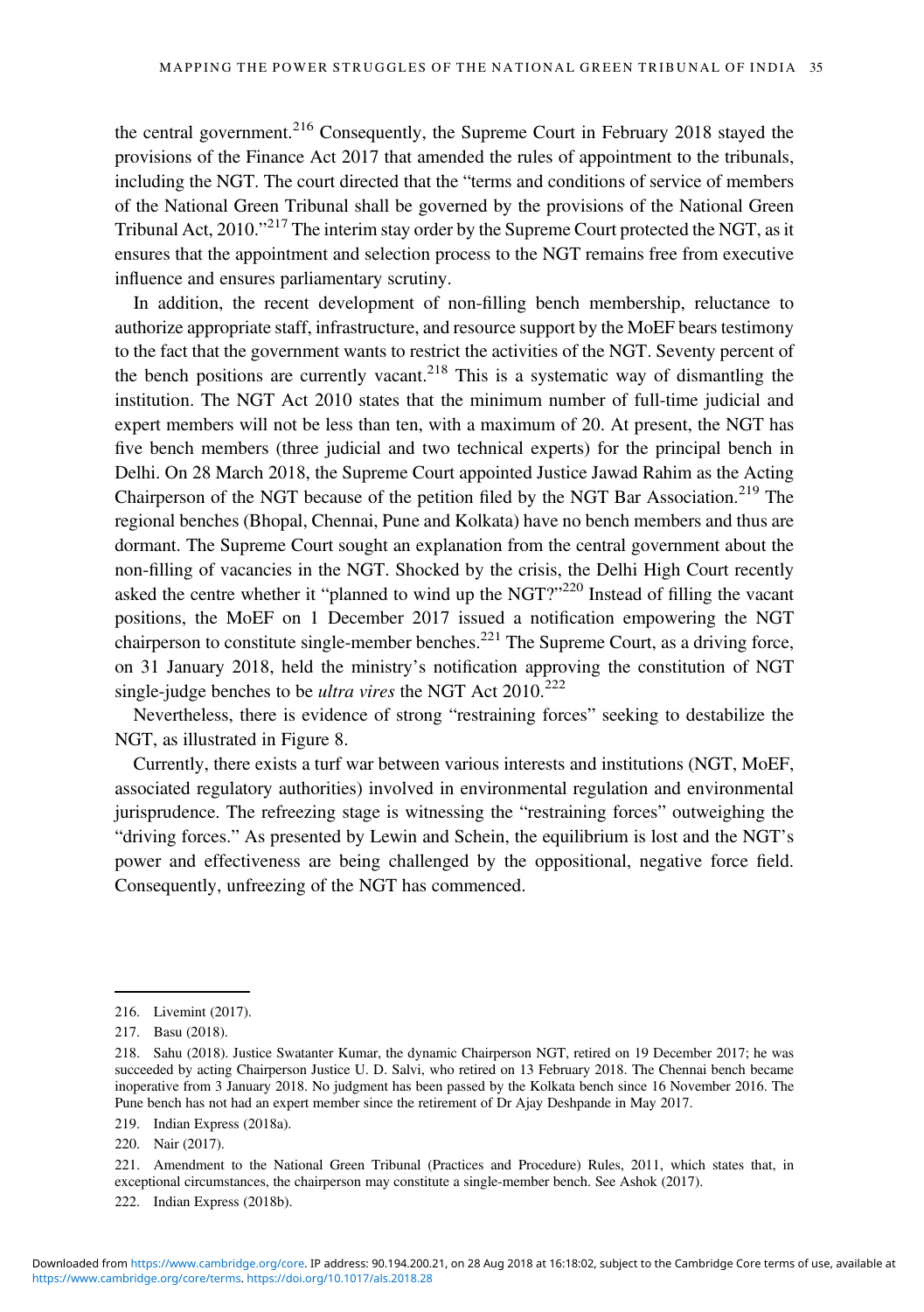the central government.[216] Consequently, the Supreme Court in February 2018 stayed the provisions of the Finance Act 2017 that amended the rules of appointment to the tribunals, including the NGT. The court directed that the "terms and conditions of service of members of the National Green Tribunal shall be governed by the provisions of the National Green Tribunal Act, 2010."[217] The interim stay order by the Supreme Court protected the NGT, as it ensures that the appointment and selection process to the NGT remains free from executive influence and ensures parliamentary scrutiny.

In addition, the recent development of non-filling bench membership, reluctance to authorize appropriate staff, infrastructure, and resource support by the MoEF bears testimony to the fact that the government wants to restrict the activities of the NGT. Seventy percent of the bench positions are currently vacant.[218] This is a systematic way of dismantling the institution. The NGT Act 2010 states that the minimum number of full-time judicial and expert members will not be less than ten, with a maximum of 20. At present, the NGT has five bench members (three judicial and two technical experts) for the principal bench in Delhi. On 28 March 2018, the Supreme Court appointed Justice Jawad Rahim as the Acting Chairperson of the NGT because of the petition filed by the NGT Bar Association.[219] The regional benches (Bhopal, Chennai, Pune and Kolkata) have no bench members and thus are dormant. The Supreme Court sought an explanation from the central government about the non-filling of vacancies in the NGT. Shocked by the crisis, the Delhi High Court recently asked the centre whether it "planned to wind up the NGT?"[220] Instead of filling the vacant positions, the MoEF on 1 December 2017 issued a notification empowering the NGT chairperson to constitute single-member benches.[221] The Supreme Court, as a driving force, on 31 January 2018, held the ministry's notification approving the constitution of NGT single-judge benches to be *ultra vires* the NGT Act 2010.[222]

Nevertheless, there is evidence of strong "restraining forces" seeking to destabilize the NGT, as illustrated in Figure 8.

Currently, there exists a turf war between various interests and institutions (NGT, MoEF, associated regulatory authorities) involved in environmental regulation and environmental jurisprudence. The refreezing stage is witnessing the "restraining forces" outweighing the "driving forces." As presented by Lewin and Schein, the equilibrium is lost and the NGT's power and effectiveness are being challenged by the oppositional, negative force field. Consequently, unfreezing of the NGT has commenced.

---

216. Livemint (2017).

217. Basu (2018).

218. Sahu (2018). Justice Swatanter Kumar, the dynamic Chairperson NGT, retired on 19 December 2017; he was succeeded by acting Chairperson Justice U. D. Salvi, who retired on 13 February 2018. The Chennai bench became inoperative from 3 January 2018. No judgment has been passed by the Kolkata bench since 16 November 2016. The Pune bench has not had an expert member since the retirement of Dr Ajay Deshpande in May 2017.

219. Indian Express (2018a).

220. Nair (2017).

221. Amendment to the National Green Tribunal (Practices and Procedure) Rules, 2011, which states that, in exceptional circumstances, the chairperson may constitute a single-member bench. See Ashok (2017).

222. Indian Express (2018b).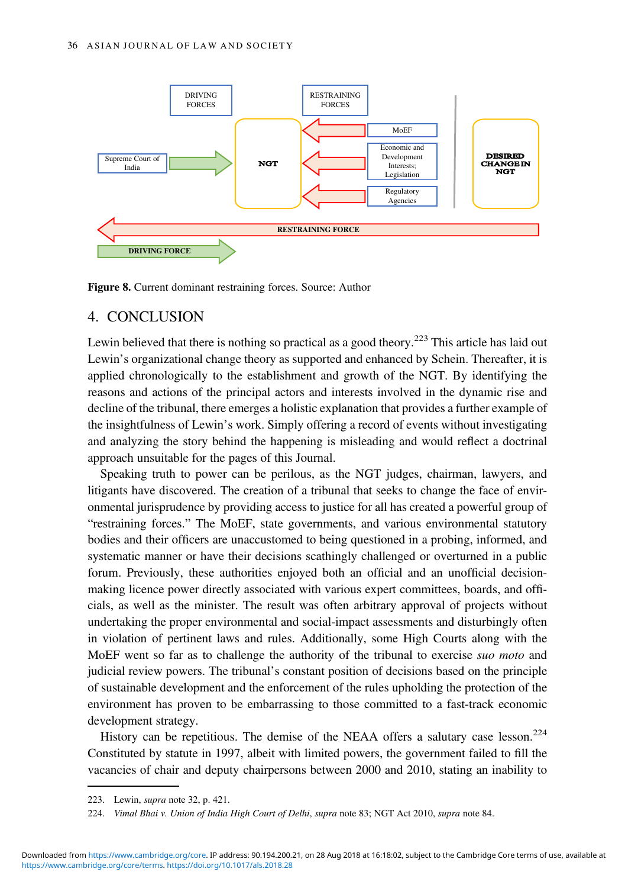DRIVING FORCES

RESTRAINING FORCES

MoEF

Economic and Development Interests; Legislation

Regulatory Agencies

Supreme Court of India

NGT

DESIRED CHANGE IN NGT

RESTRAINING FORCE

DRIVING FORCE

**Figure 8.** Current dominant restraining forces. Source: Author

## 4. CONCLUSION

Lewin believed that there is nothing so practical as a good theory.[223] This article has laid out Lewin's organizational change theory as supported and enhanced by Schein. Thereafter, it is applied chronologically to the establishment and growth of the NGT. By identifying the reasons and actions of the principal actors and interests involved in the dynamic rise and decline of the tribunal, there emerges a holistic explanation that provides a further example of the insightfulness of Lewin's work. Simply offering a record of events without investigating and analyzing the story behind the happening is misleading and would reflect a doctrinal approach unsuitable for the pages of this Journal.

Speaking truth to power can be perilous, as the NGT judges, chairman, lawyers, and litigants have discovered. The creation of a tribunal that seeks to change the face of environmental jurisprudence by providing access to justice for all has created a powerful group of "restraining forces." The MoEF, state governments, and various environmental statutory bodies and their officers are unaccustomed to being questioned in a probing, informed, and systematic manner or have their decisions scathingly challenged or overturned in a public forum. Previously, these authorities enjoyed both an official and an unofficial decision-making licence power directly associated with various expert committees, boards, and officials, as well as the minister. The result was often arbitrary approval of projects without undertaking the proper environmental and social-impact assessments and disturbingly often in violation of pertinent laws and rules. Additionally, some High Courts along with the MoEF went so far as to challenge the authority of the tribunal to exercise *suo moto* and judicial review powers. The tribunal's constant position of decisions based on the principle of sustainable development and the enforcement of the rules upholding the protection of the environment has proven to be embarrassing to those committed to a fast-track economic development strategy.

History can be repetitious. The demise of the NEAA offers a salutary case lesson.[224] Constituted by statute in 1997, albeit with limited powers, the government failed to fill the vacancies of chair and deputy chairpersons between 2000 and 2010, stating an inability to

223. Lewin, *supra* note 32, p. 421.

224. *Vimal Bhai v. Union of India High Court of Delhi*, *supra* note 83; NGT Act 2010, *supra* note 84.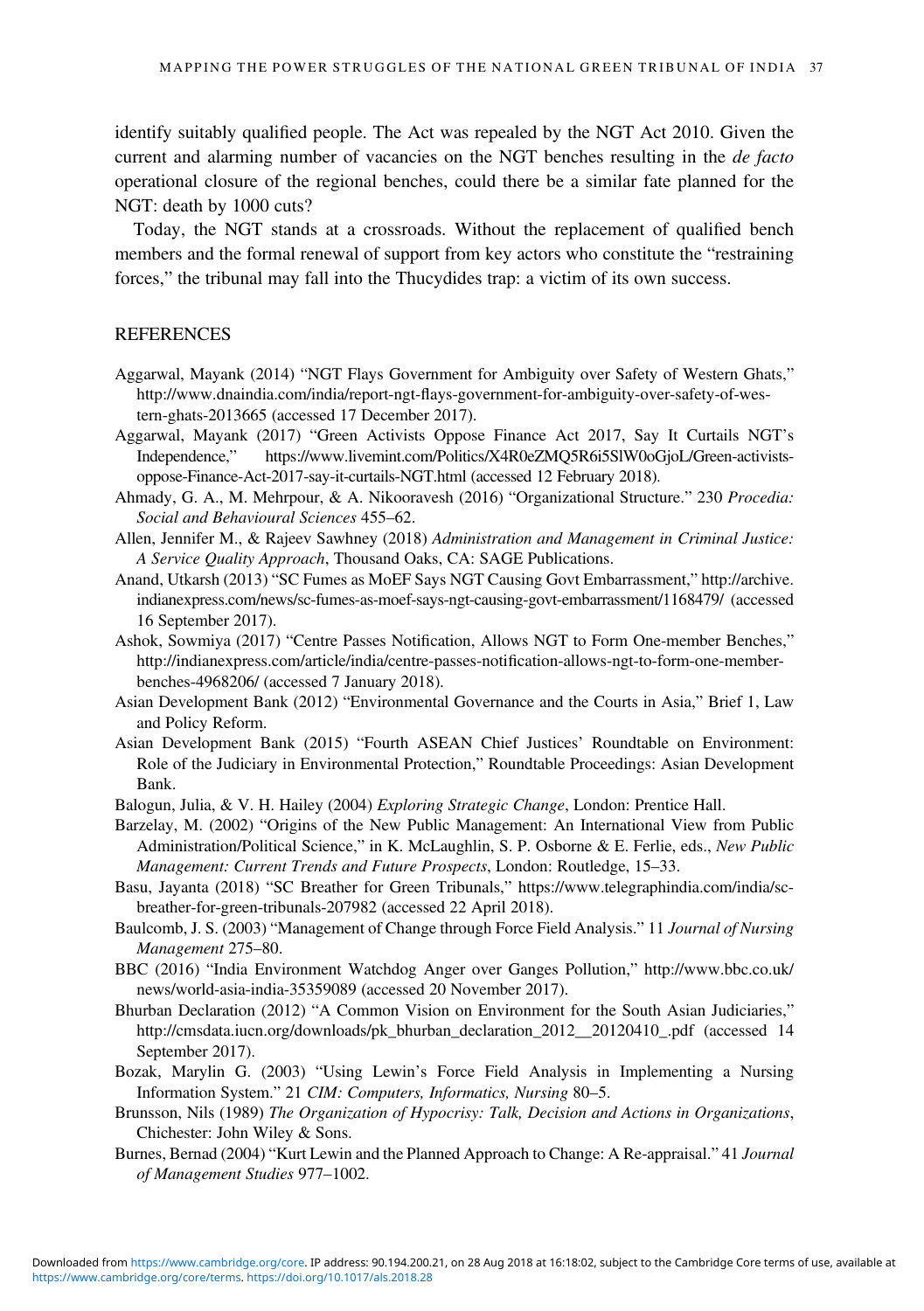identify suitably qualified people. The Act was repealed by the NGT Act 2010. Given the current and alarming number of vacancies on the NGT benches resulting in the *de facto* operational closure of the regional benches, could there be a similar fate planned for the NGT: death by 1000 cuts?

Today, the NGT stands at a crossroads. Without the replacement of qualified bench members and the formal renewal of support from key actors who constitute the "restraining forces," the tribunal may fall into the Thucydides trap: a victim of its own success.

## REFERENCES

Aggarwal, Mayank (2014) "NGT Flays Government for Ambiguity over Safety of Western Ghats," http://www.dnaindia.com/india/report-ngt-flays-government-for-ambiguity-over-safety-of-western-ghats-2013665 (accessed 17 December 2017).

Aggarwal, Mayank (2017) "Green Activists Oppose Finance Act 2017, Say It Curtails NGT's Independence," https://www.livemint.com/Politics/X4R0eZMQ5R6i5SlW0oGjoL/Green-activists-oppose-Finance-Act-2017-say-it-curtails-NGT.html (accessed 12 February 2018).

Ahmady, G. A., M. Mehrpour, & A. Nikooravesh (2016) "Organizational Structure." 230 *Procedia: Social and Behavioural Sciences* 455–62.

Allen, Jennifer M., & Rajeev Sawhney (2018) *Administration and Management in Criminal Justice: A Service Quality Approach*, Thousand Oaks, CA: SAGE Publications.

Anand, Utkarsh (2013) "SC Fumes as MoEF Says NGT Causing Govt Embarrassment," http://archive.indianexpress.com/news/sc-fumes-as-moef-says-ngt-causing-govt-embarrassment/1168479/ (accessed 16 September 2017).

Ashok, Sowmiya (2017) "Centre Passes Notification, Allows NGT to Form One-member Benches," http://indianexpress.com/article/india/centre-passes-notification-allows-ngt-to-form-one-member-benches-4968206/ (accessed 7 January 2018).

Asian Development Bank (2012) "Environmental Governance and the Courts in Asia," Brief 1, Law and Policy Reform.

Asian Development Bank (2015) "Fourth ASEAN Chief Justices' Roundtable on Environment: Role of the Judiciary in Environmental Protection," Roundtable Proceedings: Asian Development Bank.

Balogun, Julia, & V. H. Hailey (2004) *Exploring Strategic Change*, London: Prentice Hall.

Barzelay, M. (2002) "Origins of the New Public Management: An International View from Public Administration/Political Science," in K. McLaughlin, S. P. Osborne & E. Ferlie, eds., *New Public Management: Current Trends and Future Prospects*, London: Routledge, 15–33.

Basu, Jayanta (2018) "SC Breather for Green Tribunals," https://www.telegraphindia.com/india/sc-breather-for-green-tribunals-207982 (accessed 22 April 2018).

Baulcomb, J. S. (2003) "Management of Change through Force Field Analysis." 11 *Journal of Nursing Management* 275–80.

BBC (2016) "India Environment Watchdog Anger over Ganges Pollution," http://www.bbc.co.uk/news/world-asia-india-35359089 (accessed 20 November 2017).

Bhurban Declaration (2012) "A Common Vision on Environment for the South Asian Judiciaries," http://cmsdata.iucn.org/downloads/pk_bhurban_declaration_2012__20120410_.pdf (accessed 14 September 2017).

Bozak, Marylin G. (2003) "Using Lewin's Force Field Analysis in Implementing a Nursing Information System." 21 *CIM: Computers, Informatics, Nursing* 80–5.

Brunsson, Nils (1989) *The Organization of Hypocrisy: Talk, Decision and Actions in Organizations*, Chichester: John Wiley & Sons.

Burnes, Bernad (2004) "Kurt Lewin and the Planned Approach to Change: A Re-appraisal." 41 *Journal of Management Studies* 977–1002.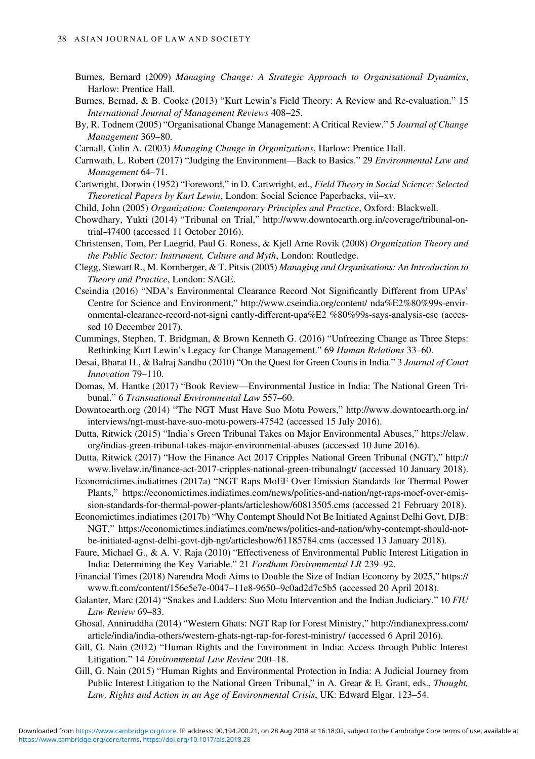Burnes, Bernard (2009) *Managing Change: A Strategic Approach to Organisational Dynamics*, Harlow: Prentice Hall.

Burnes, Bernad, & B. Cooke (2013) "Kurt Lewin's Field Theory: A Review and Re-evaluation." 15 *International Journal of Management Reviews* 408–25.

By, R. Todnem (2005) "Organisational Change Management: A Critical Review." 5 *Journal of Change Management* 369–80.

Carnall, Colin A. (2003) *Managing Change in Organizations*, Harlow: Prentice Hall.

Carnwath, L. Robert (2017) "Judging the Environment—Back to Basics." 29 *Environmental Law and Management* 64–71.

Cartwright, Dorwin (1952) "Foreword," in D. Cartwright, ed., *Field Theory in Social Science: Selected Theoretical Papers by Kurt Lewin*, London: Social Science Paperbacks, vii–xv.

Child, John (2005) *Organization: Contemporary Principles and Practice*, Oxford: Blackwell.

Chowdhary, Yukti (2014) "Tribunal on Trial," http://www.downtoearth.org.in/coverage/tribunal-on-trial-47400 (accessed 11 October 2016).

Christensen, Tom, Per Laegrid, Paul G. Roness, & Kjell Arne Rovik (2008) *Organization Theory and the Public Sector: Instrument, Culture and Myth*, London: Routledge.

Clegg, Stewart R., M. Kornberger, & T. Pitsis (2005) *Managing and Organisations: An Introduction to Theory and Practice*, London: SAGE.

Cseindia (2016) "NDA's Environmental Clearance Record Not Significantly Different from UPAs' Centre for Science and Environment," http://www.cseindia.org/content/ nda%E2%80%99s-environmental-clearance-record-not-signi cantly-different-upa%E2 %80%99s-says-analysis-cse (accessed 10 December 2017).

Cummings, Stephen, T. Bridgman, & Brown Kenneth G. (2016) "Unfreezing Change as Three Steps: Rethinking Kurt Lewin's Legacy for Change Management." 69 *Human Relations* 33–60.

Desai, Bharat H., & Balraj Sandhu (2010) "On the Quest for Green Courts in India." 3 *Journal of Court Innovation* 79–110.

Domas, M. Hantke (2017) "Book Review—Environmental Justice in India: The National Green Tribunal." 6 *Transnational Environmental Law* 557–60.

Downtoearth.org (2014) "The NGT Must Have Suo Motu Powers," http://www.downtoearth.org.in/interviews/ngt-must-have-suo-motu-powers-47542 (accessed 15 July 2016).

Dutta, Ritwick (2015) "India's Green Tribunal Takes on Major Environmental Abuses," https://elaw.org/indias-green-tribunal-takes-major-environmental-abuses (accessed 10 June 2016).

Dutta, Ritwick (2017) "How the Finance Act 2017 Cripples National Green Tribunal (NGT)," http://www.livelaw.in/finance-act-2017-cripples-national-green-tribunalngt/ (accessed 10 January 2018).

Economictimes.indiatimes (2017a) "NGT Raps MoEF Over Emission Standards for Thermal Power Plants," https://economictimes.indiatimes.com/news/politics-and-nation/ngt-raps-moef-over-emission-standards-for-thermal-power-plants/articleshow/60813505.cms (accessed 21 February 2018).

Economictimes.indiatimes (2017b) "Why Contempt Should Not Be Initiated Against Delhi Govt, DJB: NGT," https://economictimes.indiatimes.com/news/politics-and-nation/why-contempt-should-not-be-initiated-agnst-delhi-govt-djb-ngt/articleshow/61185784.cms (accessed 13 January 2018).

Faure, Michael G., & A. V. Raja (2010) "Effectiveness of Environmental Public Interest Litigation in India: Determining the Key Variable." 21 *Fordham Environmental LR* 239–92.

Financial Times (2018) Narendra Modi Aims to Double the Size of Indian Economy by 2025," https://www.ft.com/content/156e5e7e-0047–11e8-9650–9c0ad2d7c5b5 (accessed 20 April 2018).

Galanter, Marc (2014) "Snakes and Ladders: Suo Motu Intervention and the Indian Judiciary." 10 *FIU Law Review* 69–83.

Ghosal, Anniruddha (2014) "Western Ghats: NGT Rap for Forest Ministry," http://indianexpress.com/article/india/india-others/western-ghats-ngt-rap-for-forest-ministry/ (accessed 6 April 2016).

Gill, G. Nain (2012) "Human Rights and the Environment in India: Access through Public Interest Litigation." 14 *Environmental Law Review* 200–18.

Gill, G. Nain (2015) "Human Rights and Environmental Protection in India: A Judicial Journey from Public Interest Litigation to the National Green Tribunal," in A. Grear & E. Grant, eds., *Thought, Law, Rights and Action in an Age of Environmental Crisis*, UK: Edward Elgar, 123–54.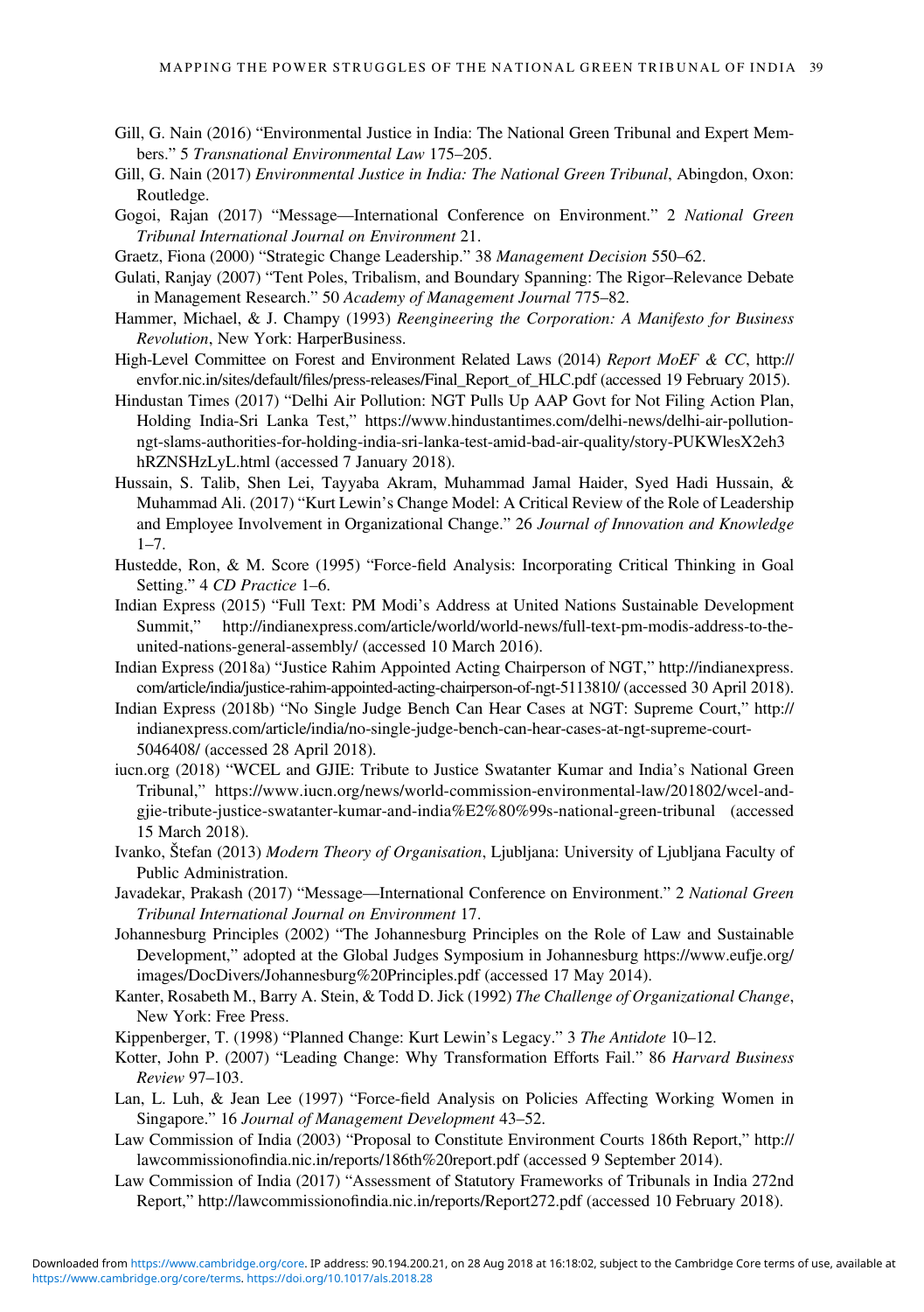Gill, G. Nain (2016) "Environmental Justice in India: The National Green Tribunal and Expert Members." 5 *Transnational Environmental Law* 175–205.

Gill, G. Nain (2017) *Environmental Justice in India: The National Green Tribunal*, Abingdon, Oxon: Routledge.

Gogoi, Rajan (2017) "Message—International Conference on Environment." 2 *National Green Tribunal International Journal on Environment* 21.

Graetz, Fiona (2000) "Strategic Change Leadership." 38 *Management Decision* 550–62.

Gulati, Ranjay (2007) "Tent Poles, Tribalism, and Boundary Spanning: The Rigor–Relevance Debate in Management Research." 50 *Academy of Management Journal* 775–82.

Hammer, Michael, & J. Champy (1993) *Reengineering the Corporation: A Manifesto for Business Revolution*, New York: HarperBusiness.

High-Level Committee on Forest and Environment Related Laws (2014) *Report MoEF & CC*, http://envfor.nic.in/sites/default/files/press-releases/Final_Report_of_HLC.pdf (accessed 19 February 2015).

Hindustan Times (2017) "Delhi Air Pollution: NGT Pulls Up AAP Govt for Not Filing Action Plan, Holding India-Sri Lanka Test," https://www.hindustantimes.com/delhi-news/delhi-air-pollution-ngt-slams-authorities-for-holding-india-sri-lanka-test-amid-bad-air-quality/story-PUKWlesX2eh3hRZNSHzLyL.html (accessed 7 January 2018).

Hussain, S. Talib, Shen Lei, Tayyaba Akram, Muhammad Jamal Haider, Syed Hadi Hussain, & Muhammad Ali. (2017) "Kurt Lewin's Change Model: A Critical Review of the Role of Leadership and Employee Involvement in Organizational Change." 26 *Journal of Innovation and Knowledge* 1–7.

Hustedde, Ron, & M. Score (1995) "Force-field Analysis: Incorporating Critical Thinking in Goal Setting." 4 *CD Practice* 1–6.

Indian Express (2015) "Full Text: PM Modi's Address at United Nations Sustainable Development Summit," http://indianexpress.com/article/world/world-news/full-text-pm-modis-address-to-the-united-nations-general-assembly/ (accessed 10 March 2016).

Indian Express (2018a) "Justice Rahim Appointed Acting Chairperson of NGT," http://indianexpress.com/article/india/justice-rahim-appointed-acting-chairperson-of-ngt-5113810/ (accessed 30 April 2018).

Indian Express (2018b) "No Single Judge Bench Can Hear Cases at NGT: Supreme Court," http://indianexpress.com/article/india/no-single-judge-bench-can-hear-cases-at-ngt-supreme-court-5046408/ (accessed 28 April 2018).

iucn.org (2018) "WCEL and GJIE: Tribute to Justice Swatanter Kumar and India's National Green Tribunal," https://www.iucn.org/news/world-commission-environmental-law/201802/wcel-and-gjie-tribute-justice-swatanter-kumar-and-india%E2%80%99s-national-green-tribunal (accessed 15 March 2018).

Ivanko, Štefan (2013) *Modern Theory of Organisation*, Ljubljana: University of Ljubljana Faculty of Public Administration.

Javadekar, Prakash (2017) "Message—International Conference on Environment." 2 *National Green Tribunal International Journal on Environment* 17.

Johannesburg Principles (2002) "The Johannesburg Principles on the Role of Law and Sustainable Development," adopted at the Global Judges Symposium in Johannesburg https://www.eufje.org/images/DocDivers/Johannesburg%20Principles.pdf (accessed 17 May 2014).

Kanter, Rosabeth M., Barry A. Stein, & Todd D. Jick (1992) *The Challenge of Organizational Change*, New York: Free Press.

Kippenberger, T. (1998) "Planned Change: Kurt Lewin's Legacy." 3 *The Antidote* 10–12.

Kotter, John P. (2007) "Leading Change: Why Transformation Efforts Fail." 86 *Harvard Business Review* 97–103.

Lan, L. Luh, & Jean Lee (1997) "Force-field Analysis on Policies Affecting Working Women in Singapore." 16 *Journal of Management Development* 43–52.

Law Commission of India (2003) "Proposal to Constitute Environment Courts 186th Report," http://lawcommissionofindia.nic.in/reports/186th%20report.pdf (accessed 9 September 2014).

Law Commission of India (2017) "Assessment of Statutory Frameworks of Tribunals in India 272nd Report," http://lawcommissionofindia.nic.in/reports/Report272.pdf (accessed 10 February 2018).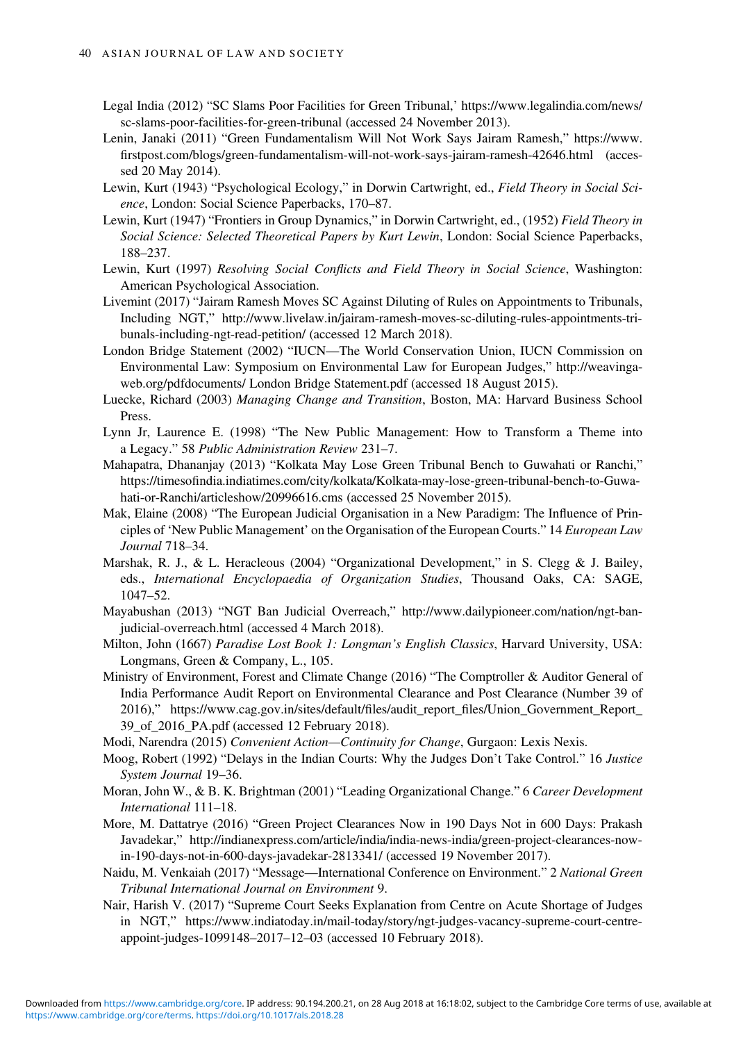Legal India (2012) "SC Slams Poor Facilities for Green Tribunal,' https://www.legalindia.com/news/sc-slams-poor-facilities-for-green-tribunal (accessed 24 November 2013).

Lenin, Janaki (2011) "Green Fundamentalism Will Not Work Says Jairam Ramesh," https://www.firstpost.com/blogs/green-fundamentalism-will-not-work-says-jairam-ramesh-42646.html (accessed 20 May 2014).

Lewin, Kurt (1943) "Psychological Ecology," in Dorwin Cartwright, ed., *Field Theory in Social Science*, London: Social Science Paperbacks, 170–87.

Lewin, Kurt (1947) "Frontiers in Group Dynamics," in Dorwin Cartwright, ed., (1952) *Field Theory in Social Science: Selected Theoretical Papers by Kurt Lewin*, London: Social Science Paperbacks, 188–237.

Lewin, Kurt (1997) *Resolving Social Conflicts and Field Theory in Social Science*, Washington: American Psychological Association.

Livemint (2017) "Jairam Ramesh Moves SC Against Diluting of Rules on Appointments to Tribunals, Including NGT," http://www.livelaw.in/jairam-ramesh-moves-sc-diluting-rules-appointments-tribunals-including-ngt-read-petition/ (accessed 12 March 2018).

London Bridge Statement (2002) "IUCN—The World Conservation Union, IUCN Commission on Environmental Law: Symposium on Environmental Law for European Judges," http://weavingaweb.org/pdfdocuments/ London Bridge Statement.pdf (accessed 18 August 2015).

Luecke, Richard (2003) *Managing Change and Transition*, Boston, MA: Harvard Business School Press.

Lynn Jr, Laurence E. (1998) "The New Public Management: How to Transform a Theme into a Legacy." 58 *Public Administration Review* 231–7.

Mahapatra, Dhananjay (2013) "Kolkata May Lose Green Tribunal Bench to Guwahati or Ranchi," https://timesofindia.indiatimes.com/city/kolkata/Kolkata-may-lose-green-tribunal-bench-to-Guwahati-or-Ranchi/articleshow/20996616.cms (accessed 25 November 2015).

Mak, Elaine (2008) "The European Judicial Organisation in a New Paradigm: The Influence of Principles of 'New Public Management' on the Organisation of the European Courts." 14 *European Law Journal* 718–34.

Marshak, R. J., & L. Heracleous (2004) "Organizational Development," in S. Clegg & J. Bailey, eds., *International Encyclopaedia of Organization Studies*, Thousand Oaks, CA: SAGE, 1047–52.

Mayabushan (2013) "NGT Ban Judicial Overreach," http://www.dailypioneer.com/nation/ngt-ban-judicial-overreach.html (accessed 4 March 2018).

Milton, John (1667) *Paradise Lost Book 1: Longman's English Classics*, Harvard University, USA: Longmans, Green & Company, L., 105.

Ministry of Environment, Forest and Climate Change (2016) "The Comptroller & Auditor General of India Performance Audit Report on Environmental Clearance and Post Clearance (Number 39 of 2016)," https://www.cag.gov.in/sites/default/files/audit_report_files/Union_Government_Report_39_of_2016_PA.pdf (accessed 12 February 2018).

Modi, Narendra (2015) *Convenient Action—Continuity for Change*, Gurgaon: Lexis Nexis.

Moog, Robert (1992) "Delays in the Indian Courts: Why the Judges Don't Take Control." 16 *Justice System Journal* 19–36.

Moran, John W., & B. K. Brightman (2001) "Leading Organizational Change." 6 *Career Development International* 111–18.

More, M. Dattatrye (2016) "Green Project Clearances Now in 190 Days Not in 600 Days: Prakash Javadekar," http://indianexpress.com/article/india/india-news-india/green-project-clearances-now-in-190-days-not-in-600-days-javadekar-2813341/ (accessed 19 November 2017).

Naidu, M. Venkaiah (2017) "Message—International Conference on Environment." 2 *National Green Tribunal International Journal on Environment* 9.

Nair, Harish V. (2017) "Supreme Court Seeks Explanation from Centre on Acute Shortage of Judges in NGT," https://www.indiatoday.in/mail-today/story/ngt-judges-vacancy-supreme-court-centre-appoint-judges-1099148–2017–12–03 (accessed 10 February 2018).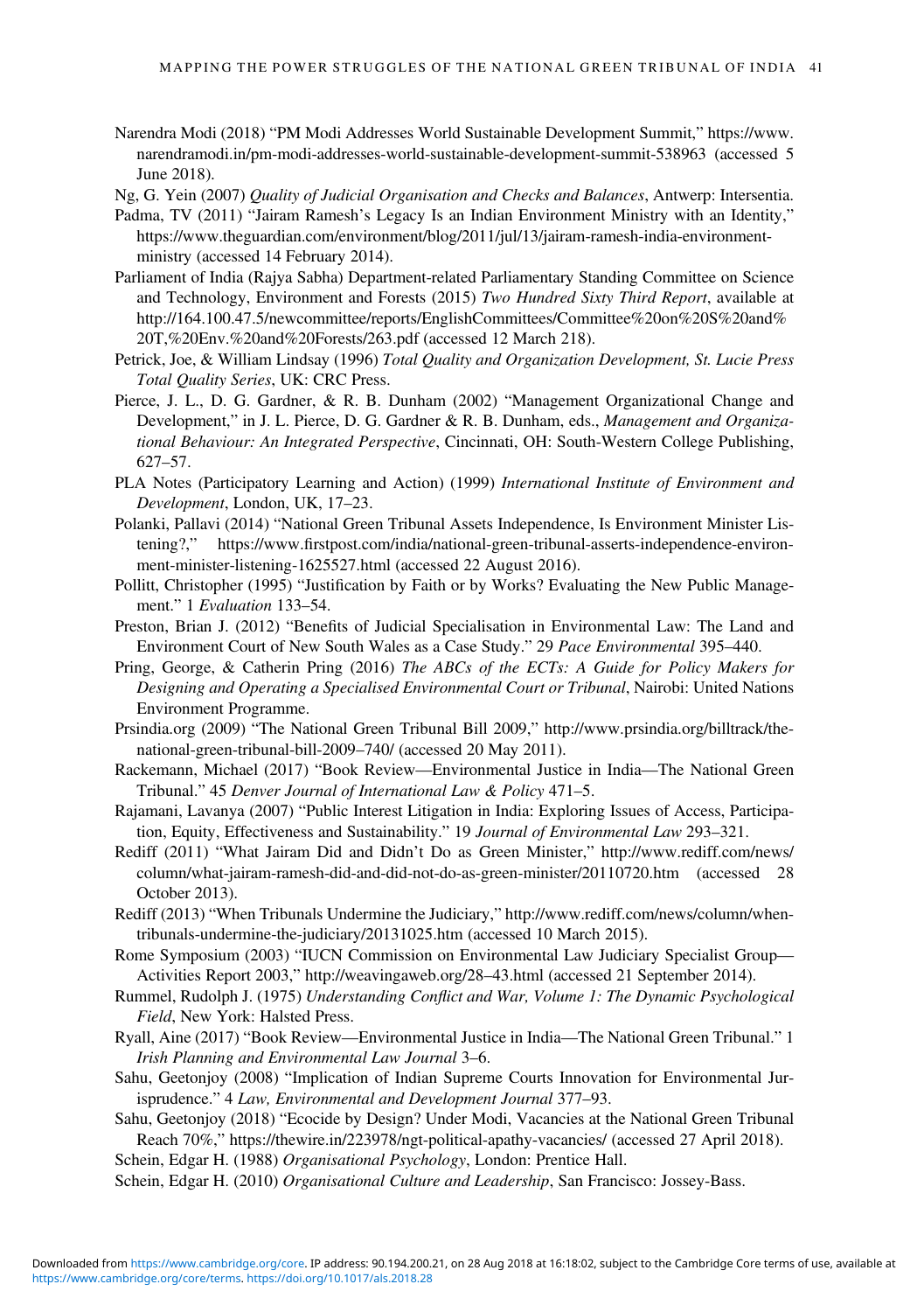Narendra Modi (2018) "PM Modi Addresses World Sustainable Development Summit," https://www.narendramodi.in/pm-modi-addresses-world-sustainable-development-summit-538963 (accessed 5 June 2018).

Ng, G. Yein (2007) *Quality of Judicial Organisation and Checks and Balances*, Antwerp: Intersentia.

Padma, TV (2011) "Jairam Ramesh's Legacy Is an Indian Environment Ministry with an Identity," https://www.theguardian.com/environment/blog/2011/jul/13/jairam-ramesh-india-environment-ministry (accessed 14 February 2014).

Parliament of India (Rajya Sabha) Department-related Parliamentary Standing Committee on Science and Technology, Environment and Forests (2015) *Two Hundred Sixty Third Report*, available at http://164.100.47.5/newcommittee/reports/EnglishCommittees/Committee%20on%20S%20and%20T,%20Env.%20and%20Forests/263.pdf (accessed 12 March 218).

Petrick, Joe, & William Lindsay (1996) *Total Quality and Organization Development, St. Lucie Press Total Quality Series*, UK: CRC Press.

Pierce, J. L., D. G. Gardner, & R. B. Dunham (2002) "Management Organizational Change and Development," in J. L. Pierce, D. G. Gardner & R. B. Dunham, eds., *Management and Organizational Behaviour: An Integrated Perspective*, Cincinnati, OH: South-Western College Publishing, 627–57.

PLA Notes (Participatory Learning and Action) (1999) *International Institute of Environment and Development*, London, UK, 17–23.

Polanki, Pallavi (2014) "National Green Tribunal Assets Independence, Is Environment Minister Listening?," https://www.firstpost.com/india/national-green-tribunal-asserts-independence-environment-minister-listening-1625527.html (accessed 22 August 2016).

Pollitt, Christopher (1995) "Justification by Faith or by Works? Evaluating the New Public Management." 1 *Evaluation* 133–54.

Preston, Brian J. (2012) "Benefits of Judicial Specialisation in Environmental Law: The Land and Environment Court of New South Wales as a Case Study." 29 *Pace Environmental* 395–440.

Pring, George, & Catherin Pring (2016) *The ABCs of the ECTs: A Guide for Policy Makers for Designing and Operating a Specialised Environmental Court or Tribunal*, Nairobi: United Nations Environment Programme.

Prsindia.org (2009) "The National Green Tribunal Bill 2009," http://www.prsindia.org/billtrack/the-national-green-tribunal-bill-2009–740/ (accessed 20 May 2011).

Rackemann, Michael (2017) "Book Review—Environmental Justice in India—The National Green Tribunal." 45 *Denver Journal of International Law & Policy* 471–5.

Rajamani, Lavanya (2007) "Public Interest Litigation in India: Exploring Issues of Access, Participation, Equity, Effectiveness and Sustainability." 19 *Journal of Environmental Law* 293–321.

Rediff (2011) "What Jairam Did and Didn't Do as Green Minister," http://www.rediff.com/news/column/what-jairam-ramesh-did-and-did-not-do-as-green-minister/20110720.htm (accessed 28 October 2013).

Rediff (2013) "When Tribunals Undermine the Judiciary," http://www.rediff.com/news/column/when-tribunals-undermine-the-judiciary/20131025.htm (accessed 10 March 2015).

Rome Symposium (2003) "IUCN Commission on Environmental Law Judiciary Specialist Group—Activities Report 2003," http://weavingaweb.org/28–43.html (accessed 21 September 2014).

Rummel, Rudolph J. (1975) *Understanding Conflict and War, Volume 1: The Dynamic Psychological Field*, New York: Halsted Press.

Ryall, Aine (2017) "Book Review—Environmental Justice in India—The National Green Tribunal." 1 *Irish Planning and Environmental Law Journal* 3–6.

Sahu, Geetonjoy (2008) "Implication of Indian Supreme Courts Innovation for Environmental Jurisprudence." 4 *Law, Environmental and Development Journal* 377–93.

Sahu, Geetonjoy (2018) "Ecocide by Design? Under Modi, Vacancies at the National Green Tribunal Reach 70%," https://thewire.in/223978/ngt-political-apathy-vacancies/ (accessed 27 April 2018).

Schein, Edgar H. (1988) *Organisational Psychology*, London: Prentice Hall.

Schein, Edgar H. (2010) *Organisational Culture and Leadership*, San Francisco: Jossey-Bass.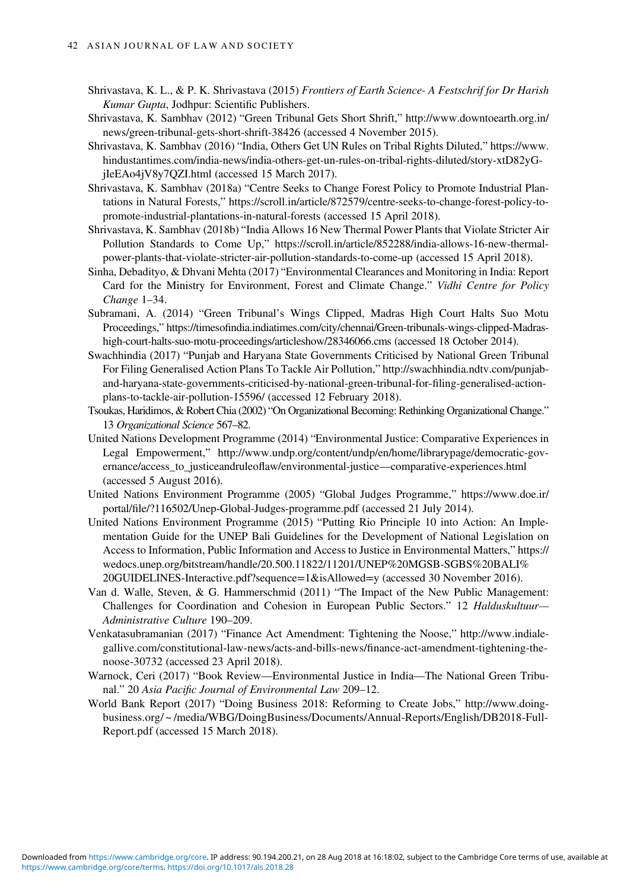Shrivastava, K. L., & P. K. Shrivastava (2015) *Frontiers of Earth Science- A Festschrif for Dr Harish Kumar Gupta*, Jodhpur: Scientific Publishers.

Shrivastava, K. Sambhav (2012) "Green Tribunal Gets Short Shrift," http://www.downtoearth.org.in/news/green-tribunal-gets-short-shrift-38426 (accessed 4 November 2015).

Shrivastava, K. Sambhav (2016) "India, Others Get UN Rules on Tribal Rights Diluted," https://www.hindustantimes.com/india-news/india-others-get-un-rules-on-tribal-rights-diluted/story-xtD82yG-jIeEAo4jV8y7QZI.html (accessed 15 March 2017).

Shrivastava, K. Sambhav (2018a) "Centre Seeks to Change Forest Policy to Promote Industrial Plantations in Natural Forests," https://scroll.in/article/872579/centre-seeks-to-change-forest-policy-to-promote-industrial-plantations-in-natural-forests (accessed 15 April 2018).

Shrivastava, K. Sambhav (2018b) "India Allows 16 New Thermal Power Plants that Violate Stricter Air Pollution Standards to Come Up," https://scroll.in/article/852288/india-allows-16-new-thermal-power-plants-that-violate-stricter-air-pollution-standards-to-come-up (accessed 15 April 2018).

Sinha, Debadityo, & Dhvani Mehta (2017) "Environmental Clearances and Monitoring in India: Report Card for the Ministry for Environment, Forest and Climate Change." *Vidhi Centre for Policy Change* 1–34.

Subramani, A. (2014) "Green Tribunal's Wings Clipped, Madras High Court Halts Suo Motu Proceedings," https://timesofindia.indiatimes.com/city/chennai/Green-tribunals-wings-clipped-Madras-high-court-halts-suo-motu-proceedings/articleshow/28346066.cms (accessed 18 October 2014).

Swachhindia (2017) "Punjab and Haryana State Governments Criticised by National Green Tribunal For Filing Generalised Action Plans To Tackle Air Pollution," http://swachhindia.ndtv.com/punjab-and-haryana-state-governments-criticised-by-national-green-tribunal-for-filing-generalised-action-plans-to-tackle-air-pollution-15596/ (accessed 12 February 2018).

Tsoukas, Haridimos, & Robert Chia (2002) "On Organizational Becoming: Rethinking Organizational Change." 13 *Organizational Science* 567–82.

United Nations Development Programme (2014) "Environmental Justice: Comparative Experiences in Legal Empowerment," http://www.undp.org/content/undp/en/home/librarypage/democratic-governance/access_to_justiceandruleoflaw/environmental-justice—comparative-experiences.html (accessed 5 August 2016).

United Nations Environment Programme (2005) "Global Judges Programme," https://www.doe.ir/portal/file/?116502/Unep-Global-Judges-programme.pdf (accessed 21 July 2014).

United Nations Environment Programme (2015) "Putting Rio Principle 10 into Action: An Implementation Guide for the UNEP Bali Guidelines for the Development of National Legislation on Access to Information, Public Information and Access to Justice in Environmental Matters," https://wedocs.unep.org/bitstream/handle/20.500.11822/11201/UNEP%20MGSB-SGBS%20BALI%20GUIDELINES-Interactive.pdf?sequence=1&isAllowed=y (accessed 30 November 2016).

Van d. Walle, Steven, & G. Hammerschmid (2011) "The Impact of the New Public Management: Challenges for Coordination and Cohesion in European Public Sectors." 12 *Halduskultuur—Administrative Culture* 190–209.

Venkatasubramanian (2017) "Finance Act Amendment: Tightening the Noose," http://www.indialegallive.com/constitutional-law-news/acts-and-bills-news/finance-act-amendment-tightening-the-noose-30732 (accessed 23 April 2018).

Warnock, Ceri (2017) "Book Review—Environmental Justice in India—The National Green Tribunal." 20 *Asia Pacific Journal of Environmental Law* 209–12.

World Bank Report (2017) "Doing Business 2018: Reforming to Create Jobs," http://www.doingbusiness.org/~/media/WBG/DoingBusiness/Documents/Annual-Reports/English/DB2018-Full-Report.pdf (accessed 15 March 2018).